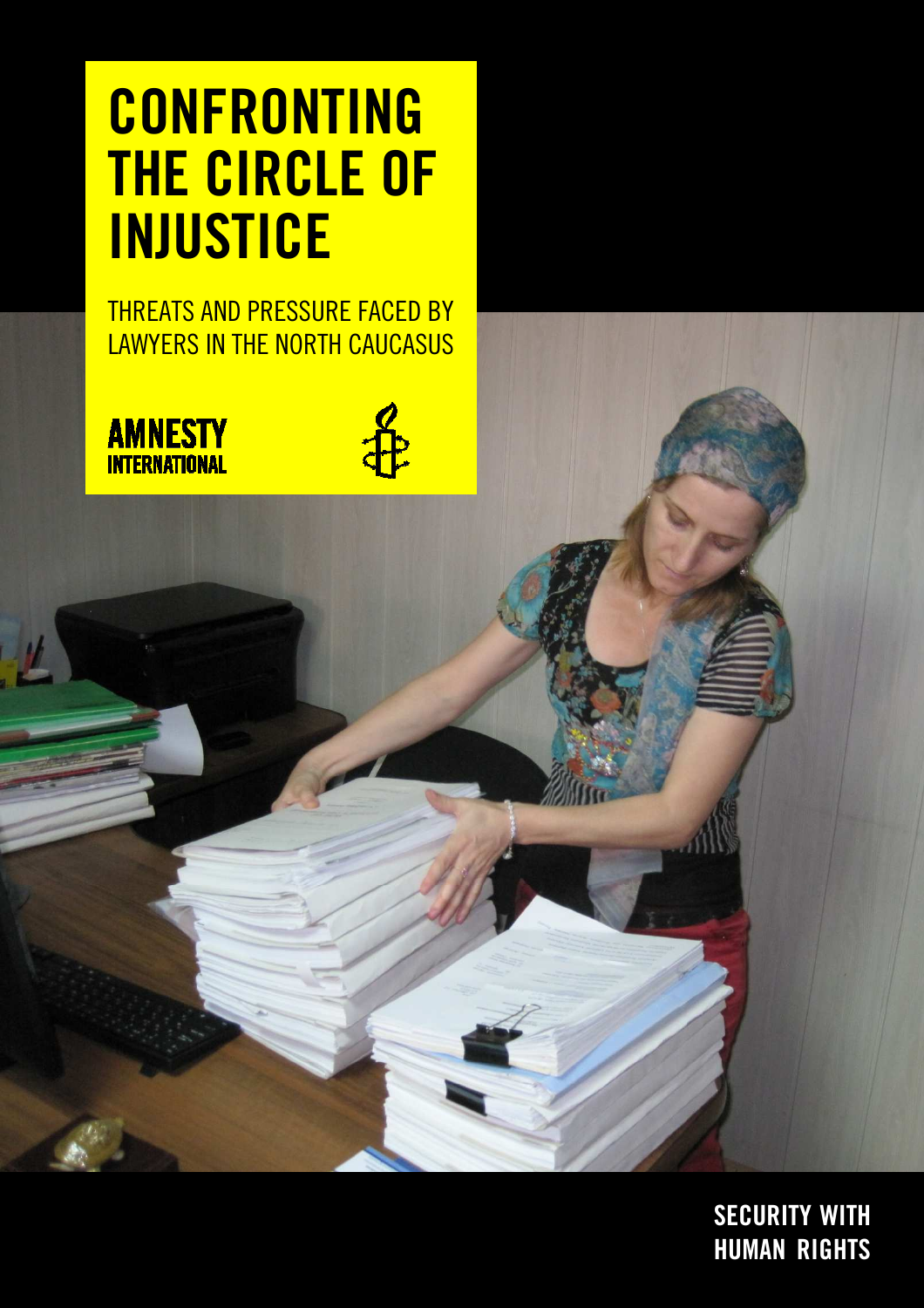# CONFRONTING THE CIRCLE OF INJUSTICE

THREATS AND PRESSURE FACED BY LAWYERS IN THE NORTH CAUCASUS

AMNESTY INTERNATIONAL

SECURITY WITH HUMAN RIGHTS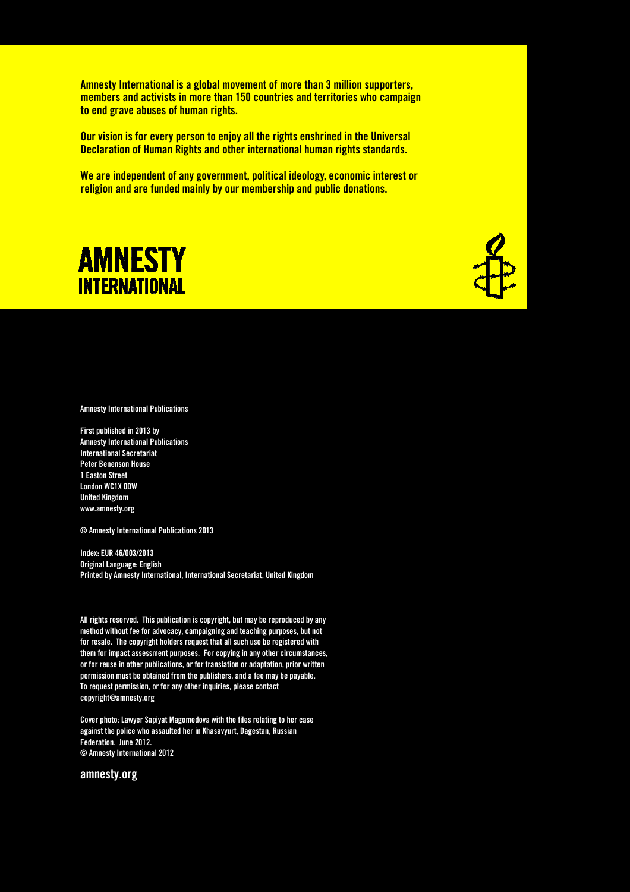**Amnesty International is a global movement of more than 3 million supporters, members and activists in more than 150 countries and territories who campaign to end grave abuses of human rights.**

**Our vision is for every person to enjoy all the rights enshrined in the Universal Declaration of Human Rights and other international human rights standards.**

**We are independent of any government, political ideology, economic interest or religion and are funded mainly by our membership and public donations.**

**AMNESTY INTERNATIONAL**

Amnesty International Publications

First published in 2013 by
Amnesty International Publications
International Secretariat
Peter Benenson House
1 Easton Street
London WC1X 0DW
United Kingdom
www.amnesty.org

© Amnesty International Publications 2013

Index: EUR 46/003/2013
Original Language: English
Printed by Amnesty International, International Secretariat, United Kingdom

All rights reserved. This publication is copyright, but may be reproduced by any method without fee for advocacy, campaigning and teaching purposes, but not for resale. The copyright holders request that all such use be registered with them for impact assessment purposes. For copying in any other circumstances, or for reuse in other publications, or for translation or adaptation, prior written permission must be obtained from the publishers, and a fee may be payable. To request permission, or for any other inquiries, please contact copyright@amnesty.org

Cover photo: Lawyer Sapiyat Magomedova with the files relating to her case against the police who assaulted her in Khasavyurt, Dagestan, Russian Federation. June 2012.
© Amnesty International 2012

amnesty.org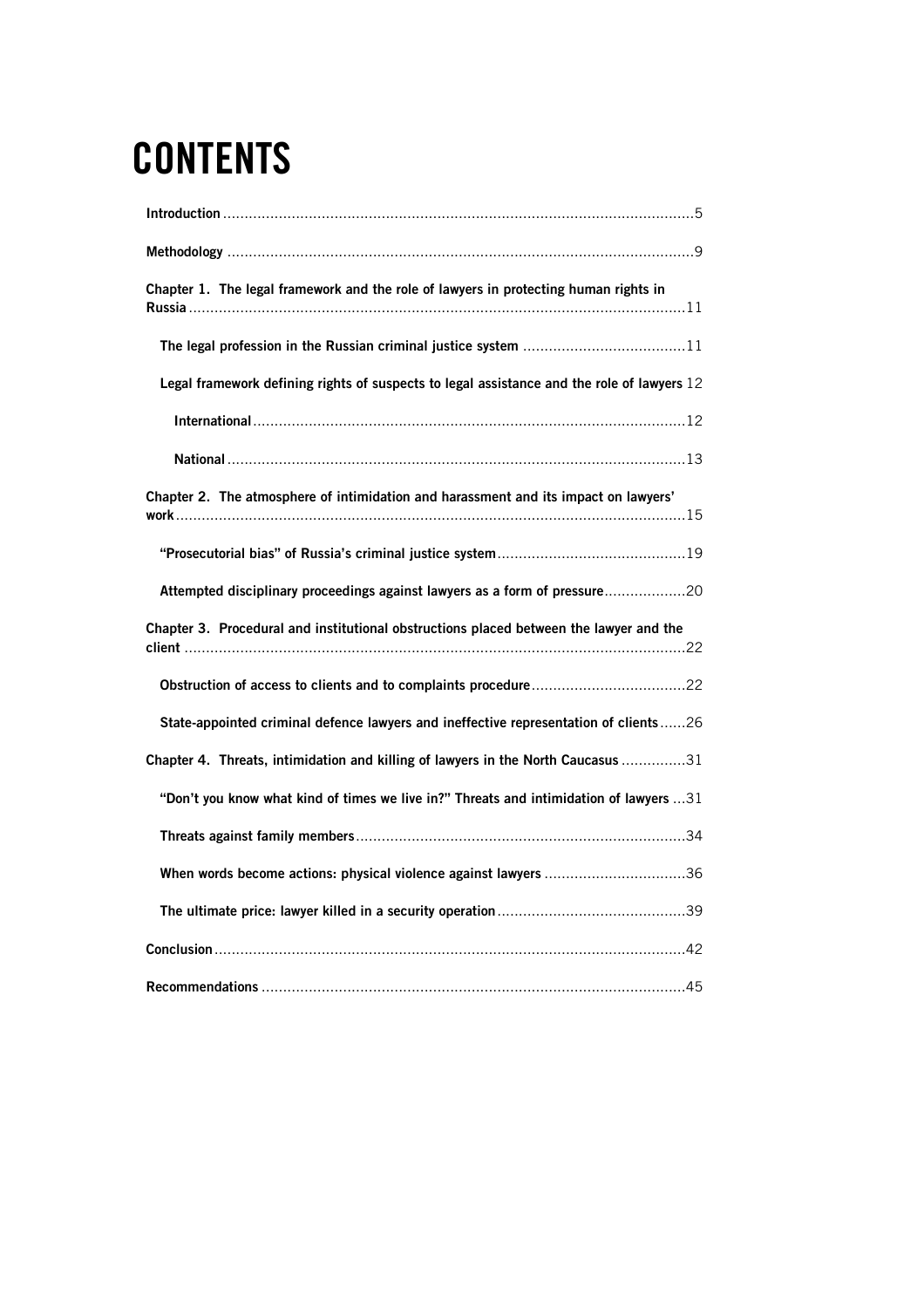# CONTENTS

Introduction .....5

Methodology .....9

Chapter 1. The legal framework and the role of lawyers in protecting human rights in Russia .....11

- The legal profession in the Russian criminal justice system .....11
- Legal framework defining rights of suspects to legal assistance and the role of lawyers 12
  - International .....12
  - National .....13

Chapter 2. The atmosphere of intimidation and harassment and its impact on lawyers' work .....15

- "Prosecutorial bias" of Russia's criminal justice system .....19
- Attempted disciplinary proceedings against lawyers as a form of pressure .....20

Chapter 3. Procedural and institutional obstructions placed between the lawyer and the client .....22

- Obstruction of access to clients and to complaints procedure .....22
- State-appointed criminal defence lawyers and ineffective representation of clients .....26

Chapter 4. Threats, intimidation and killing of lawyers in the North Caucasus .....31

- "Don't you know what kind of times we live in?" Threats and intimidation of lawyers ...31
- Threats against family members .....34
- When words become actions: physical violence against lawyers .....36
- The ultimate price: lawyer killed in a security operation .....39

Conclusion .....42

Recommendations .....45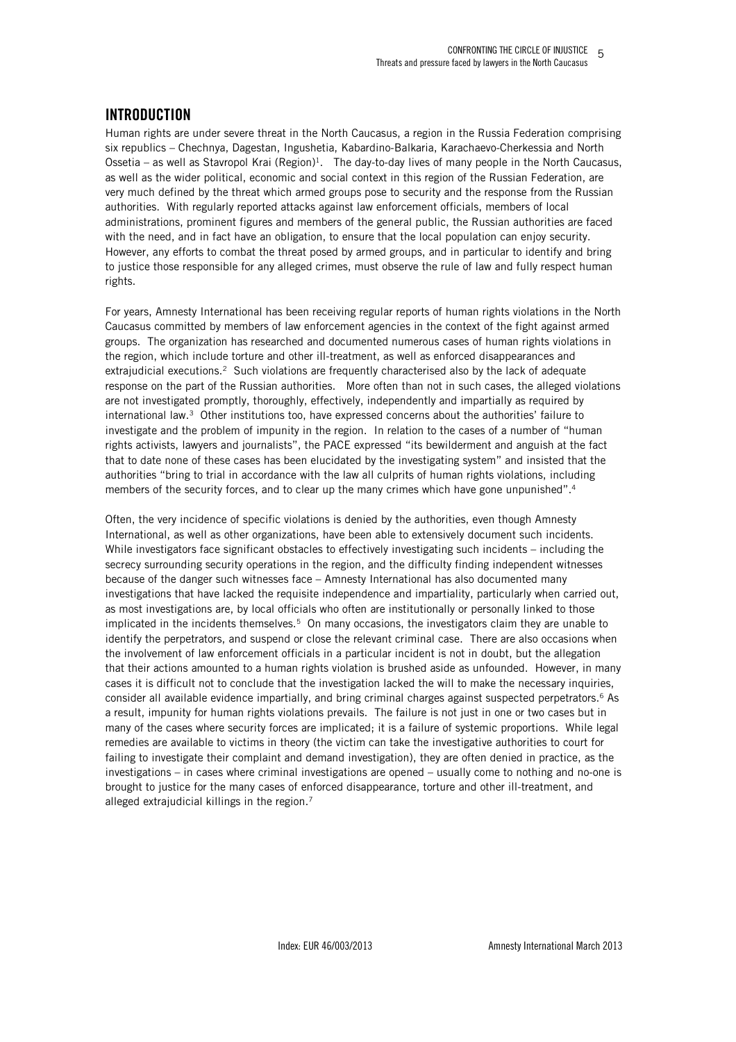## INTRODUCTION

Human rights are under severe threat in the North Caucasus, a region in the Russia Federation comprising six republics – Chechnya, Dagestan, Ingushetia, Kabardino-Balkaria, Karachaevo-Cherkessia and North Ossetia – as well as Stavropol Krai (Region)[1]. The day-to-day lives of many people in the North Caucasus, as well as the wider political, economic and social context in this region of the Russian Federation, are very much defined by the threat which armed groups pose to security and the response from the Russian authorities. With regularly reported attacks against law enforcement officials, members of local administrations, prominent figures and members of the general public, the Russian authorities are faced with the need, and in fact have an obligation, to ensure that the local population can enjoy security. However, any efforts to combat the threat posed by armed groups, and in particular to identify and bring to justice those responsible for any alleged crimes, must observe the rule of law and fully respect human rights.

For years, Amnesty International has been receiving regular reports of human rights violations in the North Caucasus committed by members of law enforcement agencies in the context of the fight against armed groups. The organization has researched and documented numerous cases of human rights violations in the region, which include torture and other ill-treatment, as well as enforced disappearances and extrajudicial executions.[2] Such violations are frequently characterised also by the lack of adequate response on the part of the Russian authorities. More often than not in such cases, the alleged violations are not investigated promptly, thoroughly, effectively, independently and impartially as required by international law.[3] Other institutions too, have expressed concerns about the authorities' failure to investigate and the problem of impunity in the region. In relation to the cases of a number of "human rights activists, lawyers and journalists", the PACE expressed "its bewilderment and anguish at the fact that to date none of these cases has been elucidated by the investigating system" and insisted that the authorities "bring to trial in accordance with the law all culprits of human rights violations, including members of the security forces, and to clear up the many crimes which have gone unpunished".[4]

Often, the very incidence of specific violations is denied by the authorities, even though Amnesty International, as well as other organizations, have been able to extensively document such incidents. While investigators face significant obstacles to effectively investigating such incidents – including the secrecy surrounding security operations in the region, and the difficulty finding independent witnesses because of the danger such witnesses face – Amnesty International has also documented many investigations that have lacked the requisite independence and impartiality, particularly when carried out, as most investigations are, by local officials who often are institutionally or personally linked to those implicated in the incidents themselves.[5] On many occasions, the investigators claim they are unable to identify the perpetrators, and suspend or close the relevant criminal case. There are also occasions when the involvement of law enforcement officials in a particular incident is not in doubt, but the allegation that their actions amounted to a human rights violation is brushed aside as unfounded. However, in many cases it is difficult not to conclude that the investigation lacked the will to make the necessary inquiries, consider all available evidence impartially, and bring criminal charges against suspected perpetrators.[6] As a result, impunity for human rights violations prevails. The failure is not just in one or two cases but in many of the cases where security forces are implicated; it is a failure of systemic proportions. While legal remedies are available to victims in theory (the victim can take the investigative authorities to court for failing to investigate their complaint and demand investigation), they are often denied in practice, as the investigations – in cases where criminal investigations are opened – usually come to nothing and no-one is brought to justice for the many cases of enforced disappearance, torture and other ill-treatment, and alleged extrajudicial killings in the region.[7]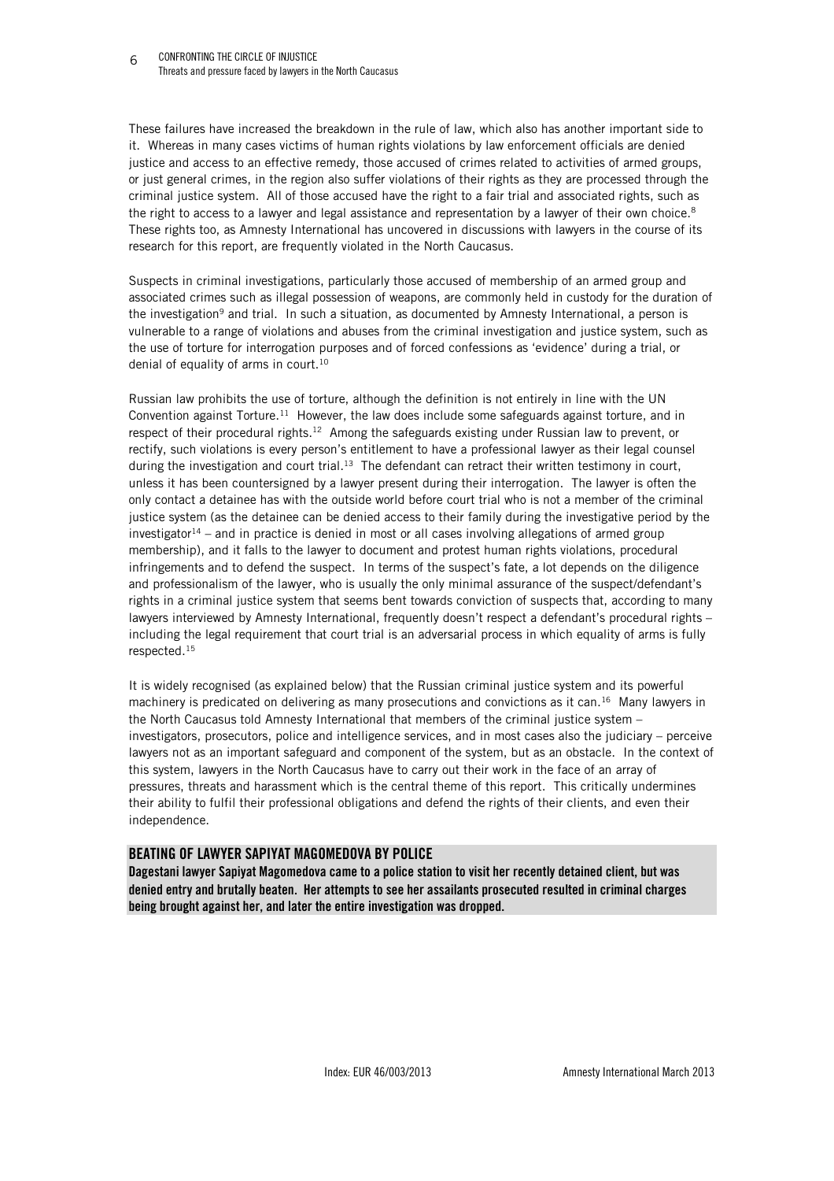These failures have increased the breakdown in the rule of law, which also has another important side to it. Whereas in many cases victims of human rights violations by law enforcement officials are denied justice and access to an effective remedy, those accused of crimes related to activities of armed groups, or just general crimes, in the region also suffer violations of their rights as they are processed through the criminal justice system. All of those accused have the right to a fair trial and associated rights, such as the right to access to a lawyer and legal assistance and representation by a lawyer of their own choice.[8] These rights too, as Amnesty International has uncovered in discussions with lawyers in the course of its research for this report, are frequently violated in the North Caucasus.

Suspects in criminal investigations, particularly those accused of membership of an armed group and associated crimes such as illegal possession of weapons, are commonly held in custody for the duration of the investigation[9] and trial. In such a situation, as documented by Amnesty International, a person is vulnerable to a range of violations and abuses from the criminal investigation and justice system, such as the use of torture for interrogation purposes and of forced confessions as 'evidence' during a trial, or denial of equality of arms in court.[10]

Russian law prohibits the use of torture, although the definition is not entirely in line with the UN Convention against Torture.[11] However, the law does include some safeguards against torture, and in respect of their procedural rights.[12] Among the safeguards existing under Russian law to prevent, or rectify, such violations is every person's entitlement to have a professional lawyer as their legal counsel during the investigation and court trial.[13] The defendant can retract their written testimony in court, unless it has been countersigned by a lawyer present during their interrogation. The lawyer is often the only contact a detainee has with the outside world before court trial who is not a member of the criminal justice system (as the detainee can be denied access to their family during the investigative period by the investigator[14] – and in practice is denied in most or all cases involving allegations of armed group membership), and it falls to the lawyer to document and protest human rights violations, procedural infringements and to defend the suspect. In terms of the suspect's fate, a lot depends on the diligence and professionalism of the lawyer, who is usually the only minimal assurance of the suspect/defendant's rights in a criminal justice system that seems bent towards conviction of suspects that, according to many lawyers interviewed by Amnesty International, frequently doesn't respect a defendant's procedural rights – including the legal requirement that court trial is an adversarial process in which equality of arms is fully respected.[15]

It is widely recognised (as explained below) that the Russian criminal justice system and its powerful machinery is predicated on delivering as many prosecutions and convictions as it can.[16] Many lawyers in the North Caucasus told Amnesty International that members of the criminal justice system – investigators, prosecutors, police and intelligence services, and in most cases also the judiciary – perceive lawyers not as an important safeguard and component of the system, but as an obstacle. In the context of this system, lawyers in the North Caucasus have to carry out their work in the face of an array of pressures, threats and harassment which is the central theme of this report. This critically undermines their ability to fulfil their professional obligations and defend the rights of their clients, and even their independence.

### BEATING OF LAWYER SAPIYAT MAGOMEDOVA BY POLICE

**Dagestani lawyer Sapiyat Magomedova came to a police station to visit her recently detained client, but was denied entry and brutally beaten. Her attempts to see her assailants prosecuted resulted in criminal charges being brought against her, and later the entire investigation was dropped.**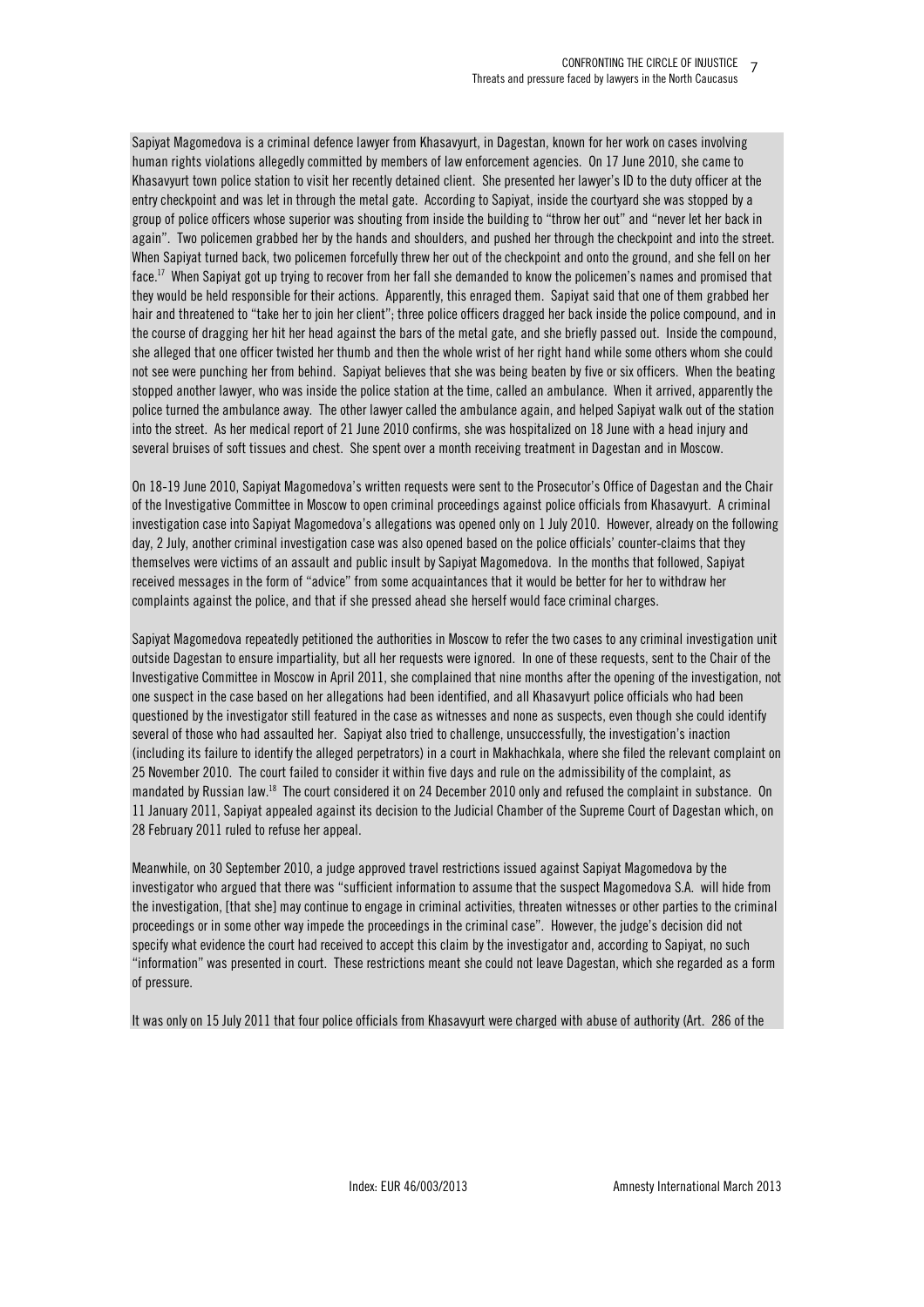Sapiyat Magomedova is a criminal defence lawyer from Khasavyurt, in Dagestan, known for her work on cases involving human rights violations allegedly committed by members of law enforcement agencies. On 17 June 2010, she came to Khasavyurt town police station to visit her recently detained client. She presented her lawyer's ID to the duty officer at the entry checkpoint and was let in through the metal gate. According to Sapiyat, inside the courtyard she was stopped by a group of police officers whose superior was shouting from inside the building to "throw her out" and "never let her back in again". Two policemen grabbed her by the hands and shoulders, and pushed her through the checkpoint and into the street. When Sapiyat turned back, two policemen forcefully threw her out of the checkpoint and onto the ground, and she fell on her face.[17] When Sapiyat got up trying to recover from her fall she demanded to know the policemen's names and promised that they would be held responsible for their actions. Apparently, this enraged them. Sapiyat said that one of them grabbed her hair and threatened to "take her to join her client"; three police officers dragged her back inside the police compound, and in the course of dragging her hit her head against the bars of the metal gate, and she briefly passed out. Inside the compound, she alleged that one officer twisted her thumb and then the whole wrist of her right hand while some others whom she could not see were punching her from behind. Sapiyat believes that she was being beaten by five or six officers. When the beating stopped another lawyer, who was inside the police station at the time, called an ambulance. When it arrived, apparently the police turned the ambulance away. The other lawyer called the ambulance again, and helped Sapiyat walk out of the station into the street. As her medical report of 21 June 2010 confirms, she was hospitalized on 18 June with a head injury and several bruises of soft tissues and chest. She spent over a month receiving treatment in Dagestan and in Moscow.

On 18-19 June 2010, Sapiyat Magomedova's written requests were sent to the Prosecutor's Office of Dagestan and the Chair of the Investigative Committee in Moscow to open criminal proceedings against police officials from Khasavyurt. A criminal investigation case into Sapiyat Magomedova's allegations was opened only on 1 July 2010. However, already on the following day, 2 July, another criminal investigation case was also opened based on the police officials' counter-claims that they themselves were victims of an assault and public insult by Sapiyat Magomedova. In the months that followed, Sapiyat received messages in the form of "advice" from some acquaintances that it would be better for her to withdraw her complaints against the police, and that if she pressed ahead she herself would face criminal charges.

Sapiyat Magomedova repeatedly petitioned the authorities in Moscow to refer the two cases to any criminal investigation unit outside Dagestan to ensure impartiality, but all her requests were ignored. In one of these requests, sent to the Chair of the Investigative Committee in Moscow in April 2011, she complained that nine months after the opening of the investigation, not one suspect in the case based on her allegations had been identified, and all Khasavyurt police officials who had been questioned by the investigator still featured in the case as witnesses and none as suspects, even though she could identify several of those who had assaulted her. Sapiyat also tried to challenge, unsuccessfully, the investigation's inaction (including its failure to identify the alleged perpetrators) in a court in Makhachkala, where she filed the relevant complaint on 25 November 2010. The court failed to consider it within five days and rule on the admissibility of the complaint, as mandated by Russian law.[18] The court considered it on 24 December 2010 only and refused the complaint in substance. On 11 January 2011, Sapiyat appealed against its decision to the Judicial Chamber of the Supreme Court of Dagestan which, on 28 February 2011 ruled to refuse her appeal.

Meanwhile, on 30 September 2010, a judge approved travel restrictions issued against Sapiyat Magomedova by the investigator who argued that there was "sufficient information to assume that the suspect Magomedova S.A. will hide from the investigation, [that she] may continue to engage in criminal activities, threaten witnesses or other parties to the criminal proceedings or in some other way impede the proceedings in the criminal case". However, the judge's decision did not specify what evidence the court had received to accept this claim by the investigator and, according to Sapiyat, no such "information" was presented in court. These restrictions meant she could not leave Dagestan, which she regarded as a form of pressure.

It was only on 15 July 2011 that four police officials from Khasavyurt were charged with abuse of authority (Art. 286 of the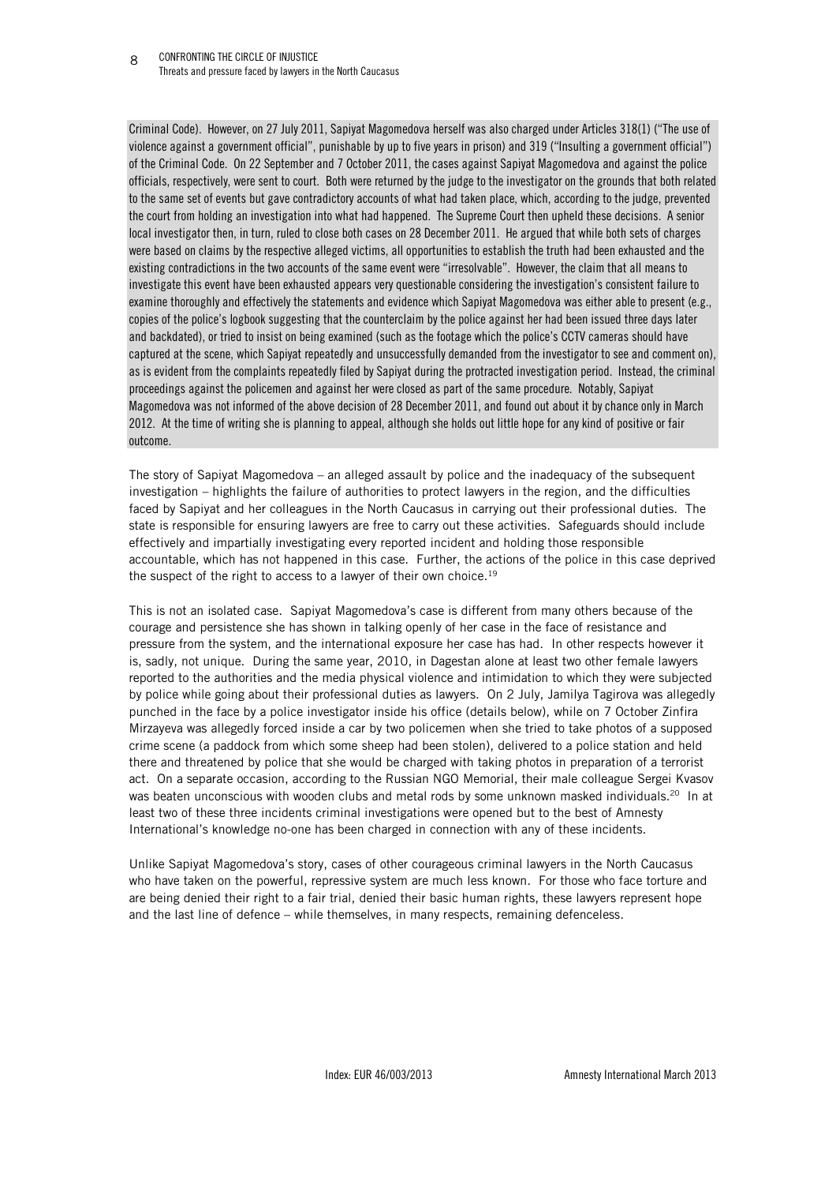Criminal Code). However, on 27 July 2011, Sapiyat Magomedova herself was also charged under Articles 318(1) ("The use of violence against a government official", punishable by up to five years in prison) and 319 ("Insulting a government official") of the Criminal Code. On 22 September and 7 October 2011, the cases against Sapiyat Magomedova and against the police officials, respectively, were sent to court. Both were returned by the judge to the investigator on the grounds that both related to the same set of events but gave contradictory accounts of what had taken place, which, according to the judge, prevented the court from holding an investigation into what had happened. The Supreme Court then upheld these decisions. A senior local investigator then, in turn, ruled to close both cases on 28 December 2011. He argued that while both sets of charges were based on claims by the respective alleged victims, all opportunities to establish the truth had been exhausted and the existing contradictions in the two accounts of the same event were "irresolvable". However, the claim that all means to investigate this event have been exhausted appears very questionable considering the investigation's consistent failure to examine thoroughly and effectively the statements and evidence which Sapiyat Magomedova was either able to present (e.g., copies of the police's logbook suggesting that the counterclaim by the police against her had been issued three days later and backdated), or tried to insist on being examined (such as the footage which the police's CCTV cameras should have captured at the scene, which Sapiyat repeatedly and unsuccessfully demanded from the investigator to see and comment on), as is evident from the complaints repeatedly filed by Sapiyat during the protracted investigation period. Instead, the criminal proceedings against the policemen and against her were closed as part of the same procedure. Notably, Sapiyat Magomedova was not informed of the above decision of 28 December 2011, and found out about it by chance only in March 2012. At the time of writing she is planning to appeal, although she holds out little hope for any kind of positive or fair outcome.

The story of Sapiyat Magomedova – an alleged assault by police and the inadequacy of the subsequent investigation – highlights the failure of authorities to protect lawyers in the region, and the difficulties faced by Sapiyat and her colleagues in the North Caucasus in carrying out their professional duties. The state is responsible for ensuring lawyers are free to carry out these activities. Safeguards should include effectively and impartially investigating every reported incident and holding those responsible accountable, which has not happened in this case. Further, the actions of the police in this case deprived the suspect of the right to access to a lawyer of their own choice.[19]

This is not an isolated case. Sapiyat Magomedova's case is different from many others because of the courage and persistence she has shown in talking openly of her case in the face of resistance and pressure from the system, and the international exposure her case has had. In other respects however it is, sadly, not unique. During the same year, 2010, in Dagestan alone at least two other female lawyers reported to the authorities and the media physical violence and intimidation to which they were subjected by police while going about their professional duties as lawyers. On 2 July, Jamilya Tagirova was allegedly punched in the face by a police investigator inside his office (details below), while on 7 October Zinfira Mirzayeva was allegedly forced inside a car by two policemen when she tried to take photos of a supposed crime scene (a paddock from which some sheep had been stolen), delivered to a police station and held there and threatened by police that she would be charged with taking photos in preparation of a terrorist act. On a separate occasion, according to the Russian NGO Memorial, their male colleague Sergei Kvasov was beaten unconscious with wooden clubs and metal rods by some unknown masked individuals.[20] In at least two of these three incidents criminal investigations were opened but to the best of Amnesty International's knowledge no-one has been charged in connection with any of these incidents.

Unlike Sapiyat Magomedova's story, cases of other courageous criminal lawyers in the North Caucasus who have taken on the powerful, repressive system are much less known. For those who face torture and are being denied their right to a fair trial, denied their basic human rights, these lawyers represent hope and the last line of defence – while themselves, in many respects, remaining defenceless.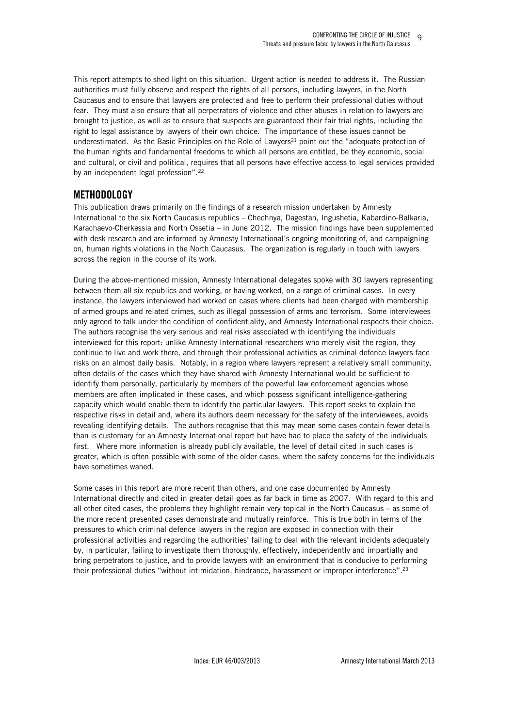This report attempts to shed light on this situation. Urgent action is needed to address it. The Russian authorities must fully observe and respect the rights of all persons, including lawyers, in the North Caucasus and to ensure that lawyers are protected and free to perform their professional duties without fear. They must also ensure that all perpetrators of violence and other abuses in relation to lawyers are brought to justice, as well as to ensure that suspects are guaranteed their fair trial rights, including the right to legal assistance by lawyers of their own choice. The importance of these issues cannot be underestimated. As the Basic Principles on the Role of Lawyers[21] point out the "adequate protection of the human rights and fundamental freedoms to which all persons are entitled, be they economic, social and cultural, or civil and political, requires that all persons have effective access to legal services provided by an independent legal profession".[22]

## METHODOLOGY

This publication draws primarily on the findings of a research mission undertaken by Amnesty International to the six North Caucasus republics – Chechnya, Dagestan, Ingushetia, Kabardino-Balkaria, Karachaevo-Cherkessia and North Ossetia – in June 2012. The mission findings have been supplemented with desk research and are informed by Amnesty International's ongoing monitoring of, and campaigning on, human rights violations in the North Caucasus. The organization is regularly in touch with lawyers across the region in the course of its work.

During the above-mentioned mission, Amnesty International delegates spoke with 30 lawyers representing between them all six republics and working, or having worked, on a range of criminal cases. In every instance, the lawyers interviewed had worked on cases where clients had been charged with membership of armed groups and related crimes, such as illegal possession of arms and terrorism. Some interviewees only agreed to talk under the condition of confidentiality, and Amnesty International respects their choice. The authors recognise the very serious and real risks associated with identifying the individuals interviewed for this report: unlike Amnesty International researchers who merely visit the region, they continue to live and work there, and through their professional activities as criminal defence lawyers face risks on an almost daily basis. Notably, in a region where lawyers represent a relatively small community, often details of the cases which they have shared with Amnesty International would be sufficient to identify them personally, particularly by members of the powerful law enforcement agencies whose members are often implicated in these cases, and which possess significant intelligence-gathering capacity which would enable them to identify the particular lawyers. This report seeks to explain the respective risks in detail and, where its authors deem necessary for the safety of the interviewees, avoids revealing identifying details. The authors recognise that this may mean some cases contain fewer details than is customary for an Amnesty International report but have had to place the safety of the individuals first. Where more information is already publicly available, the level of detail cited in such cases is greater, which is often possible with some of the older cases, where the safety concerns for the individuals have sometimes waned.

Some cases in this report are more recent than others, and one case documented by Amnesty International directly and cited in greater detail goes as far back in time as 2007. With regard to this and all other cited cases, the problems they highlight remain very topical in the North Caucasus – as some of the more recent presented cases demonstrate and mutually reinforce. This is true both in terms of the pressures to which criminal defence lawyers in the region are exposed in connection with their professional activities and regarding the authorities' failing to deal with the relevant incidents adequately by, in particular, failing to investigate them thoroughly, effectively, independently and impartially and bring perpetrators to justice, and to provide lawyers with an environment that is conducive to performing their professional duties "without intimidation, hindrance, harassment or improper interference".[23]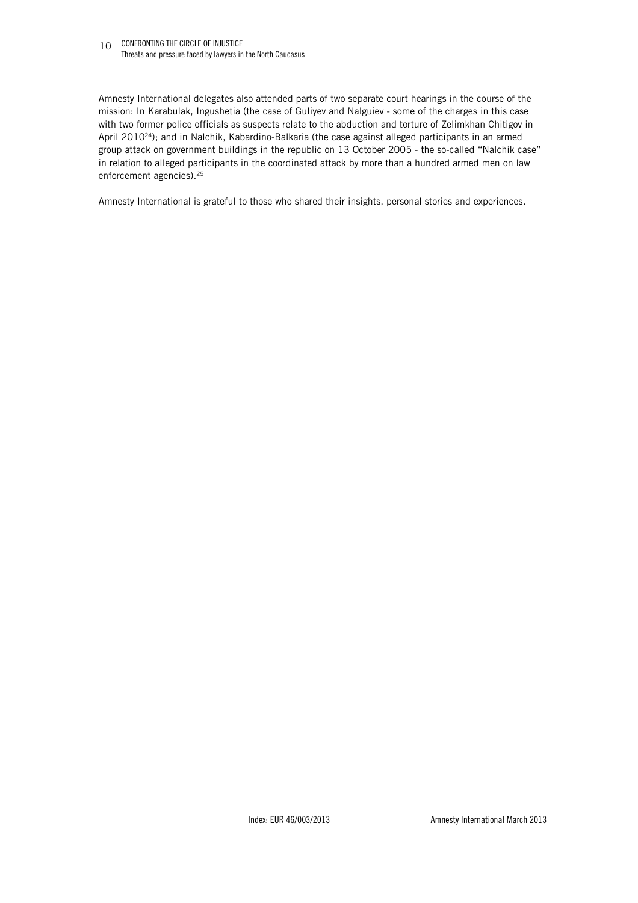Amnesty International delegates also attended parts of two separate court hearings in the course of the mission: In Karabulak, Ingushetia (the case of Guliyev and Nalguiev - some of the charges in this case with two former police officials as suspects relate to the abduction and torture of Zelimkhan Chitigov in April 2010[24]); and in Nalchik, Kabardino-Balkaria (the case against alleged participants in an armed group attack on government buildings in the republic on 13 October 2005 - the so-called "Nalchik case" in relation to alleged participants in the coordinated attack by more than a hundred armed men on law enforcement agencies).[25]

Amnesty International is grateful to those who shared their insights, personal stories and experiences.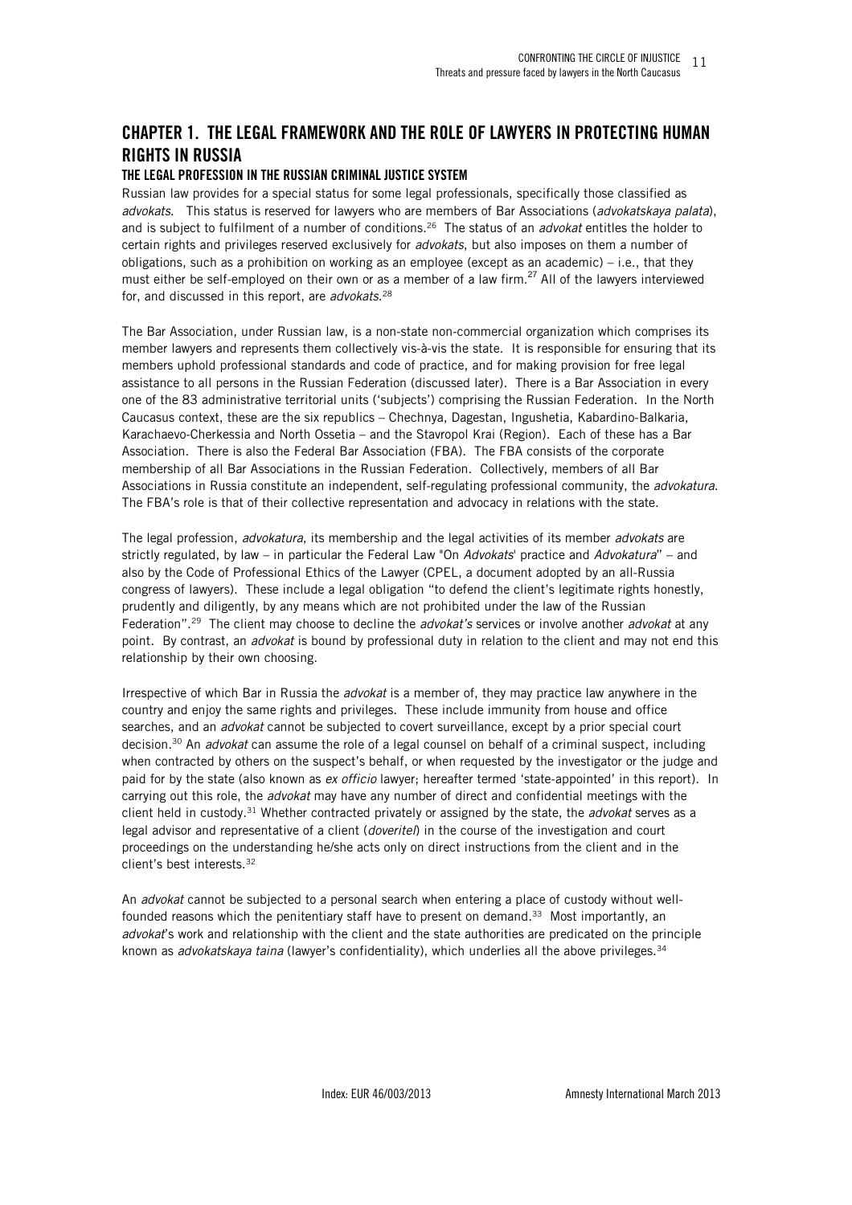# CHAPTER 1. THE LEGAL FRAMEWORK AND THE ROLE OF LAWYERS IN PROTECTING HUMAN RIGHTS IN RUSSIA

## THE LEGAL PROFESSION IN THE RUSSIAN CRIMINAL JUSTICE SYSTEM

Russian law provides for a special status for some legal professionals, specifically those classified as *advokats*. This status is reserved for lawyers who are members of Bar Associations (*advokatskaya palata*), and is subject to fulfilment of a number of conditions.[26] The status of an *advokat* entitles the holder to certain rights and privileges reserved exclusively for *advokats*, but also imposes on them a number of obligations, such as a prohibition on working as an employee (except as an academic) – i.e., that they must either be self-employed on their own or as a member of a law firm.[27] All of the lawyers interviewed for, and discussed in this report, are *advokats*.[28]

The Bar Association, under Russian law, is a non-state non-commercial organization which comprises its member lawyers and represents them collectively vis-à-vis the state. It is responsible for ensuring that its members uphold professional standards and code of practice, and for making provision for free legal assistance to all persons in the Russian Federation (discussed later). There is a Bar Association in every one of the 83 administrative territorial units ('subjects') comprising the Russian Federation. In the North Caucasus context, these are the six republics – Chechnya, Dagestan, Ingushetia, Kabardino-Balkaria, Karachaevo-Cherkessia and North Ossetia – and the Stavropol Krai (Region). Each of these has a Bar Association. There is also the Federal Bar Association (FBA). The FBA consists of the corporate membership of all Bar Associations in the Russian Federation. Collectively, members of all Bar Associations in Russia constitute an independent, self-regulating professional community, the *advokatura*. The FBA's role is that of their collective representation and advocacy in relations with the state.

The legal profession, *advokatura*, its membership and the legal activities of its member *advokats* are strictly regulated, by law – in particular the Federal Law "On *Advokats*' practice and *Advokatura*" – and also by the Code of Professional Ethics of the Lawyer (CPEL, a document adopted by an all-Russia congress of lawyers). These include a legal obligation "to defend the client's legitimate rights honestly, prudently and diligently, by any means which are not prohibited under the law of the Russian Federation".[29] The client may choose to decline the *advokat's* services or involve another *advokat* at any point. By contrast, an *advokat* is bound by professional duty in relation to the client and may not end this relationship by their own choosing.

Irrespective of which Bar in Russia the *advokat* is a member of, they may practice law anywhere in the country and enjoy the same rights and privileges. These include immunity from house and office searches, and an *advokat* cannot be subjected to covert surveillance, except by a prior special court decision.[30] An *advokat* can assume the role of a legal counsel on behalf of a criminal suspect, including when contracted by others on the suspect's behalf, or when requested by the investigator or the judge and paid for by the state (also known as *ex officio* lawyer; hereafter termed 'state-appointed' in this report). In carrying out this role, the *advokat* may have any number of direct and confidential meetings with the client held in custody.[31] Whether contracted privately or assigned by the state, the *advokat* serves as a legal advisor and representative of a client (*doveritel*) in the course of the investigation and court proceedings on the understanding he/she acts only on direct instructions from the client and in the client's best interests.[32]

An *advokat* cannot be subjected to a personal search when entering a place of custody without well-founded reasons which the penitentiary staff have to present on demand.[33] Most importantly, an *advokat*'s work and relationship with the client and the state authorities are predicated on the principle known as *advokatskaya taina* (lawyer's confidentiality), which underlies all the above privileges.[34]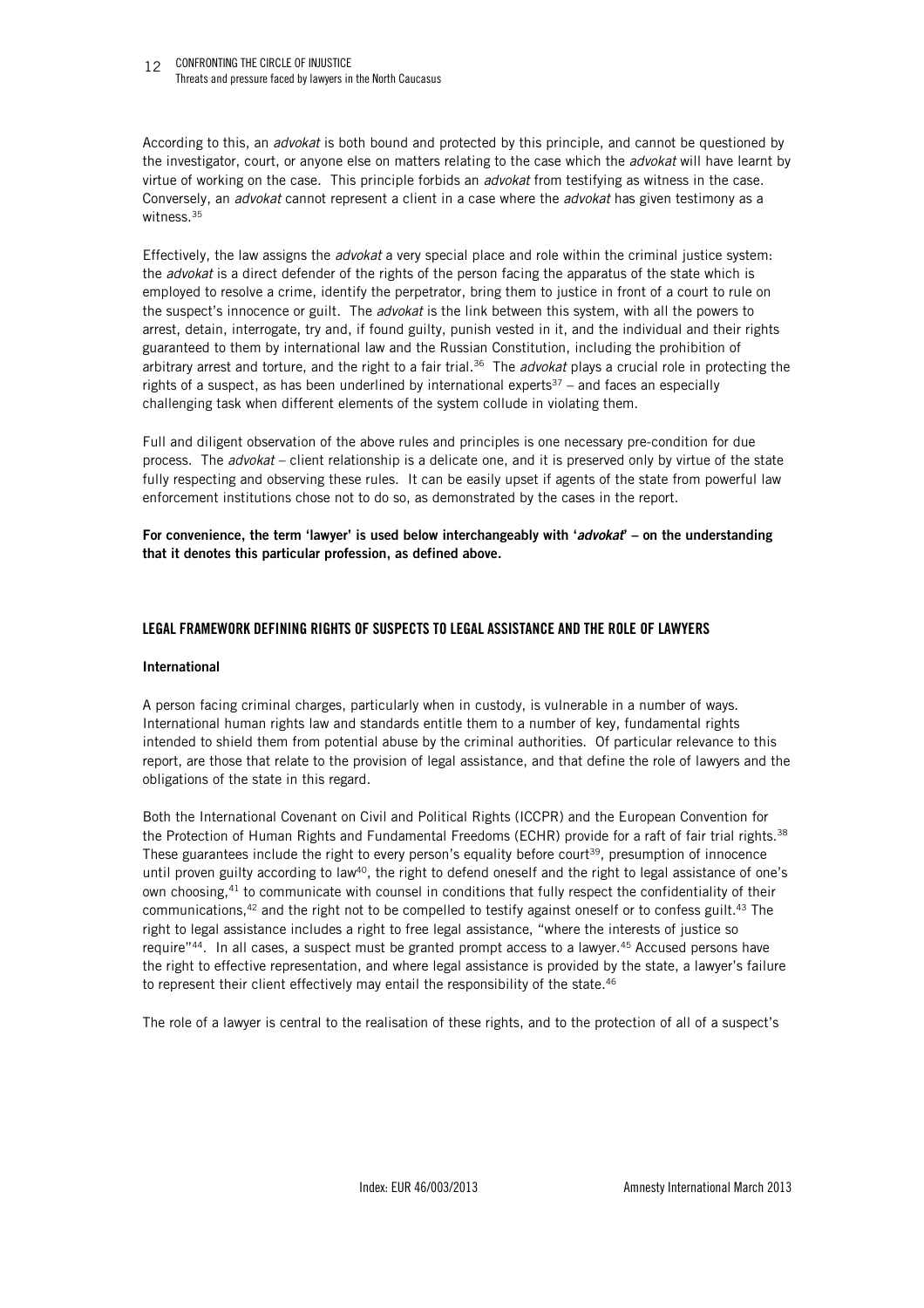According to this, an *advokat* is both bound and protected by this principle, and cannot be questioned by the investigator, court, or anyone else on matters relating to the case which the *advokat* will have learnt by virtue of working on the case. This principle forbids an *advokat* from testifying as witness in the case. Conversely, an *advokat* cannot represent a client in a case where the *advokat* has given testimony as a witness.[35]

Effectively, the law assigns the *advokat* a very special place and role within the criminal justice system: the *advokat* is a direct defender of the rights of the person facing the apparatus of the state which is employed to resolve a crime, identify the perpetrator, bring them to justice in front of a court to rule on the suspect's innocence or guilt. The *advokat* is the link between this system, with all the powers to arrest, detain, interrogate, try and, if found guilty, punish vested in it, and the individual and their rights guaranteed to them by international law and the Russian Constitution, including the prohibition of arbitrary arrest and torture, and the right to a fair trial.[36] The *advokat* plays a crucial role in protecting the rights of a suspect, as has been underlined by international experts[37] – and faces an especially challenging task when different elements of the system collude in violating them.

Full and diligent observation of the above rules and principles is one necessary pre-condition for due process. The *advokat* – client relationship is a delicate one, and it is preserved only by virtue of the state fully respecting and observing these rules. It can be easily upset if agents of the state from powerful law enforcement institutions chose not to do so, as demonstrated by the cases in the report.

**For convenience, the term 'lawyer' is used below interchangeably with '*advokat*' – on the understanding that it denotes this particular profession, as defined above.**

## LEGAL FRAMEWORK DEFINING RIGHTS OF SUSPECTS TO LEGAL ASSISTANCE AND THE ROLE OF LAWYERS

### International

A person facing criminal charges, particularly when in custody, is vulnerable in a number of ways. International human rights law and standards entitle them to a number of key, fundamental rights intended to shield them from potential abuse by the criminal authorities. Of particular relevance to this report, are those that relate to the provision of legal assistance, and that define the role of lawyers and the obligations of the state in this regard.

Both the International Covenant on Civil and Political Rights (ICCPR) and the European Convention for the Protection of Human Rights and Fundamental Freedoms (ECHR) provide for a raft of fair trial rights.[38] These guarantees include the right to every person's equality before court[39], presumption of innocence until proven guilty according to law[40], the right to defend oneself and the right to legal assistance of one's own choosing,[41] to communicate with counsel in conditions that fully respect the confidentiality of their communications,[42] and the right not to be compelled to testify against oneself or to confess guilt.[43] The right to legal assistance includes a right to free legal assistance, "where the interests of justice so require"[44]. In all cases, a suspect must be granted prompt access to a lawyer.[45] Accused persons have the right to effective representation, and where legal assistance is provided by the state, a lawyer's failure to represent their client effectively may entail the responsibility of the state.[46]

The role of a lawyer is central to the realisation of these rights, and to the protection of all of a suspect's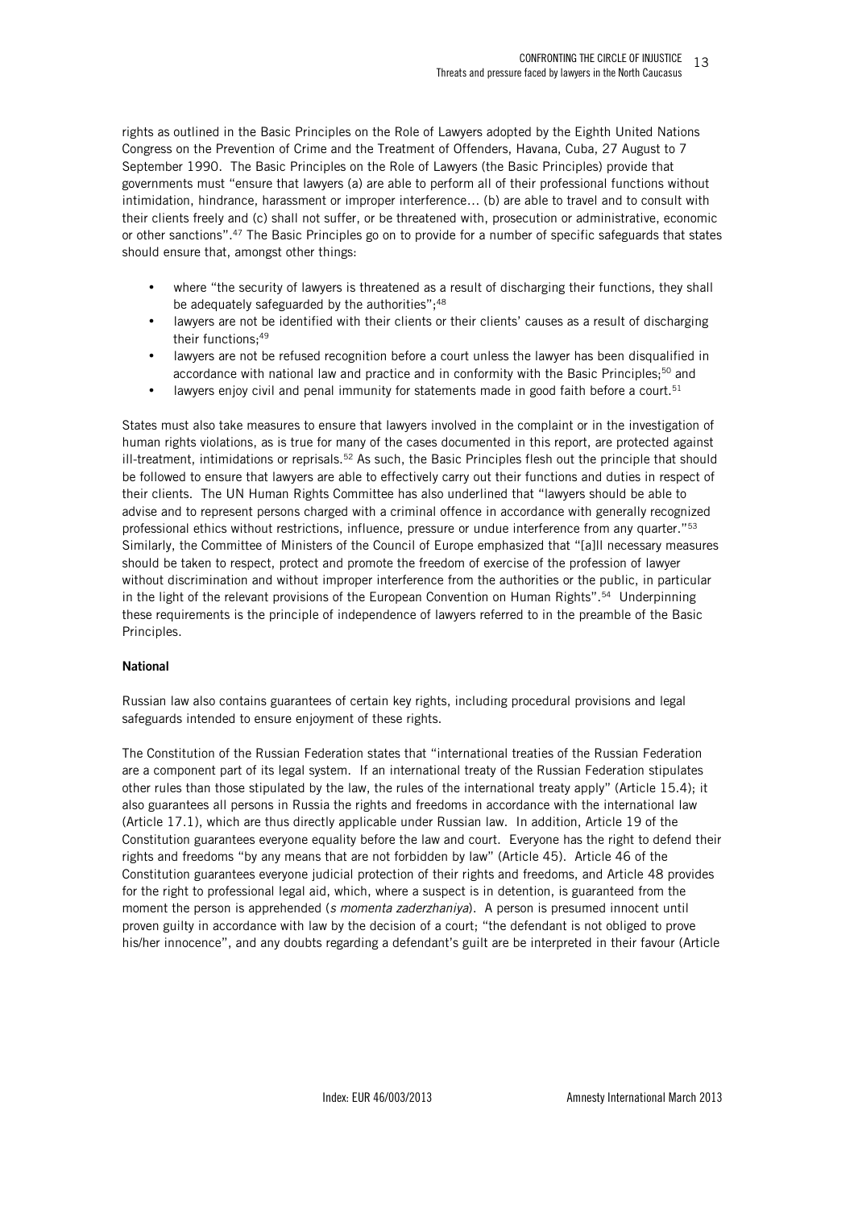rights as outlined in the Basic Principles on the Role of Lawyers adopted by the Eighth United Nations Congress on the Prevention of Crime and the Treatment of Offenders, Havana, Cuba, 27 August to 7 September 1990. The Basic Principles on the Role of Lawyers (the Basic Principles) provide that governments must "ensure that lawyers (a) are able to perform all of their professional functions without intimidation, hindrance, harassment or improper interference… (b) are able to travel and to consult with their clients freely and (c) shall not suffer, or be threatened with, prosecution or administrative, economic or other sanctions".[47] The Basic Principles go on to provide for a number of specific safeguards that states should ensure that, amongst other things:

- where "the security of lawyers is threatened as a result of discharging their functions, they shall be adequately safeguarded by the authorities";[48]
- lawyers are not be identified with their clients or their clients' causes as a result of discharging their functions;[49]
- lawyers are not be refused recognition before a court unless the lawyer has been disqualified in accordance with national law and practice and in conformity with the Basic Principles;[50] and
- lawyers enjoy civil and penal immunity for statements made in good faith before a court.[51]

States must also take measures to ensure that lawyers involved in the complaint or in the investigation of human rights violations, as is true for many of the cases documented in this report, are protected against ill-treatment, intimidations or reprisals.[52] As such, the Basic Principles flesh out the principle that should be followed to ensure that lawyers are able to effectively carry out their functions and duties in respect of their clients. The UN Human Rights Committee has also underlined that "lawyers should be able to advise and to represent persons charged with a criminal offence in accordance with generally recognized professional ethics without restrictions, influence, pressure or undue interference from any quarter."[53] Similarly, the Committee of Ministers of the Council of Europe emphasized that "[a]ll necessary measures should be taken to respect, protect and promote the freedom of exercise of the profession of lawyer without discrimination and without improper interference from the authorities or the public, in particular in the light of the relevant provisions of the European Convention on Human Rights".[54] Underpinning these requirements is the principle of independence of lawyers referred to in the preamble of the Basic Principles.

**National**

Russian law also contains guarantees of certain key rights, including procedural provisions and legal safeguards intended to ensure enjoyment of these rights.

The Constitution of the Russian Federation states that "international treaties of the Russian Federation are a component part of its legal system. If an international treaty of the Russian Federation stipulates other rules than those stipulated by the law, the rules of the international treaty apply" (Article 15.4); it also guarantees all persons in Russia the rights and freedoms in accordance with the international law (Article 17.1), which are thus directly applicable under Russian law. In addition, Article 19 of the Constitution guarantees everyone equality before the law and court. Everyone has the right to defend their rights and freedoms "by any means that are not forbidden by law" (Article 45). Article 46 of the Constitution guarantees everyone judicial protection of their rights and freedoms, and Article 48 provides for the right to professional legal aid, which, where a suspect is in detention, is guaranteed from the moment the person is apprehended (*s momenta zaderzhaniya*). A person is presumed innocent until proven guilty in accordance with law by the decision of a court; "the defendant is not obliged to prove his/her innocence", and any doubts regarding a defendant's guilt are be interpreted in their favour (Article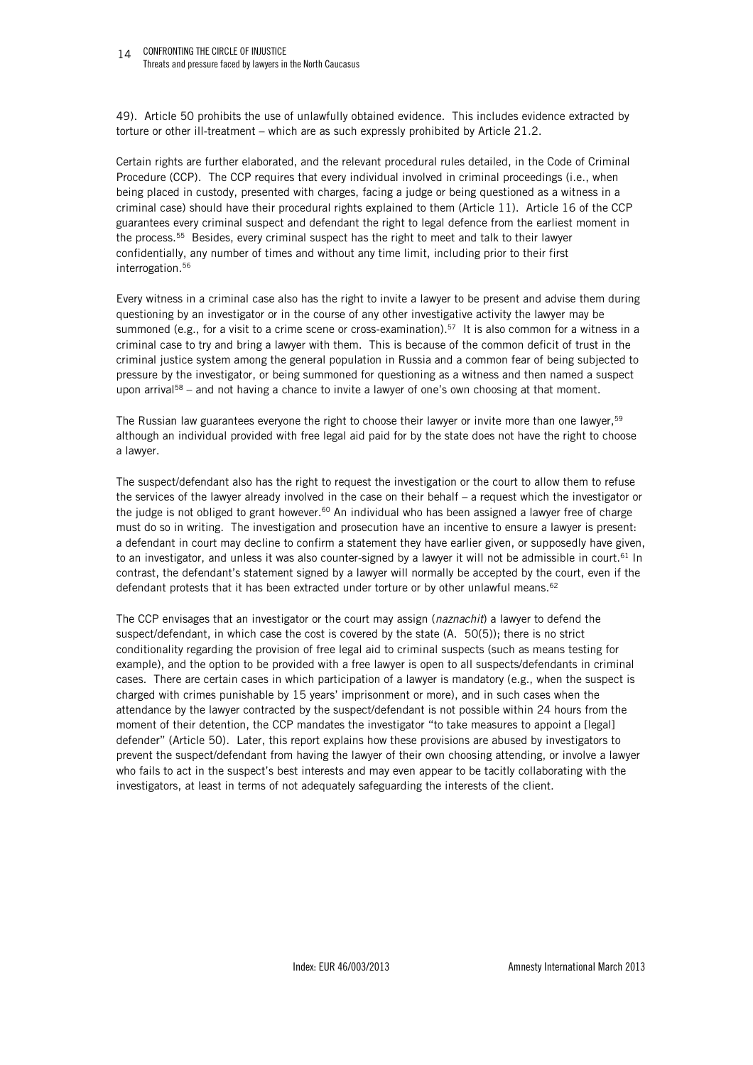49). Article 50 prohibits the use of unlawfully obtained evidence. This includes evidence extracted by torture or other ill-treatment – which are as such expressly prohibited by Article 21.2.

Certain rights are further elaborated, and the relevant procedural rules detailed, in the Code of Criminal Procedure (CCP). The CCP requires that every individual involved in criminal proceedings (i.e., when being placed in custody, presented with charges, facing a judge or being questioned as a witness in a criminal case) should have their procedural rights explained to them (Article 11). Article 16 of the CCP guarantees every criminal suspect and defendant the right to legal defence from the earliest moment in the process.[55] Besides, every criminal suspect has the right to meet and talk to their lawyer confidentially, any number of times and without any time limit, including prior to their first interrogation.[56]

Every witness in a criminal case also has the right to invite a lawyer to be present and advise them during questioning by an investigator or in the course of any other investigative activity the lawyer may be summoned (e.g., for a visit to a crime scene or cross-examination).[57] It is also common for a witness in a criminal case to try and bring a lawyer with them. This is because of the common deficit of trust in the criminal justice system among the general population in Russia and a common fear of being subjected to pressure by the investigator, or being summoned for questioning as a witness and then named a suspect upon arrival[58] – and not having a chance to invite a lawyer of one's own choosing at that moment.

The Russian law guarantees everyone the right to choose their lawyer or invite more than one lawyer,[59] although an individual provided with free legal aid paid for by the state does not have the right to choose a lawyer.

The suspect/defendant also has the right to request the investigation or the court to allow them to refuse the services of the lawyer already involved in the case on their behalf – a request which the investigator or the judge is not obliged to grant however.[60] An individual who has been assigned a lawyer free of charge must do so in writing. The investigation and prosecution have an incentive to ensure a lawyer is present: a defendant in court may decline to confirm a statement they have earlier given, or supposedly have given, to an investigator, and unless it was also counter-signed by a lawyer it will not be admissible in court.[61] In contrast, the defendant's statement signed by a lawyer will normally be accepted by the court, even if the defendant protests that it has been extracted under torture or by other unlawful means.[62]

The CCP envisages that an investigator or the court may assign (*naznachit*) a lawyer to defend the suspect/defendant, in which case the cost is covered by the state (A. 50(5)); there is no strict conditionality regarding the provision of free legal aid to criminal suspects (such as means testing for example), and the option to be provided with a free lawyer is open to all suspects/defendants in criminal cases. There are certain cases in which participation of a lawyer is mandatory (e.g., when the suspect is charged with crimes punishable by 15 years' imprisonment or more), and in such cases when the attendance by the lawyer contracted by the suspect/defendant is not possible within 24 hours from the moment of their detention, the CCP mandates the investigator "to take measures to appoint a [legal] defender" (Article 50). Later, this report explains how these provisions are abused by investigators to prevent the suspect/defendant from having the lawyer of their own choosing attending, or involve a lawyer who fails to act in the suspect's best interests and may even appear to be tacitly collaborating with the investigators, at least in terms of not adequately safeguarding the interests of the client.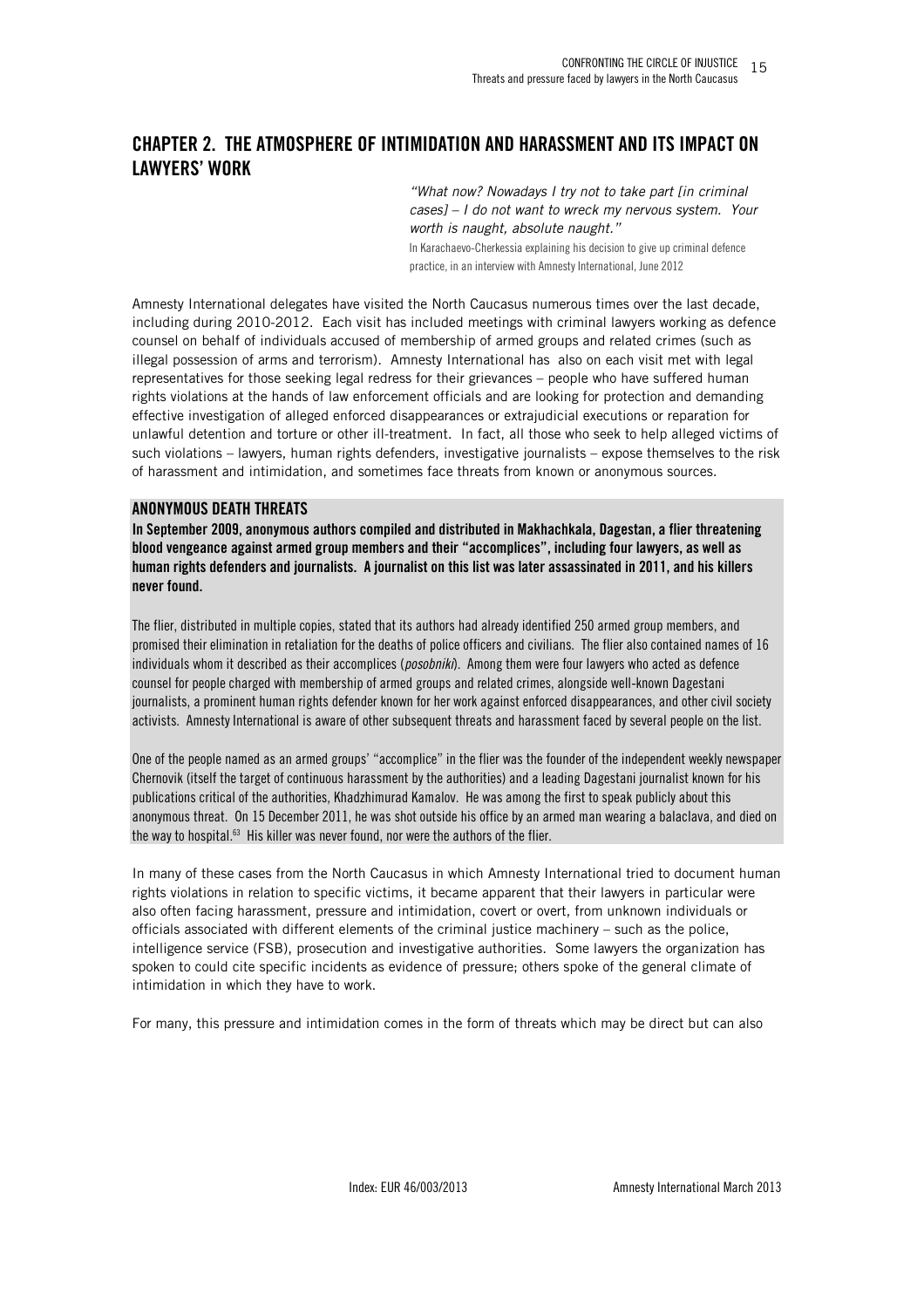## CHAPTER 2. THE ATMOSPHERE OF INTIMIDATION AND HARASSMENT AND ITS IMPACT ON LAWYERS' WORK

> *"What now? Nowadays I try not to take part [in criminal cases] – I do not want to wreck my nervous system. Your worth is naught, absolute naught."*
>
> In Karachaevo-Cherkessia explaining his decision to give up criminal defence practice, in an interview with Amnesty International, June 2012

Amnesty International delegates have visited the North Caucasus numerous times over the last decade, including during 2010-2012. Each visit has included meetings with criminal lawyers working as defence counsel on behalf of individuals accused of membership of armed groups and related crimes (such as illegal possession of arms and terrorism). Amnesty International has also on each visit met with legal representatives for those seeking legal redress for their grievances – people who have suffered human rights violations at the hands of law enforcement officials and are looking for protection and demanding effective investigation of alleged enforced disappearances or extrajudicial executions or reparation for unlawful detention and torture or other ill-treatment. In fact, all those who seek to help alleged victims of such violations – lawyers, human rights defenders, investigative journalists – expose themselves to the risk of harassment and intimidation, and sometimes face threats from known or anonymous sources.

### ANONYMOUS DEATH THREATS

**In September 2009, anonymous authors compiled and distributed in Makhachkala, Dagestan, a flier threatening blood vengeance against armed group members and their "accomplices", including four lawyers, as well as human rights defenders and journalists. A journalist on this list was later assassinated in 2011, and his killers never found.**

The flier, distributed in multiple copies, stated that its authors had already identified 250 armed group members, and promised their elimination in retaliation for the deaths of police officers and civilians. The flier also contained names of 16 individuals whom it described as their accomplices (*posobniki*). Among them were four lawyers who acted as defence counsel for people charged with membership of armed groups and related crimes, alongside well-known Dagestani journalists, a prominent human rights defender known for her work against enforced disappearances, and other civil society activists. Amnesty International is aware of other subsequent threats and harassment faced by several people on the list.

One of the people named as an armed groups' "accomplice" in the flier was the founder of the independent weekly newspaper Chernovik (itself the target of continuous harassment by the authorities) and a leading Dagestani journalist known for his publications critical of the authorities, Khadzhimurad Kamalov. He was among the first to speak publicly about this anonymous threat. On 15 December 2011, he was shot outside his office by an armed man wearing a balaclava, and died on the way to hospital.[63] His killer was never found, nor were the authors of the flier.

In many of these cases from the North Caucasus in which Amnesty International tried to document human rights violations in relation to specific victims, it became apparent that their lawyers in particular were also often facing harassment, pressure and intimidation, covert or overt, from unknown individuals or officials associated with different elements of the criminal justice machinery – such as the police, intelligence service (FSB), prosecution and investigative authorities. Some lawyers the organization has spoken to could cite specific incidents as evidence of pressure; others spoke of the general climate of intimidation in which they have to work.

For many, this pressure and intimidation comes in the form of threats which may be direct but can also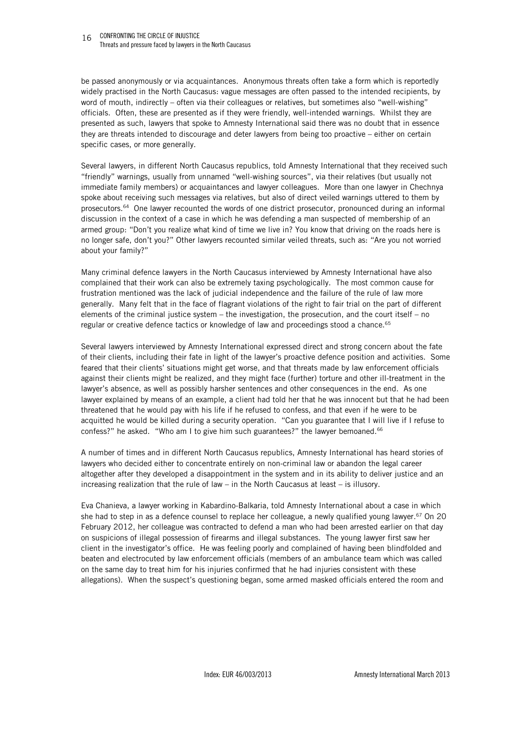be passed anonymously or via acquaintances. Anonymous threats often take a form which is reportedly widely practised in the North Caucasus: vague messages are often passed to the intended recipients, by word of mouth, indirectly – often via their colleagues or relatives, but sometimes also "well-wishing" officials. Often, these are presented as if they were friendly, well-intended warnings. Whilst they are presented as such, lawyers that spoke to Amnesty International said there was no doubt that in essence they are threats intended to discourage and deter lawyers from being too proactive – either on certain specific cases, or more generally.

Several lawyers, in different North Caucasus republics, told Amnesty International that they received such "friendly" warnings, usually from unnamed "well-wishing sources", via their relatives (but usually not immediate family members) or acquaintances and lawyer colleagues. More than one lawyer in Chechnya spoke about receiving such messages via relatives, but also of direct veiled warnings uttered to them by prosecutors.[64] One lawyer recounted the words of one district prosecutor, pronounced during an informal discussion in the context of a case in which he was defending a man suspected of membership of an armed group: "Don't you realize what kind of time we live in? You know that driving on the roads here is no longer safe, don't you?" Other lawyers recounted similar veiled threats, such as: "Are you not worried about your family?"

Many criminal defence lawyers in the North Caucasus interviewed by Amnesty International have also complained that their work can also be extremely taxing psychologically. The most common cause for frustration mentioned was the lack of judicial independence and the failure of the rule of law more generally. Many felt that in the face of flagrant violations of the right to fair trial on the part of different elements of the criminal justice system – the investigation, the prosecution, and the court itself – no regular or creative defence tactics or knowledge of law and proceedings stood a chance.[65]

Several lawyers interviewed by Amnesty International expressed direct and strong concern about the fate of their clients, including their fate in light of the lawyer's proactive defence position and activities. Some feared that their clients' situations might get worse, and that threats made by law enforcement officials against their clients might be realized, and they might face (further) torture and other ill-treatment in the lawyer's absence, as well as possibly harsher sentences and other consequences in the end. As one lawyer explained by means of an example, a client had told her that he was innocent but that he had been threatened that he would pay with his life if he refused to confess, and that even if he were to be acquitted he would be killed during a security operation. "Can you guarantee that I will live if I refuse to confess?" he asked. "Who am I to give him such guarantees?" the lawyer bemoaned.[66]

A number of times and in different North Caucasus republics, Amnesty International has heard stories of lawyers who decided either to concentrate entirely on non-criminal law or abandon the legal career altogether after they developed a disappointment in the system and in its ability to deliver justice and an increasing realization that the rule of law – in the North Caucasus at least – is illusory.

Eva Chanieva, a lawyer working in Kabardino-Balkaria, told Amnesty International about a case in which she had to step in as a defence counsel to replace her colleague, a newly qualified young lawyer.[67] On 20 February 2012, her colleague was contracted to defend a man who had been arrested earlier on that day on suspicions of illegal possession of firearms and illegal substances. The young lawyer first saw her client in the investigator's office. He was feeling poorly and complained of having been blindfolded and beaten and electrocuted by law enforcement officials (members of an ambulance team which was called on the same day to treat him for his injuries confirmed that he had injuries consistent with these allegations). When the suspect's questioning began, some armed masked officials entered the room and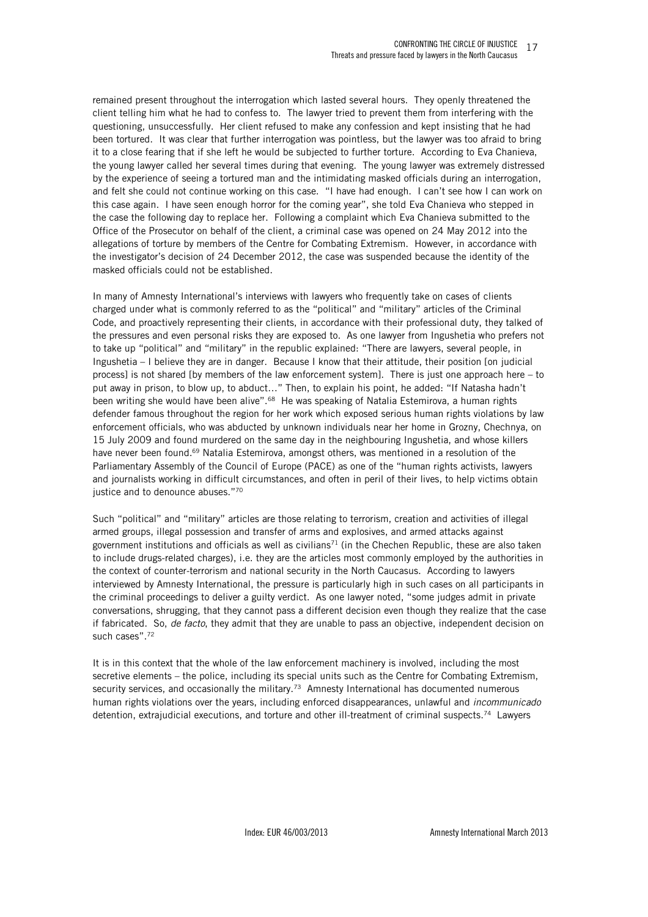remained present throughout the interrogation which lasted several hours. They openly threatened the client telling him what he had to confess to. The lawyer tried to prevent them from interfering with the questioning, unsuccessfully. Her client refused to make any confession and kept insisting that he had been tortured. It was clear that further interrogation was pointless, but the lawyer was too afraid to bring it to a close fearing that if she left he would be subjected to further torture. According to Eva Chanieva, the young lawyer called her several times during that evening. The young lawyer was extremely distressed by the experience of seeing a tortured man and the intimidating masked officials during an interrogation, and felt she could not continue working on this case. "I have had enough. I can't see how I can work on this case again. I have seen enough horror for the coming year", she told Eva Chanieva who stepped in the case the following day to replace her. Following a complaint which Eva Chanieva submitted to the Office of the Prosecutor on behalf of the client, a criminal case was opened on 24 May 2012 into the allegations of torture by members of the Centre for Combating Extremism. However, in accordance with the investigator's decision of 24 December 2012, the case was suspended because the identity of the masked officials could not be established.

In many of Amnesty International's interviews with lawyers who frequently take on cases of clients charged under what is commonly referred to as the "political" and "military" articles of the Criminal Code, and proactively representing their clients, in accordance with their professional duty, they talked of the pressures and even personal risks they are exposed to. As one lawyer from Ingushetia who prefers not to take up "political" and "military" in the republic explained: "There are lawyers, several people, in Ingushetia – I believe they are in danger. Because I know that their attitude, their position [on judicial process] is not shared [by members of the law enforcement system]. There is just one approach here – to put away in prison, to blow up, to abduct..." Then, to explain his point, he added: "If Natasha hadn't been writing she would have been alive".[68] He was speaking of Natalia Estemirova, a human rights defender famous throughout the region for her work which exposed serious human rights violations by law enforcement officials, who was abducted by unknown individuals near her home in Grozny, Chechnya, on 15 July 2009 and found murdered on the same day in the neighbouring Ingushetia, and whose killers have never been found.[69] Natalia Estemirova, amongst others, was mentioned in a resolution of the Parliamentary Assembly of the Council of Europe (PACE) as one of the "human rights activists, lawyers and journalists working in difficult circumstances, and often in peril of their lives, to help victims obtain justice and to denounce abuses."[70]

Such "political" and "military" articles are those relating to terrorism, creation and activities of illegal armed groups, illegal possession and transfer of arms and explosives, and armed attacks against government institutions and officials as well as civilians[71] (in the Chechen Republic, these are also taken to include drugs-related charges), i.e. they are the articles most commonly employed by the authorities in the context of counter-terrorism and national security in the North Caucasus. According to lawyers interviewed by Amnesty International, the pressure is particularly high in such cases on all participants in the criminal proceedings to deliver a guilty verdict. As one lawyer noted, "some judges admit in private conversations, shrugging, that they cannot pass a different decision even though they realize that the case if fabricated. So, *de facto*, they admit that they are unable to pass an objective, independent decision on such cases".[72]

It is in this context that the whole of the law enforcement machinery is involved, including the most secretive elements – the police, including its special units such as the Centre for Combating Extremism, security services, and occasionally the military.[73] Amnesty International has documented numerous human rights violations over the years, including enforced disappearances, unlawful and *incommunicado* detention, extrajudicial executions, and torture and other ill-treatment of criminal suspects.[74] Lawyers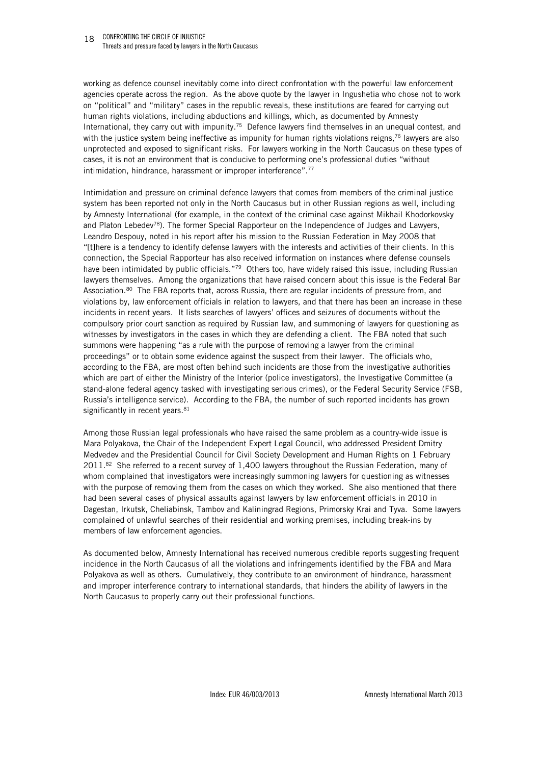working as defence counsel inevitably come into direct confrontation with the powerful law enforcement agencies operate across the region. As the above quote by the lawyer in Ingushetia who chose not to work on "political" and "military" cases in the republic reveals, these institutions are feared for carrying out human rights violations, including abductions and killings, which, as documented by Amnesty International, they carry out with impunity.[75] Defence lawyers find themselves in an unequal contest, and with the justice system being ineffective as impunity for human rights violations reigns,[76] lawyers are also unprotected and exposed to significant risks. For lawyers working in the North Caucasus on these types of cases, it is not an environment that is conducive to performing one's professional duties "without intimidation, hindrance, harassment or improper interference".[77]

Intimidation and pressure on criminal defence lawyers that comes from members of the criminal justice system has been reported not only in the North Caucasus but in other Russian regions as well, including by Amnesty International (for example, in the context of the criminal case against Mikhail Khodorkovsky and Platon Lebedev[78]). The former Special Rapporteur on the Independence of Judges and Lawyers, Leandro Despouy, noted in his report after his mission to the Russian Federation in May 2008 that "[t]here is a tendency to identify defense lawyers with the interests and activities of their clients. In this connection, the Special Rapporteur has also received information on instances where defense counsels have been intimidated by public officials."[79] Others too, have widely raised this issue, including Russian lawyers themselves. Among the organizations that have raised concern about this issue is the Federal Bar Association.[80] The FBA reports that, across Russia, there are regular incidents of pressure from, and violations by, law enforcement officials in relation to lawyers, and that there has been an increase in these incidents in recent years. It lists searches of lawyers' offices and seizures of documents without the compulsory prior court sanction as required by Russian law, and summoning of lawyers for questioning as witnesses by investigators in the cases in which they are defending a client. The FBA noted that such summons were happening "as a rule with the purpose of removing a lawyer from the criminal proceedings" or to obtain some evidence against the suspect from their lawyer. The officials who, according to the FBA, are most often behind such incidents are those from the investigative authorities which are part of either the Ministry of the Interior (police investigators), the Investigative Committee (a stand-alone federal agency tasked with investigating serious crimes), or the Federal Security Service (FSB, Russia's intelligence service). According to the FBA, the number of such reported incidents has grown significantly in recent years.[81]

Among those Russian legal professionals who have raised the same problem as a country-wide issue is Mara Polyakova, the Chair of the Independent Expert Legal Council, who addressed President Dmitry Medvedev and the Presidential Council for Civil Society Development and Human Rights on 1 February 2011.[82] She referred to a recent survey of 1,400 lawyers throughout the Russian Federation, many of whom complained that investigators were increasingly summoning lawyers for questioning as witnesses with the purpose of removing them from the cases on which they worked. She also mentioned that there had been several cases of physical assaults against lawyers by law enforcement officials in 2010 in Dagestan, Irkutsk, Cheliabinsk, Tambov and Kaliningrad Regions, Primorsky Krai and Tyva. Some lawyers complained of unlawful searches of their residential and working premises, including break-ins by members of law enforcement agencies.

As documented below, Amnesty International has received numerous credible reports suggesting frequent incidence in the North Caucasus of all the violations and infringements identified by the FBA and Mara Polyakova as well as others. Cumulatively, they contribute to an environment of hindrance, harassment and improper interference contrary to international standards, that hinders the ability of lawyers in the North Caucasus to properly carry out their professional functions.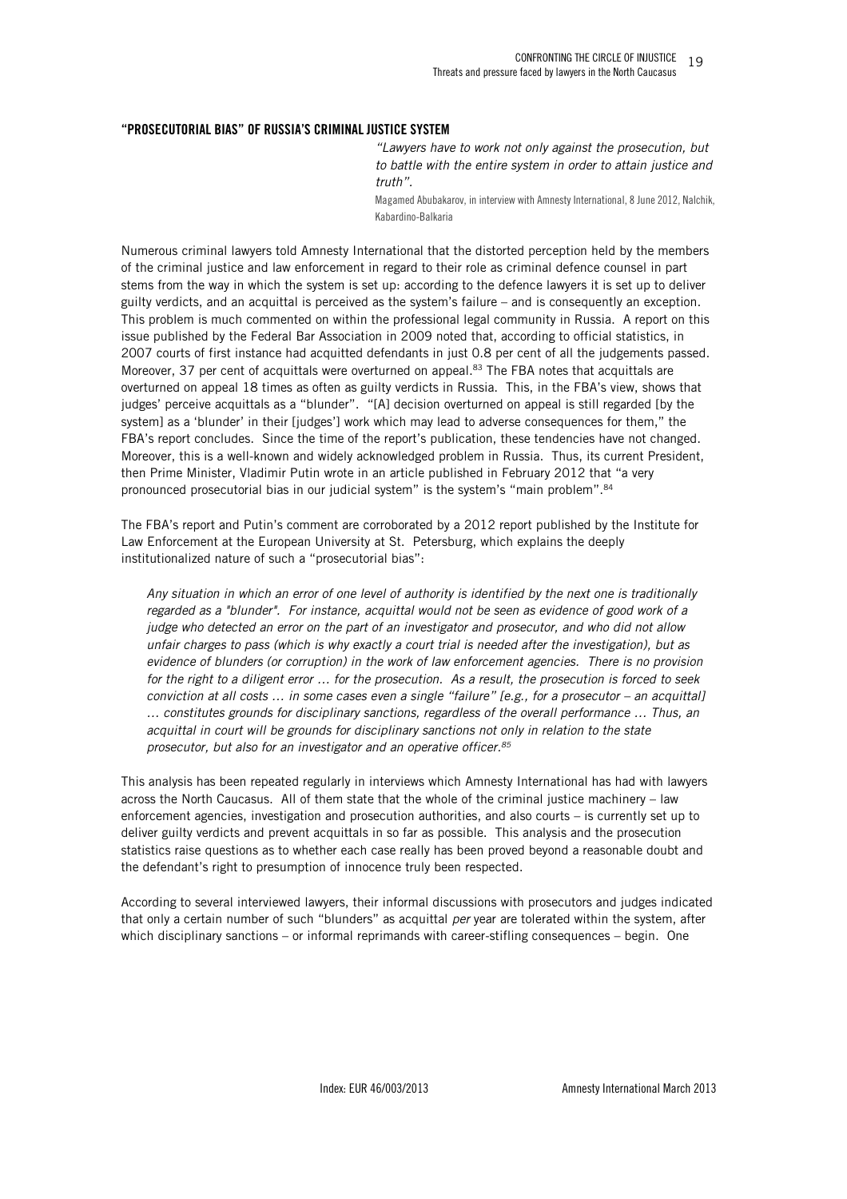## "PROSECUTORIAL BIAS" OF RUSSIA'S CRIMINAL JUSTICE SYSTEM

> *"Lawyers have to work not only against the prosecution, but to battle with the entire system in order to attain justice and truth".*
>
> Magamed Abubakarov, in interview with Amnesty International, 8 June 2012, Nalchik, Kabardino-Balkaria

Numerous criminal lawyers told Amnesty International that the distorted perception held by the members of the criminal justice and law enforcement in regard to their role as criminal defence counsel in part stems from the way in which the system is set up: according to the defence lawyers it is set up to deliver guilty verdicts, and an acquittal is perceived as the system's failure – and is consequently an exception. This problem is much commented on within the professional legal community in Russia. A report on this issue published by the Federal Bar Association in 2009 noted that, according to official statistics, in 2007 courts of first instance had acquitted defendants in just 0.8 per cent of all the judgements passed. Moreover, 37 per cent of acquittals were overturned on appeal.[83] The FBA notes that acquittals are overturned on appeal 18 times as often as guilty verdicts in Russia. This, in the FBA's view, shows that judges' perceive acquittals as a "blunder". "[A] decision overturned on appeal is still regarded [by the system] as a 'blunder' in their [judges'] work which may lead to adverse consequences for them," the FBA's report concludes. Since the time of the report's publication, these tendencies have not changed. Moreover, this is a well-known and widely acknowledged problem in Russia. Thus, its current President, then Prime Minister, Vladimir Putin wrote in an article published in February 2012 that "a very pronounced prosecutorial bias in our judicial system" is the system's "main problem".[84]

The FBA's report and Putin's comment are corroborated by a 2012 report published by the Institute for Law Enforcement at the European University at St. Petersburg, which explains the deeply institutionalized nature of such a "prosecutorial bias":

> *Any situation in which an error of one level of authority is identified by the next one is traditionally regarded as a "blunder". For instance, acquittal would not be seen as evidence of good work of a judge who detected an error on the part of an investigator and prosecutor, and who did not allow unfair charges to pass (which is why exactly a court trial is needed after the investigation), but as evidence of blunders (or corruption) in the work of law enforcement agencies. There is no provision for the right to a diligent error … for the prosecution. As a result, the prosecution is forced to seek conviction at all costs … in some cases even a single "failure" [e.g., for a prosecutor – an acquittal] … constitutes grounds for disciplinary sanctions, regardless of the overall performance … Thus, an acquittal in court will be grounds for disciplinary sanctions not only in relation to the state prosecutor, but also for an investigator and an operative officer.[85]*

This analysis has been repeated regularly in interviews which Amnesty International has had with lawyers across the North Caucasus. All of them state that the whole of the criminal justice machinery – law enforcement agencies, investigation and prosecution authorities, and also courts – is currently set up to deliver guilty verdicts and prevent acquittals in so far as possible. This analysis and the prosecution statistics raise questions as to whether each case really has been proved beyond a reasonable doubt and the defendant's right to presumption of innocence truly been respected.

According to several interviewed lawyers, their informal discussions with prosecutors and judges indicated that only a certain number of such "blunders" as acquittal *per* year are tolerated within the system, after which disciplinary sanctions – or informal reprimands with career-stifling consequences – begin. One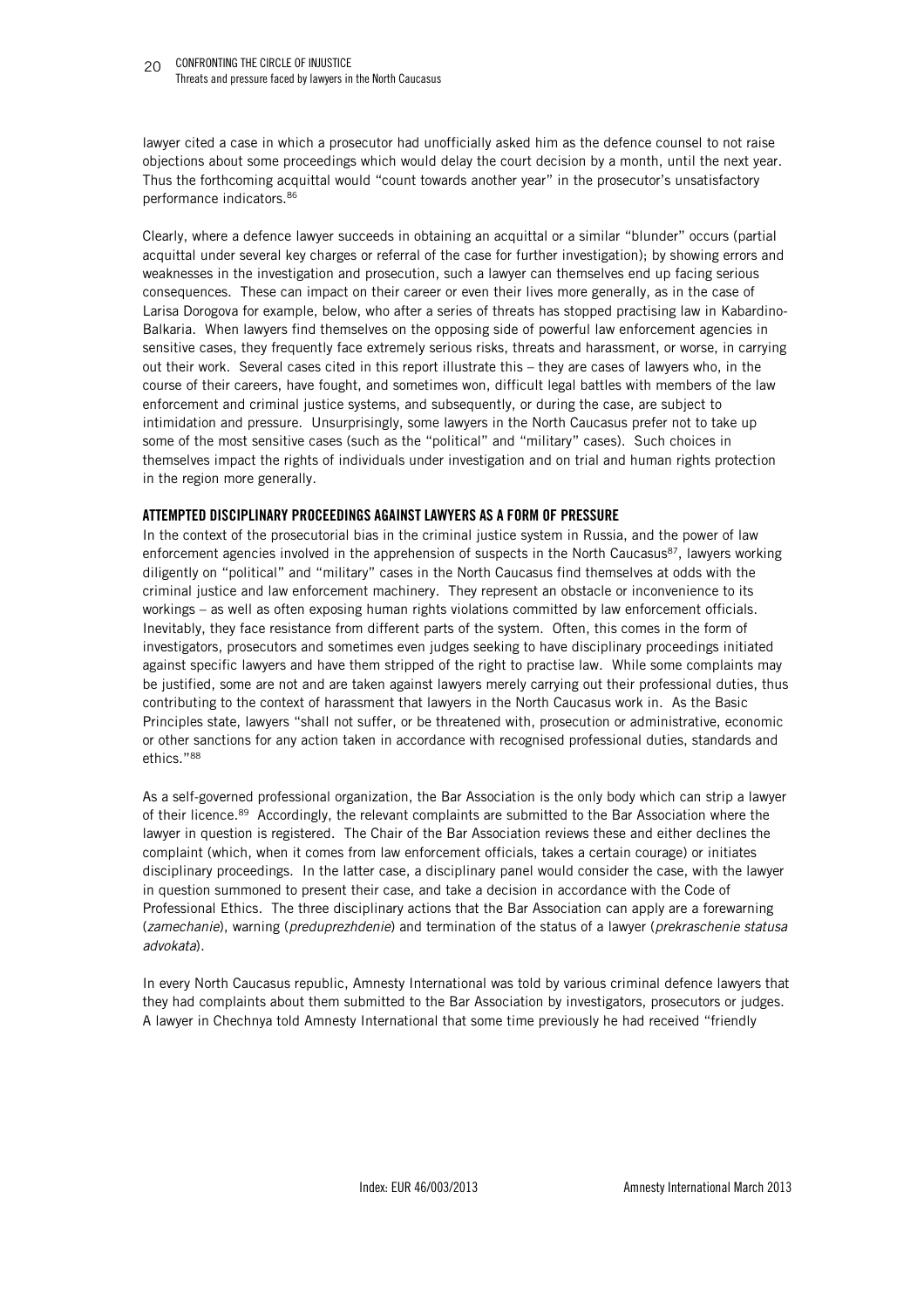lawyer cited a case in which a prosecutor had unofficially asked him as the defence counsel to not raise objections about some proceedings which would delay the court decision by a month, until the next year. Thus the forthcoming acquittal would "count towards another year" in the prosecutor's unsatisfactory performance indicators.[86]

Clearly, where a defence lawyer succeeds in obtaining an acquittal or a similar "blunder" occurs (partial acquittal under several key charges or referral of the case for further investigation); by showing errors and weaknesses in the investigation and prosecution, such a lawyer can themselves end up facing serious consequences. These can impact on their career or even their lives more generally, as in the case of Larisa Dorogova for example, below, who after a series of threats has stopped practising law in Kabardino-Balkaria. When lawyers find themselves on the opposing side of powerful law enforcement agencies in sensitive cases, they frequently face extremely serious risks, threats and harassment, or worse, in carrying out their work. Several cases cited in this report illustrate this – they are cases of lawyers who, in the course of their careers, have fought, and sometimes won, difficult legal battles with members of the law enforcement and criminal justice systems, and subsequently, or during the case, are subject to intimidation and pressure. Unsurprisingly, some lawyers in the North Caucasus prefer not to take up some of the most sensitive cases (such as the "political" and "military" cases). Such choices in themselves impact the rights of individuals under investigation and on trial and human rights protection in the region more generally.

### ATTEMPTED DISCIPLINARY PROCEEDINGS AGAINST LAWYERS AS A FORM OF PRESSURE

In the context of the prosecutorial bias in the criminal justice system in Russia, and the power of law enforcement agencies involved in the apprehension of suspects in the North Caucasus[87], lawyers working diligently on "political" and "military" cases in the North Caucasus find themselves at odds with the criminal justice and law enforcement machinery. They represent an obstacle or inconvenience to its workings – as well as often exposing human rights violations committed by law enforcement officials. Inevitably, they face resistance from different parts of the system. Often, this comes in the form of investigators, prosecutors and sometimes even judges seeking to have disciplinary proceedings initiated against specific lawyers and have them stripped of the right to practise law. While some complaints may be justified, some are not and are taken against lawyers merely carrying out their professional duties, thus contributing to the context of harassment that lawyers in the North Caucasus work in. As the Basic Principles state, lawyers "shall not suffer, or be threatened with, prosecution or administrative, economic or other sanctions for any action taken in accordance with recognised professional duties, standards and ethics."[88]

As a self-governed professional organization, the Bar Association is the only body which can strip a lawyer of their licence.[89] Accordingly, the relevant complaints are submitted to the Bar Association where the lawyer in question is registered. The Chair of the Bar Association reviews these and either declines the complaint (which, when it comes from law enforcement officials, takes a certain courage) or initiates disciplinary proceedings. In the latter case, a disciplinary panel would consider the case, with the lawyer in question summoned to present their case, and take a decision in accordance with the Code of Professional Ethics. The three disciplinary actions that the Bar Association can apply are a forewarning (*zamechanie*), warning (*preduprezhdenie*) and termination of the status of a lawyer (*prekraschenie statusa advokata*).

In every North Caucasus republic, Amnesty International was told by various criminal defence lawyers that they had complaints about them submitted to the Bar Association by investigators, prosecutors or judges. A lawyer in Chechnya told Amnesty International that some time previously he had received "friendly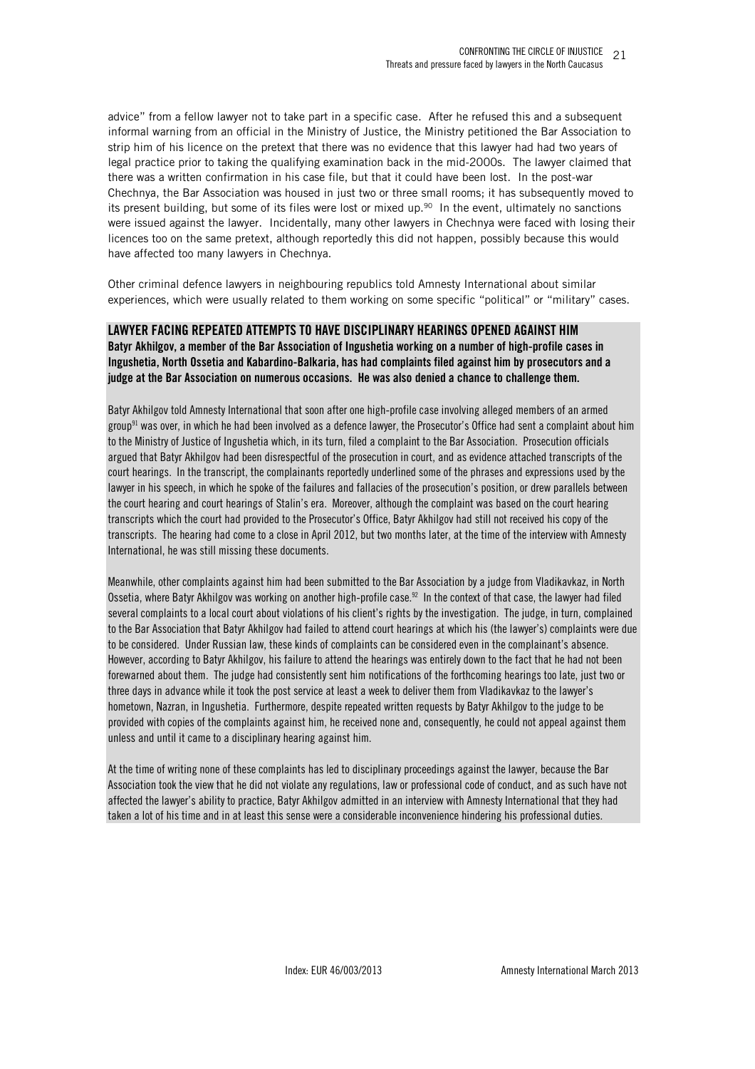advice" from a fellow lawyer not to take part in a specific case. After he refused this and a subsequent informal warning from an official in the Ministry of Justice, the Ministry petitioned the Bar Association to strip him of his licence on the pretext that there was no evidence that this lawyer had had two years of legal practice prior to taking the qualifying examination back in the mid-2000s. The lawyer claimed that there was a written confirmation in his case file, but that it could have been lost. In the post-war Chechnya, the Bar Association was housed in just two or three small rooms; it has subsequently moved to its present building, but some of its files were lost or mixed up.[90] In the event, ultimately no sanctions were issued against the lawyer. Incidentally, many other lawyers in Chechnya were faced with losing their licences too on the same pretext, although reportedly this did not happen, possibly because this would have affected too many lawyers in Chechnya.

Other criminal defence lawyers in neighbouring republics told Amnesty International about similar experiences, which were usually related to them working on some specific "political" or "military" cases.

### LAWYER FACING REPEATED ATTEMPTS TO HAVE DISCIPLINARY HEARINGS OPENED AGAINST HIM

**Batyr Akhilgov, a member of the Bar Association of Ingushetia working on a number of high-profile cases in Ingushetia, North Ossetia and Kabardino-Balkaria, has had complaints filed against him by prosecutors and a judge at the Bar Association on numerous occasions. He was also denied a chance to challenge them.**

Batyr Akhilgov told Amnesty International that soon after one high-profile case involving alleged members of an armed group[91] was over, in which he had been involved as a defence lawyer, the Prosecutor's Office had sent a complaint about him to the Ministry of Justice of Ingushetia which, in its turn, filed a complaint to the Bar Association. Prosecution officials argued that Batyr Akhilgov had been disrespectful of the prosecution in court, and as evidence attached transcripts of the court hearings. In the transcript, the complainants reportedly underlined some of the phrases and expressions used by the lawyer in his speech, in which he spoke of the failures and fallacies of the prosecution's position, or drew parallels between the court hearing and court hearings of Stalin's era. Moreover, although the complaint was based on the court hearing transcripts which the court had provided to the Prosecutor's Office, Batyr Akhilgov had still not received his copy of the transcripts. The hearing had come to a close in April 2012, but two months later, at the time of the interview with Amnesty International, he was still missing these documents.

Meanwhile, other complaints against him had been submitted to the Bar Association by a judge from Vladikavkaz, in North Ossetia, where Batyr Akhilgov was working on another high-profile case.[92] In the context of that case, the lawyer had filed several complaints to a local court about violations of his client's rights by the investigation. The judge, in turn, complained to the Bar Association that Batyr Akhilgov had failed to attend court hearings at which his (the lawyer's) complaints were due to be considered. Under Russian law, these kinds of complaints can be considered even in the complainant's absence. However, according to Batyr Akhilgov, his failure to attend the hearings was entirely down to the fact that he had not been forewarned about them. The judge had consistently sent him notifications of the forthcoming hearings too late, just two or three days in advance while it took the post service at least a week to deliver them from Vladikavkaz to the lawyer's hometown, Nazran, in Ingushetia. Furthermore, despite repeated written requests by Batyr Akhilgov to the judge to be provided with copies of the complaints against him, he received none and, consequently, he could not appeal against them unless and until it came to a disciplinary hearing against him.

At the time of writing none of these complaints has led to disciplinary proceedings against the lawyer, because the Bar Association took the view that he did not violate any regulations, law or professional code of conduct, and as such have not affected the lawyer's ability to practice, Batyr Akhilgov admitted in an interview with Amnesty International that they had taken a lot of his time and in at least this sense were a considerable inconvenience hindering his professional duties.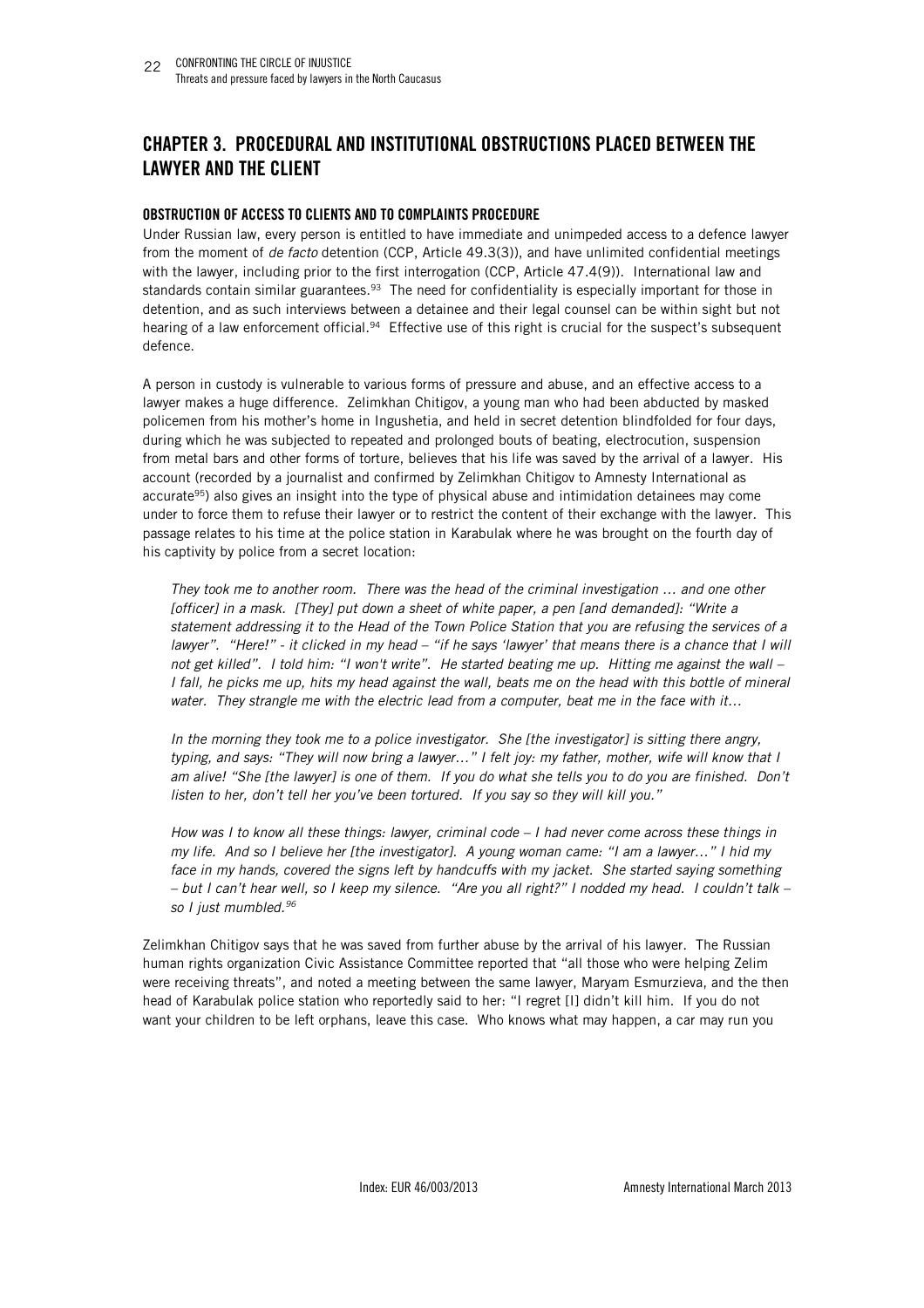## CHAPTER 3. PROCEDURAL AND INSTITUTIONAL OBSTRUCTIONS PLACED BETWEEN THE LAWYER AND THE CLIENT

### OBSTRUCTION OF ACCESS TO CLIENTS AND TO COMPLAINTS PROCEDURE

Under Russian law, every person is entitled to have immediate and unimpeded access to a defence lawyer from the moment of *de facto* detention (CCP, Article 49.3(3)), and have unlimited confidential meetings with the lawyer, including prior to the first interrogation (CCP, Article 47.4(9)). International law and standards contain similar guarantees.[93] The need for confidentiality is especially important for those in detention, and as such interviews between a detainee and their legal counsel can be within sight but not hearing of a law enforcement official.[94] Effective use of this right is crucial for the suspect's subsequent defence.

A person in custody is vulnerable to various forms of pressure and abuse, and an effective access to a lawyer makes a huge difference. Zelimkhan Chitigov, a young man who had been abducted by masked policemen from his mother's home in Ingushetia, and held in secret detention blindfolded for four days, during which he was subjected to repeated and prolonged bouts of beating, electrocution, suspension from metal bars and other forms of torture, believes that his life was saved by the arrival of a lawyer. His account (recorded by a journalist and confirmed by Zelimkhan Chitigov to Amnesty International as accurate[95]) also gives an insight into the type of physical abuse and intimidation detainees may come under to force them to refuse their lawyer or to restrict the content of their exchange with the lawyer. This passage relates to his time at the police station in Karabulak where he was brought on the fourth day of his captivity by police from a secret location:

> *They took me to another room. There was the head of the criminal investigation … and one other [officer] in a mask. [They] put down a sheet of white paper, a pen [and demanded]: "Write a statement addressing it to the Head of the Town Police Station that you are refusing the services of a lawyer". "Here!" - it clicked in my head – "if he says 'lawyer' that means there is a chance that I will not get killed". I told him: "I won't write". He started beating me up. Hitting me against the wall – I fall, he picks me up, hits my head against the wall, beats me on the head with this bottle of mineral water. They strangle me with the electric lead from a computer, beat me in the face with it…*
>
> *In the morning they took me to a police investigator. She [the investigator] is sitting there angry, typing, and says: "They will now bring a lawyer…" I felt joy: my father, mother, wife will know that I am alive! "She [the lawyer] is one of them. If you do what she tells you to do you are finished. Don't listen to her, don't tell her you've been tortured. If you say so they will kill you."*
>
> *How was I to know all these things: lawyer, criminal code – I had never come across these things in my life. And so I believe her [the investigator]. A young woman came: "I am a lawyer…" I hid my face in my hands, covered the signs left by handcuffs with my jacket. She started saying something – but I can't hear well, so I keep my silence. "Are you all right?" I nodded my head. I couldn't talk – so I just mumbled.[96]*

Zelimkhan Chitigov says that he was saved from further abuse by the arrival of his lawyer. The Russian human rights organization Civic Assistance Committee reported that "all those who were helping Zelim were receiving threats", and noted a meeting between the same lawyer, Maryam Esmurzieva, and the then head of Karabulak police station who reportedly said to her: "I regret [I] didn't kill him. If you do not want your children to be left orphans, leave this case. Who knows what may happen, a car may run you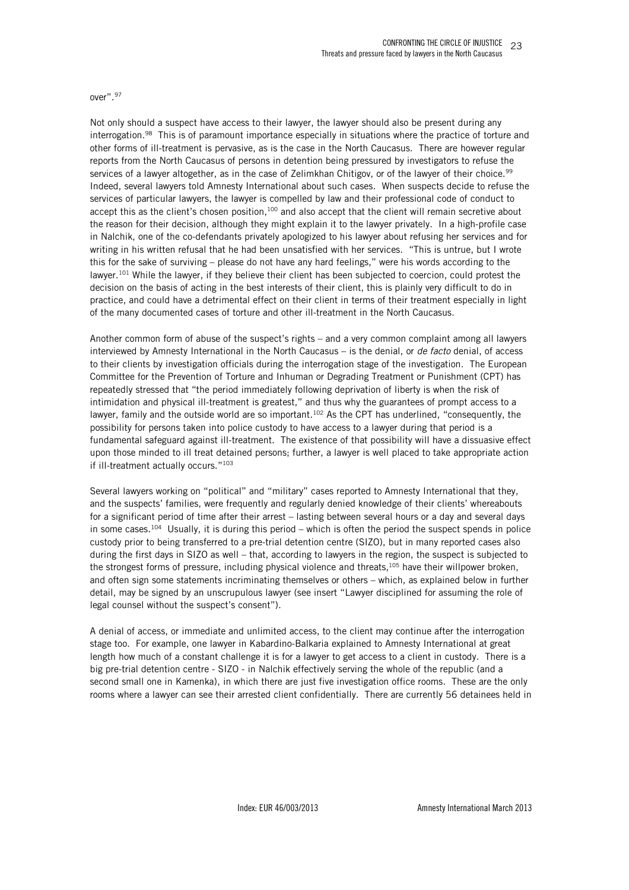over".[97]

Not only should a suspect have access to their lawyer, the lawyer should also be present during any interrogation.[98] This is of paramount importance especially in situations where the practice of torture and other forms of ill-treatment is pervasive, as is the case in the North Caucasus. There are however regular reports from the North Caucasus of persons in detention being pressured by investigators to refuse the services of a lawyer altogether, as in the case of Zelimkhan Chitigov, or of the lawyer of their choice.[99] Indeed, several lawyers told Amnesty International about such cases. When suspects decide to refuse the services of particular lawyers, the lawyer is compelled by law and their professional code of conduct to accept this as the client's chosen position,[100] and also accept that the client will remain secretive about the reason for their decision, although they might explain it to the lawyer privately. In a high-profile case in Nalchik, one of the co-defendants privately apologized to his lawyer about refusing her services and for writing in his written refusal that he had been unsatisfied with her services. "This is untrue, but I wrote this for the sake of surviving – please do not have any hard feelings," were his words according to the lawyer.[101] While the lawyer, if they believe their client has been subjected to coercion, could protest the decision on the basis of acting in the best interests of their client, this is plainly very difficult to do in practice, and could have a detrimental effect on their client in terms of their treatment especially in light of the many documented cases of torture and other ill-treatment in the North Caucasus.

Another common form of abuse of the suspect's rights – and a very common complaint among all lawyers interviewed by Amnesty International in the North Caucasus – is the denial, or *de facto* denial, of access to their clients by investigation officials during the interrogation stage of the investigation. The European Committee for the Prevention of Torture and Inhuman or Degrading Treatment or Punishment (CPT) has repeatedly stressed that "the period immediately following deprivation of liberty is when the risk of intimidation and physical ill-treatment is greatest," and thus why the guarantees of prompt access to a lawyer, family and the outside world are so important.[102] As the CPT has underlined, "consequently, the possibility for persons taken into police custody to have access to a lawyer during that period is a fundamental safeguard against ill-treatment. The existence of that possibility will have a dissuasive effect upon those minded to ill treat detained persons; further, a lawyer is well placed to take appropriate action if ill-treatment actually occurs."[103]

Several lawyers working on "political" and "military" cases reported to Amnesty International that they, and the suspects' families, were frequently and regularly denied knowledge of their clients' whereabouts for a significant period of time after their arrest – lasting between several hours or a day and several days in some cases.[104] Usually, it is during this period – which is often the period the suspect spends in police custody prior to being transferred to a pre-trial detention centre (SIZO), but in many reported cases also during the first days in SIZO as well – that, according to lawyers in the region, the suspect is subjected to the strongest forms of pressure, including physical violence and threats,[105] have their willpower broken, and often sign some statements incriminating themselves or others – which, as explained below in further detail, may be signed by an unscrupulous lawyer (see insert "Lawyer disciplined for assuming the role of legal counsel without the suspect's consent").

A denial of access, or immediate and unlimited access, to the client may continue after the interrogation stage too. For example, one lawyer in Kabardino-Balkaria explained to Amnesty International at great length how much of a constant challenge it is for a lawyer to get access to a client in custody. There is a big pre-trial detention centre - SIZO - in Nalchik effectively serving the whole of the republic (and a second small one in Kamenka), in which there are just five investigation office rooms. These are the only rooms where a lawyer can see their arrested client confidentially. There are currently 56 detainees held in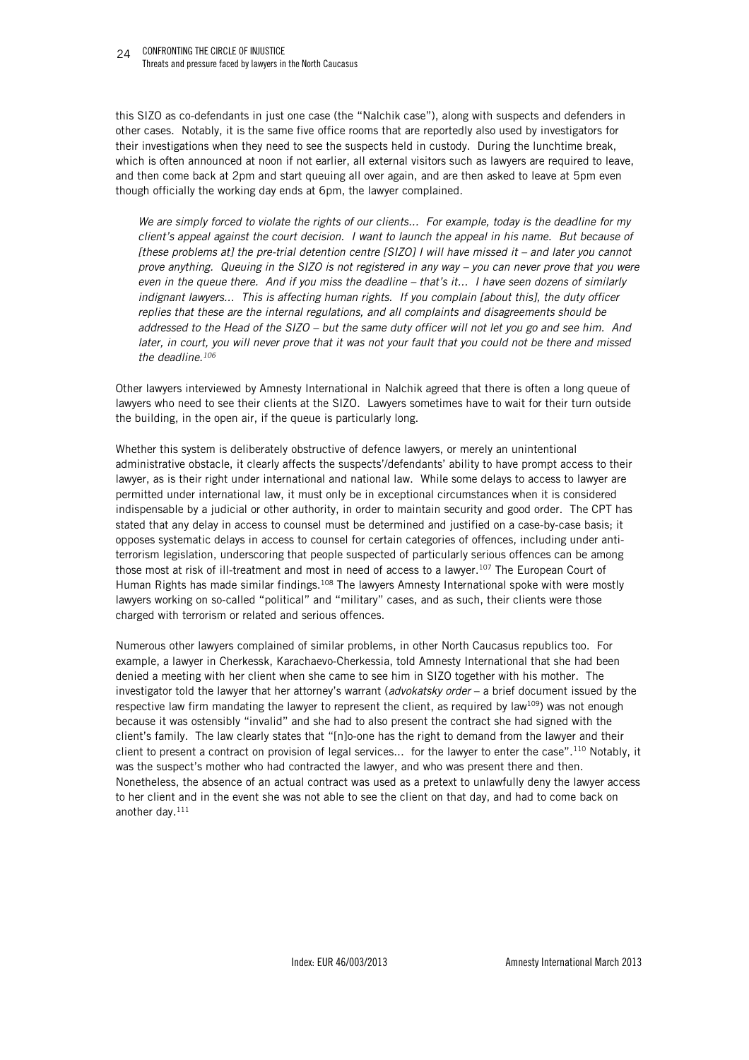this SIZO as co-defendants in just one case (the "Nalchik case"), along with suspects and defenders in other cases. Notably, it is the same five office rooms that are reportedly also used by investigators for their investigations when they need to see the suspects held in custody. During the lunchtime break, which is often announced at noon if not earlier, all external visitors such as lawyers are required to leave, and then come back at 2pm and start queuing all over again, and are then asked to leave at 5pm even though officially the working day ends at 6pm, the lawyer complained.

> *We are simply forced to violate the rights of our clients... For example, today is the deadline for my client's appeal against the court decision. I want to launch the appeal in his name. But because of [these problems at] the pre-trial detention centre [SIZO] I will have missed it – and later you cannot prove anything. Queuing in the SIZO is not registered in any way – you can never prove that you were even in the queue there. And if you miss the deadline – that's it... I have seen dozens of similarly indignant lawyers... This is affecting human rights. If you complain [about this], the duty officer replies that these are the internal regulations, and all complaints and disagreements should be addressed to the Head of the SIZO – but the same duty officer will not let you go and see him. And later, in court, you will never prove that it was not your fault that you could not be there and missed the deadline.*[106]

Other lawyers interviewed by Amnesty International in Nalchik agreed that there is often a long queue of lawyers who need to see their clients at the SIZO. Lawyers sometimes have to wait for their turn outside the building, in the open air, if the queue is particularly long.

Whether this system is deliberately obstructive of defence lawyers, or merely an unintentional administrative obstacle, it clearly affects the suspects'/defendants' ability to have prompt access to their lawyer, as is their right under international and national law. While some delays to access to lawyer are permitted under international law, it must only be in exceptional circumstances when it is considered indispensable by a judicial or other authority, in order to maintain security and good order. The CPT has stated that any delay in access to counsel must be determined and justified on a case-by-case basis; it opposes systematic delays in access to counsel for certain categories of offences, including under anti-terrorism legislation, underscoring that people suspected of particularly serious offences can be among those most at risk of ill-treatment and most in need of access to a lawyer.[107] The European Court of Human Rights has made similar findings.[108] The lawyers Amnesty International spoke with were mostly lawyers working on so-called "political" and "military" cases, and as such, their clients were those charged with terrorism or related and serious offences.

Numerous other lawyers complained of similar problems, in other North Caucasus republics too. For example, a lawyer in Cherkessk, Karachaevo-Cherkessia, told Amnesty International that she had been denied a meeting with her client when she came to see him in SIZO together with his mother. The investigator told the lawyer that her attorney's warrant (*advokatsky order* – a brief document issued by the respective law firm mandating the lawyer to represent the client, as required by law[109]) was not enough because it was ostensibly "invalid" and she had to also present the contract she had signed with the client's family. The law clearly states that "[n]o-one has the right to demand from the lawyer and their client to present a contract on provision of legal services... for the lawyer to enter the case".[110] Notably, it was the suspect's mother who had contracted the lawyer, and who was present there and then. Nonetheless, the absence of an actual contract was used as a pretext to unlawfully deny the lawyer access to her client and in the event she was not able to see the client on that day, and had to come back on another day.[111]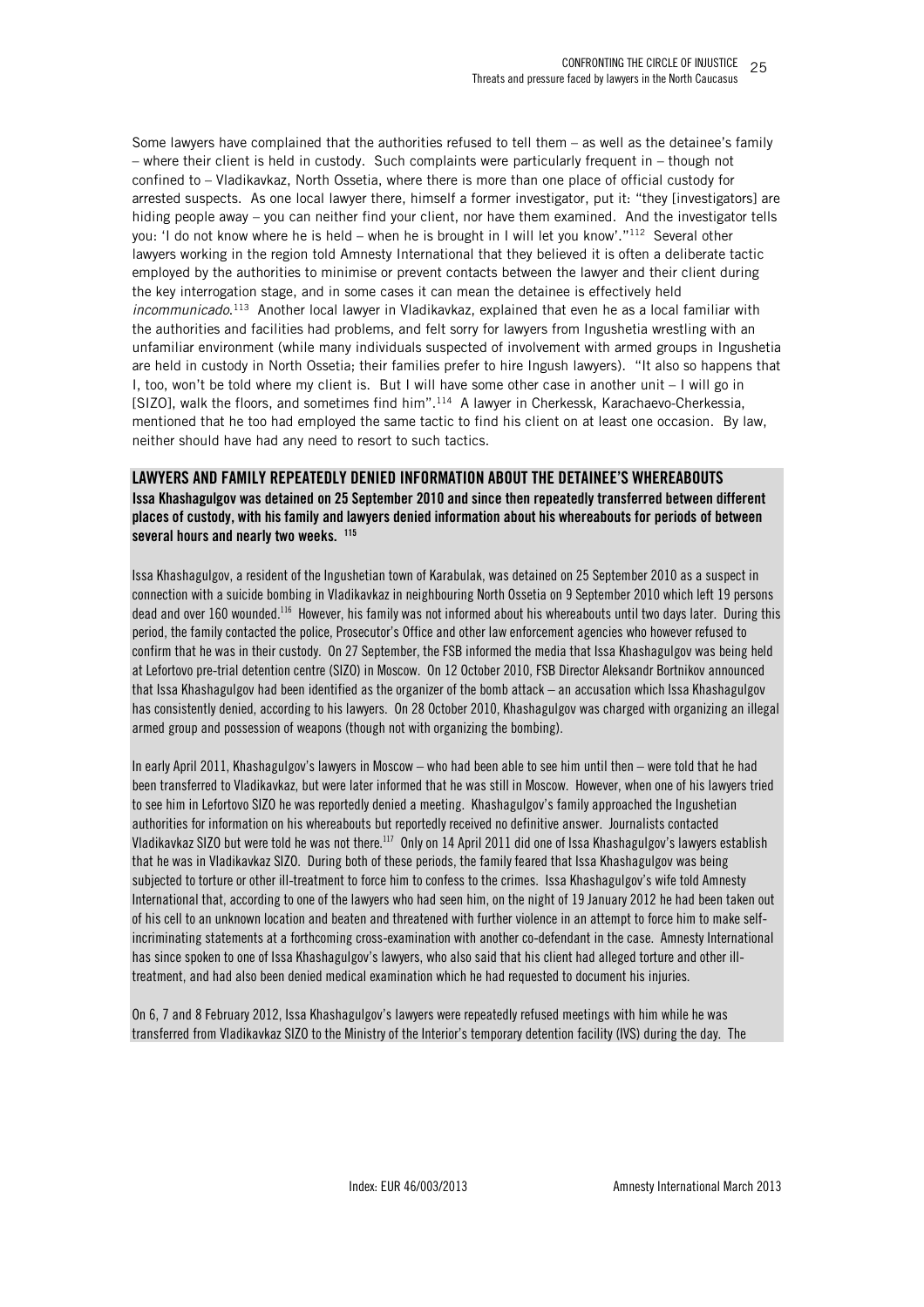Some lawyers have complained that the authorities refused to tell them – as well as the detainee's family – where their client is held in custody. Such complaints were particularly frequent in – though not confined to – Vladikavkaz, North Ossetia, where there is more than one place of official custody for arrested suspects. As one local lawyer there, himself a former investigator, put it: "they [investigators] are hiding people away – you can neither find your client, nor have them examined. And the investigator tells you: 'I do not know where he is held – when he is brought in I will let you know'."[112] Several other lawyers working in the region told Amnesty International that they believed it is often a deliberate tactic employed by the authorities to minimise or prevent contacts between the lawyer and their client during the key interrogation stage, and in some cases it can mean the detainee is effectively held *incommunicado*.[113] Another local lawyer in Vladikavkaz, explained that even he as a local familiar with the authorities and facilities had problems, and felt sorry for lawyers from Ingushetia wrestling with an unfamiliar environment (while many individuals suspected of involvement with armed groups in Ingushetia are held in custody in North Ossetia; their families prefer to hire Ingush lawyers). "It also so happens that I, too, won't be told where my client is. But I will have some other case in another unit – I will go in [SIZO], walk the floors, and sometimes find him".[114] A lawyer in Cherkessk, Karachaevo-Cherkessia, mentioned that he too had employed the same tactic to find his client on at least one occasion. By law, neither should have had any need to resort to such tactics.

### LAWYERS AND FAMILY REPEATEDLY DENIED INFORMATION ABOUT THE DETAINEE'S WHEREABOUTS

**Issa Khashagulgov was detained on 25 September 2010 and since then repeatedly transferred between different places of custody, with his family and lawyers denied information about his whereabouts for periods of between several hours and nearly two weeks.** [115]

Issa Khashagulgov, a resident of the Ingushetian town of Karabulak, was detained on 25 September 2010 as a suspect in connection with a suicide bombing in Vladikavkaz in neighbouring North Ossetia on 9 September 2010 which left 19 persons dead and over 160 wounded.[116] However, his family was not informed about his whereabouts until two days later. During this period, the family contacted the police, Prosecutor's Office and other law enforcement agencies who however refused to confirm that he was in their custody. On 27 September, the FSB informed the media that Issa Khashagulgov was being held at Lefortovo pre-trial detention centre (SIZO) in Moscow. On 12 October 2010, FSB Director Aleksandr Bortnikov announced that Issa Khashagulgov had been identified as the organizer of the bomb attack – an accusation which Issa Khashagulgov has consistently denied, according to his lawyers. On 28 October 2010, Khashagulgov was charged with organizing an illegal armed group and possession of weapons (though not with organizing the bombing).

In early April 2011, Khashagulgov's lawyers in Moscow – who had been able to see him until then – were told that he had been transferred to Vladikavkaz, but were later informed that he was still in Moscow. However, when one of his lawyers tried to see him in Lefortovo SIZO he was reportedly denied a meeting. Khashagulgov's family approached the Ingushetian authorities for information on his whereabouts but reportedly received no definitive answer. Journalists contacted Vladikavkaz SIZO but were told he was not there.[117] Only on 14 April 2011 did one of Issa Khashagulgov's lawyers establish that he was in Vladikavkaz SIZO. During both of these periods, the family feared that Issa Khashagulgov was being subjected to torture or other ill-treatment to force him to confess to the crimes. Issa Khashagulgov's wife told Amnesty International that, according to one of the lawyers who had seen him, on the night of 19 January 2012 he had been taken out of his cell to an unknown location and beaten and threatened with further violence in an attempt to force him to make self-incriminating statements at a forthcoming cross-examination with another co-defendant in the case. Amnesty International has since spoken to one of Issa Khashagulgov's lawyers, who also said that his client had alleged torture and other ill-treatment, and had also been denied medical examination which he had requested to document his injuries.

On 6, 7 and 8 February 2012, Issa Khashagulgov's lawyers were repeatedly refused meetings with him while he was transferred from Vladikavkaz SIZO to the Ministry of the Interior's temporary detention facility (IVS) during the day. The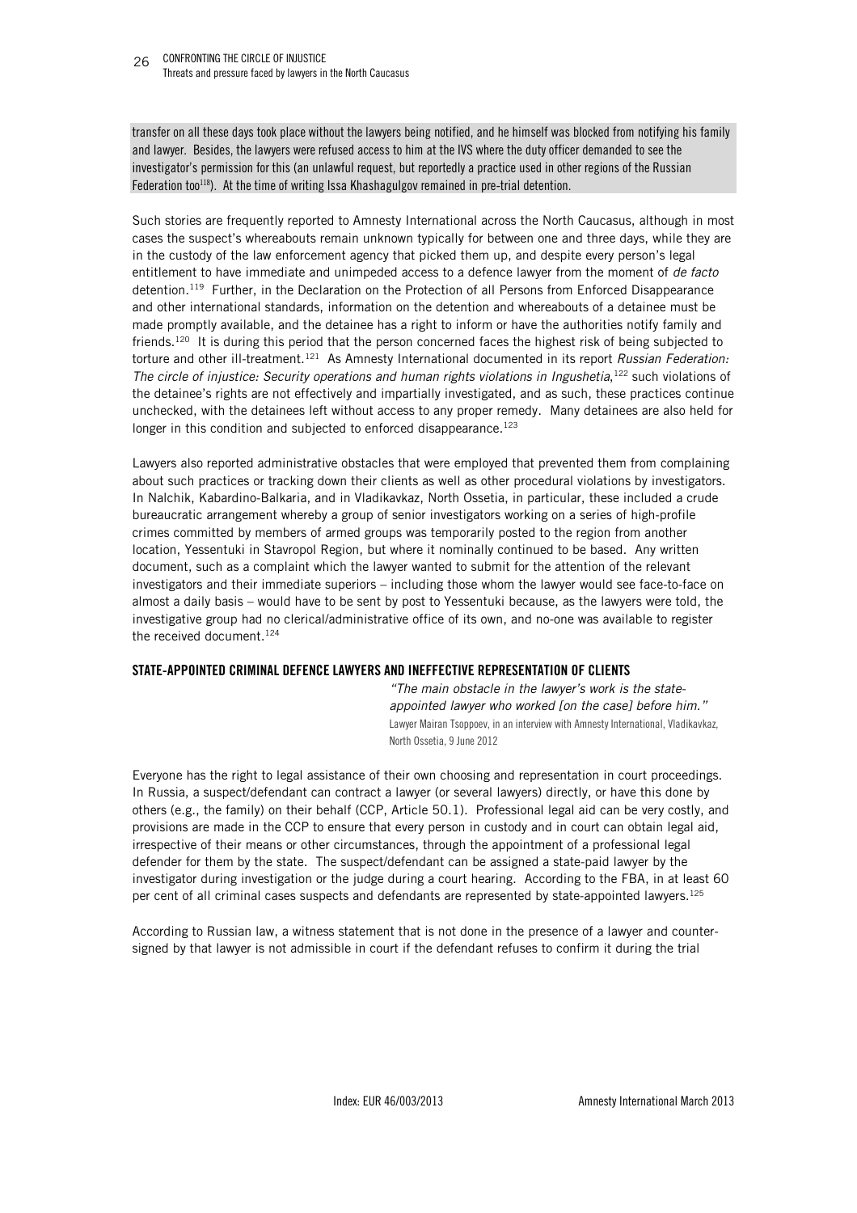transfer on all these days took place without the lawyers being notified, and he himself was blocked from notifying his family and lawyer. Besides, the lawyers were refused access to him at the IVS where the duty officer demanded to see the investigator's permission for this (an unlawful request, but reportedly a practice used in other regions of the Russian Federation too[118]). At the time of writing Issa Khashagulgov remained in pre-trial detention.

Such stories are frequently reported to Amnesty International across the North Caucasus, although in most cases the suspect's whereabouts remain unknown typically for between one and three days, while they are in the custody of the law enforcement agency that picked them up, and despite every person's legal entitlement to have immediate and unimpeded access to a defence lawyer from the moment of *de facto* detention.[119] Further, in the Declaration on the Protection of all Persons from Enforced Disappearance and other international standards, information on the detention and whereabouts of a detainee must be made promptly available, and the detainee has a right to inform or have the authorities notify family and friends.[120] It is during this period that the person concerned faces the highest risk of being subjected to torture and other ill-treatment.[121] As Amnesty International documented in its report *Russian Federation: The circle of injustice: Security operations and human rights violations in Ingushetia*,[122] such violations of the detainee's rights are not effectively and impartially investigated, and as such, these practices continue unchecked, with the detainees left without access to any proper remedy. Many detainees are also held for longer in this condition and subjected to enforced disappearance.[123]

Lawyers also reported administrative obstacles that were employed that prevented them from complaining about such practices or tracking down their clients as well as other procedural violations by investigators. In Nalchik, Kabardino-Balkaria, and in Vladikavkaz, North Ossetia, in particular, these included a crude bureaucratic arrangement whereby a group of senior investigators working on a series of high-profile crimes committed by members of armed groups was temporarily posted to the region from another location, Yessentuki in Stavropol Region, but where it nominally continued to be based. Any written document, such as a complaint which the lawyer wanted to submit for the attention of the relevant investigators and their immediate superiors – including those whom the lawyer would see face-to-face on almost a daily basis – would have to be sent by post to Yessentuki because, as the lawyers were told, the investigative group had no clerical/administrative office of its own, and no-one was available to register the received document.[124]

### STATE-APPOINTED CRIMINAL DEFENCE LAWYERS AND INEFFECTIVE REPRESENTATION OF CLIENTS

*"The main obstacle in the lawyer's work is the state-appointed lawyer who worked [on the case] before him."*
Lawyer Mairan Tsoppoev, in an interview with Amnesty International, Vladikavkaz, North Ossetia, 9 June 2012

Everyone has the right to legal assistance of their own choosing and representation in court proceedings. In Russia, a suspect/defendant can contract a lawyer (or several lawyers) directly, or have this done by others (e.g., the family) on their behalf (CCP, Article 50.1). Professional legal aid can be very costly, and provisions are made in the CCP to ensure that every person in custody and in court can obtain legal aid, irrespective of their means or other circumstances, through the appointment of a professional legal defender for them by the state. The suspect/defendant can be assigned a state-paid lawyer by the investigator during investigation or the judge during a court hearing. According to the FBA, in at least 60 per cent of all criminal cases suspects and defendants are represented by state-appointed lawyers.[125]

According to Russian law, a witness statement that is not done in the presence of a lawyer and counter-signed by that lawyer is not admissible in court if the defendant refuses to confirm it during the trial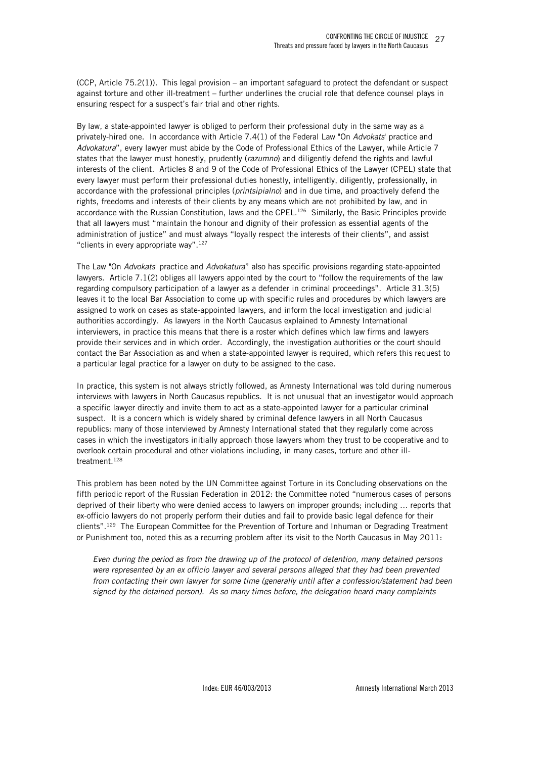(CCP, Article 75.2(1)). This legal provision – an important safeguard to protect the defendant or suspect against torture and other ill-treatment – further underlines the crucial role that defence counsel plays in ensuring respect for a suspect's fair trial and other rights.

By law, a state-appointed lawyer is obliged to perform their professional duty in the same way as a privately-hired one. In accordance with Article 7.4(1) of the Federal Law "On *Advokats*' practice and *Advokatura*", every lawyer must abide by the Code of Professional Ethics of the Lawyer, while Article 7 states that the lawyer must honestly, prudently (*razumno*) and diligently defend the rights and lawful interests of the client. Articles 8 and 9 of the Code of Professional Ethics of the Lawyer (CPEL) state that every lawyer must perform their professional duties honestly, intelligently, diligently, professionally, in accordance with the professional principles (*printsipialno*) and in due time, and proactively defend the rights, freedoms and interests of their clients by any means which are not prohibited by law, and in accordance with the Russian Constitution, laws and the CPEL.[126] Similarly, the Basic Principles provide that all lawyers must "maintain the honour and dignity of their profession as essential agents of the administration of justice" and must always "loyally respect the interests of their clients", and assist "clients in every appropriate way".[127]

The Law "On *Advokats*' practice and *Advokatura*" also has specific provisions regarding state-appointed lawyers. Article 7.1(2) obliges all lawyers appointed by the court to "follow the requirements of the law regarding compulsory participation of a lawyer as a defender in criminal proceedings". Article 31.3(5) leaves it to the local Bar Association to come up with specific rules and procedures by which lawyers are assigned to work on cases as state-appointed lawyers, and inform the local investigation and judicial authorities accordingly. As lawyers in the North Caucasus explained to Amnesty International interviewers, in practice this means that there is a roster which defines which law firms and lawyers provide their services and in which order. Accordingly, the investigation authorities or the court should contact the Bar Association as and when a state-appointed lawyer is required, which refers this request to a particular legal practice for a lawyer on duty to be assigned to the case.

In practice, this system is not always strictly followed, as Amnesty International was told during numerous interviews with lawyers in North Caucasus republics. It is not unusual that an investigator would approach a specific lawyer directly and invite them to act as a state-appointed lawyer for a particular criminal suspect. It is a concern which is widely shared by criminal defence lawyers in all North Caucasus republics: many of those interviewed by Amnesty International stated that they regularly come across cases in which the investigators initially approach those lawyers whom they trust to be cooperative and to overlook certain procedural and other violations including, in many cases, torture and other ill-treatment.[128]

This problem has been noted by the UN Committee against Torture in its Concluding observations on the fifth periodic report of the Russian Federation in 2012: the Committee noted "numerous cases of persons deprived of their liberty who were denied access to lawyers on improper grounds; including ... reports that ex-officio lawyers do not properly perform their duties and fail to provide basic legal defence for their clients".[129] The European Committee for the Prevention of Torture and Inhuman or Degrading Treatment or Punishment too, noted this as a recurring problem after its visit to the North Caucasus in May 2011:

> *Even during the period as from the drawing up of the protocol of detention, many detained persons were represented by an ex officio lawyer and several persons alleged that they had been prevented from contacting their own lawyer for some time (generally until after a confession/statement had been signed by the detained person). As so many times before, the delegation heard many complaints*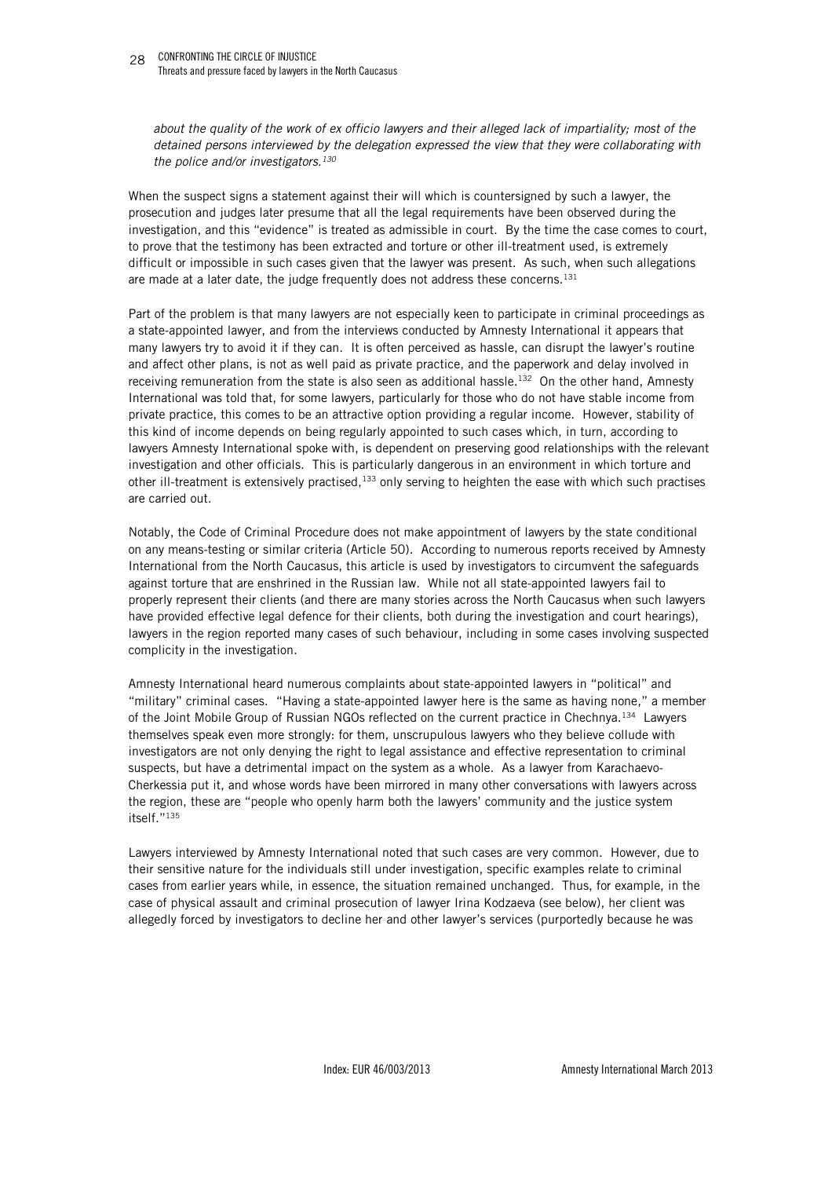*about the quality of the work of ex officio lawyers and their alleged lack of impartiality; most of the detained persons interviewed by the delegation expressed the view that they were collaborating with the police and/or investigators.*[130]

When the suspect signs a statement against their will which is countersigned by such a lawyer, the prosecution and judges later presume that all the legal requirements have been observed during the investigation, and this "evidence" is treated as admissible in court. By the time the case comes to court, to prove that the testimony has been extracted and torture or other ill-treatment used, is extremely difficult or impossible in such cases given that the lawyer was present. As such, when such allegations are made at a later date, the judge frequently does not address these concerns.[131]

Part of the problem is that many lawyers are not especially keen to participate in criminal proceedings as a state-appointed lawyer, and from the interviews conducted by Amnesty International it appears that many lawyers try to avoid it if they can. It is often perceived as hassle, can disrupt the lawyer's routine and affect other plans, is not as well paid as private practice, and the paperwork and delay involved in receiving remuneration from the state is also seen as additional hassle.[132] On the other hand, Amnesty International was told that, for some lawyers, particularly for those who do not have stable income from private practice, this comes to be an attractive option providing a regular income. However, stability of this kind of income depends on being regularly appointed to such cases which, in turn, according to lawyers Amnesty International spoke with, is dependent on preserving good relationships with the relevant investigation and other officials. This is particularly dangerous in an environment in which torture and other ill-treatment is extensively practised,[133] only serving to heighten the ease with which such practises are carried out.

Notably, the Code of Criminal Procedure does not make appointment of lawyers by the state conditional on any means-testing or similar criteria (Article 50). According to numerous reports received by Amnesty International from the North Caucasus, this article is used by investigators to circumvent the safeguards against torture that are enshrined in the Russian law. While not all state-appointed lawyers fail to properly represent their clients (and there are many stories across the North Caucasus when such lawyers have provided effective legal defence for their clients, both during the investigation and court hearings), lawyers in the region reported many cases of such behaviour, including in some cases involving suspected complicity in the investigation.

Amnesty International heard numerous complaints about state-appointed lawyers in "political" and "military" criminal cases. "Having a state-appointed lawyer here is the same as having none," a member of the Joint Mobile Group of Russian NGOs reflected on the current practice in Chechnya.[134] Lawyers themselves speak even more strongly: for them, unscrupulous lawyers who they believe collude with investigators are not only denying the right to legal assistance and effective representation to criminal suspects, but have a detrimental impact on the system as a whole. As a lawyer from Karachaevo-Cherkessia put it, and whose words have been mirrored in many other conversations with lawyers across the region, these are "people who openly harm both the lawyers' community and the justice system itself."[135]

Lawyers interviewed by Amnesty International noted that such cases are very common. However, due to their sensitive nature for the individuals still under investigation, specific examples relate to criminal cases from earlier years while, in essence, the situation remained unchanged. Thus, for example, in the case of physical assault and criminal prosecution of lawyer Irina Kodzaeva (see below), her client was allegedly forced by investigators to decline her and other lawyer's services (purportedly because he was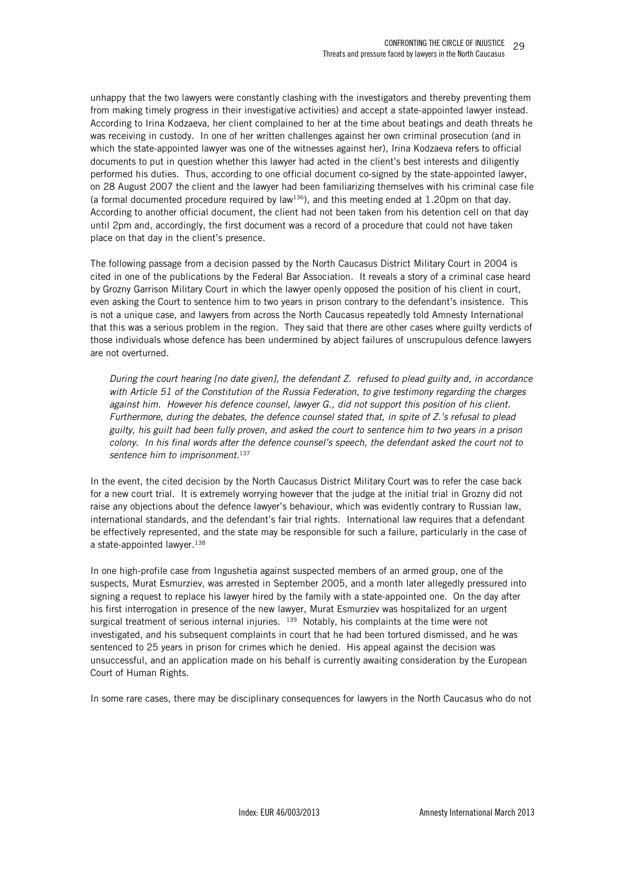unhappy that the two lawyers were constantly clashing with the investigators and thereby preventing them from making timely progress in their investigative activities) and accept a state-appointed lawyer instead. According to Irina Kodzaeva, her client complained to her at the time about beatings and death threats he was receiving in custody. In one of her written challenges against her own criminal prosecution (and in which the state-appointed lawyer was one of the witnesses against her), Irina Kodzaeva refers to official documents to put in question whether this lawyer had acted in the client's best interests and diligently performed his duties. Thus, according to one official document co-signed by the state-appointed lawyer, on 28 August 2007 the client and the lawyer had been familiarizing themselves with his criminal case file (a formal documented procedure required by law[136]), and this meeting ended at 1.20pm on that day. According to another official document, the client had not been taken from his detention cell on that day until 2pm and, accordingly, the first document was a record of a procedure that could not have taken place on that day in the client's presence.

The following passage from a decision passed by the North Caucasus District Military Court in 2004 is cited in one of the publications by the Federal Bar Association. It reveals a story of a criminal case heard by Grozny Garrison Military Court in which the lawyer openly opposed the position of his client in court, even asking the Court to sentence him to two years in prison contrary to the defendant's insistence. This is not a unique case, and lawyers from across the North Caucasus repeatedly told Amnesty International that this was a serious problem in the region. They said that there are other cases where guilty verdicts of those individuals whose defence has been undermined by abject failures of unscrupulous defence lawyers are not overturned.

> *During the court hearing [no date given], the defendant Z. refused to plead guilty and, in accordance with Article 51 of the Constitution of the Russia Federation, to give testimony regarding the charges against him. However his defence counsel, lawyer G., did not support this position of his client. Furthermore, during the debates, the defence counsel stated that, in spite of Z.'s refusal to plead guilty, his guilt had been fully proven, and asked the court to sentence him to two years in a prison colony. In his final words after the defence counsel's speech, the defendant asked the court not to sentence him to imprisonment.*[137]

In the event, the cited decision by the North Caucasus District Military Court was to refer the case back for a new court trial. It is extremely worrying however that the judge at the initial trial in Grozny did not raise any objections about the defence lawyer's behaviour, which was evidently contrary to Russian law, international standards, and the defendant's fair trial rights. International law requires that a defendant be effectively represented, and the state may be responsible for such a failure, particularly in the case of a state-appointed lawyer.[138]

In one high-profile case from Ingushetia against suspected members of an armed group, one of the suspects, Murat Esmurziev, was arrested in September 2005, and a month later allegedly pressured into signing a request to replace his lawyer hired by the family with a state-appointed one. On the day after his first interrogation in presence of the new lawyer, Murat Esmurziev was hospitalized for an urgent surgical treatment of serious internal injuries. [139] Notably, his complaints at the time were not investigated, and his subsequent complaints in court that he had been tortured dismissed, and he was sentenced to 25 years in prison for crimes which he denied. His appeal against the decision was unsuccessful, and an application made on his behalf is currently awaiting consideration by the European Court of Human Rights.

In some rare cases, there may be disciplinary consequences for lawyers in the North Caucasus who do not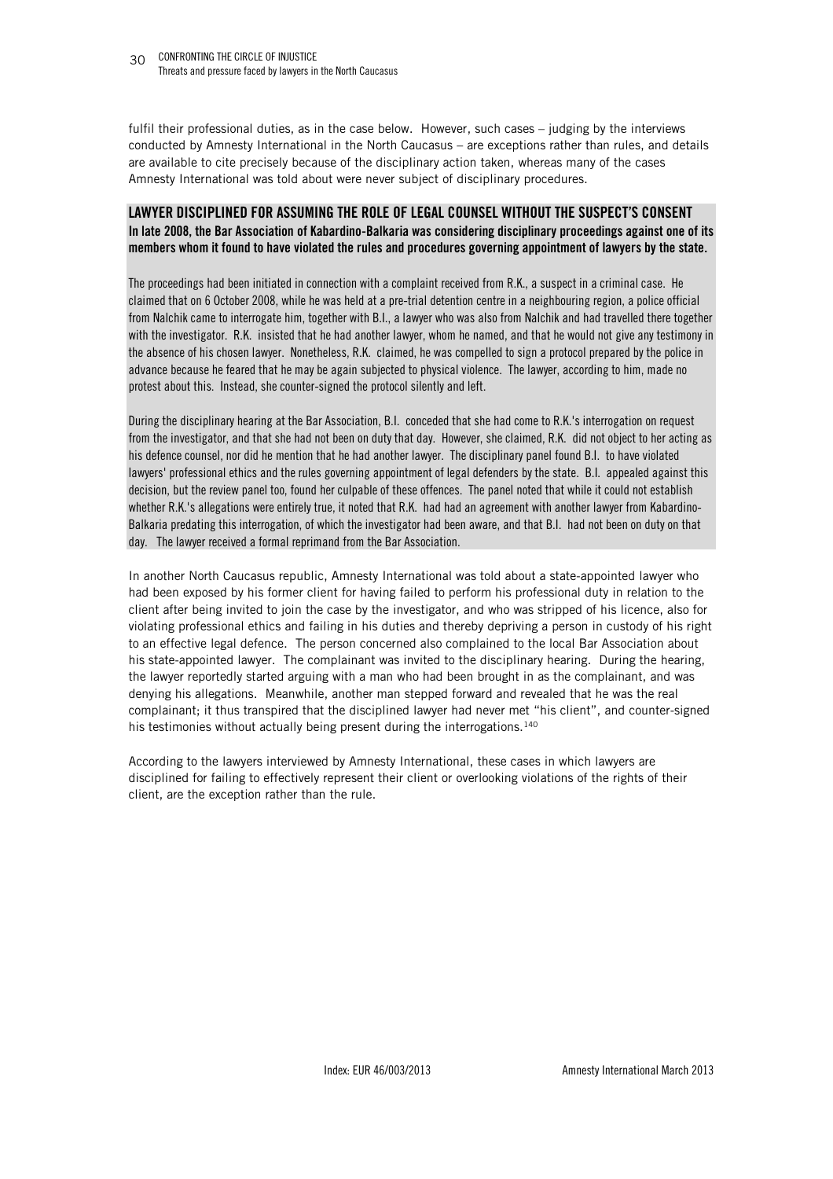fulfil their professional duties, as in the case below. However, such cases – judging by the interviews conducted by Amnesty International in the North Caucasus – are exceptions rather than rules, and details are available to cite precisely because of the disciplinary action taken, whereas many of the cases Amnesty International was told about were never subject of disciplinary procedures.

### LAWYER DISCIPLINED FOR ASSUMING THE ROLE OF LEGAL COUNSEL WITHOUT THE SUSPECT'S CONSENT

**In late 2008, the Bar Association of Kabardino-Balkaria was considering disciplinary proceedings against one of its members whom it found to have violated the rules and procedures governing appointment of lawyers by the state.**

The proceedings had been initiated in connection with a complaint received from R.K., a suspect in a criminal case. He claimed that on 6 October 2008, while he was held at a pre-trial detention centre in a neighbouring region, a police official from Nalchik came to interrogate him, together with B.I., a lawyer who was also from Nalchik and had travelled there together with the investigator. R.K. insisted that he had another lawyer, whom he named, and that he would not give any testimony in the absence of his chosen lawyer. Nonetheless, R.K. claimed, he was compelled to sign a protocol prepared by the police in advance because he feared that he may be again subjected to physical violence. The lawyer, according to him, made no protest about this. Instead, she counter-signed the protocol silently and left.

During the disciplinary hearing at the Bar Association, B.I. conceded that she had come to R.K.'s interrogation on request from the investigator, and that she had not been on duty that day. However, she claimed, R.K. did not object to her acting as his defence counsel, nor did he mention that he had another lawyer. The disciplinary panel found B.I. to have violated lawyers' professional ethics and the rules governing appointment of legal defenders by the state. B.I. appealed against this decision, but the review panel too, found her culpable of these offences. The panel noted that while it could not establish whether R.K.'s allegations were entirely true, it noted that R.K. had had an agreement with another lawyer from Kabardino-Balkaria predating this interrogation, of which the investigator had been aware, and that B.I. had not been on duty on that day. The lawyer received a formal reprimand from the Bar Association.

In another North Caucasus republic, Amnesty International was told about a state-appointed lawyer who had been exposed by his former client for having failed to perform his professional duty in relation to the client after being invited to join the case by the investigator, and who was stripped of his licence, also for violating professional ethics and failing in his duties and thereby depriving a person in custody of his right to an effective legal defence. The person concerned also complained to the local Bar Association about his state-appointed lawyer. The complainant was invited to the disciplinary hearing. During the hearing, the lawyer reportedly started arguing with a man who had been brought in as the complainant, and was denying his allegations. Meanwhile, another man stepped forward and revealed that he was the real complainant; it thus transpired that the disciplined lawyer had never met "his client", and counter-signed his testimonies without actually being present during the interrogations.[140]

According to the lawyers interviewed by Amnesty International, these cases in which lawyers are disciplined for failing to effectively represent their client or overlooking violations of the rights of their client, are the exception rather than the rule.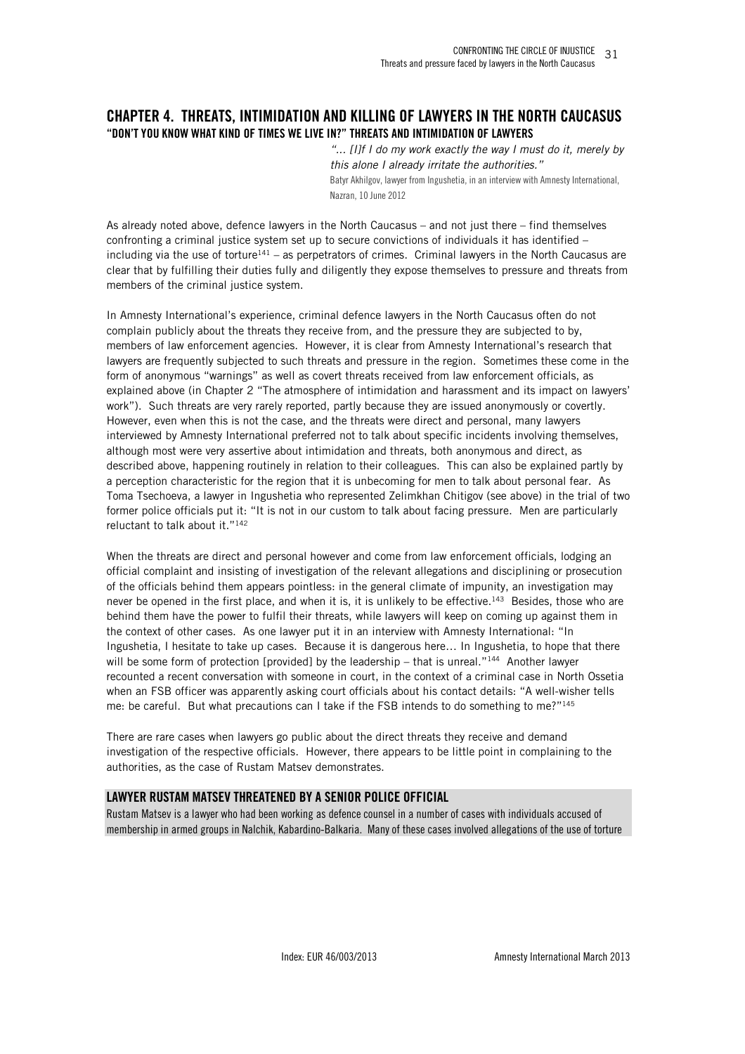## CHAPTER 4. THREATS, INTIMIDATION AND KILLING OF LAWYERS IN THE NORTH CAUCASUS

### "DON'T YOU KNOW WHAT KIND OF TIMES WE LIVE IN?" THREATS AND INTIMIDATION OF LAWYERS

> *"... [I]f I do my work exactly the way I must do it, merely by this alone I already irritate the authorities."*
>
> Batyr Akhilgov, lawyer from Ingushetia, in an interview with Amnesty International, Nazran, 10 June 2012

As already noted above, defence lawyers in the North Caucasus – and not just there – find themselves confronting a criminal justice system set up to secure convictions of individuals it has identified – including via the use of torture[141] – as perpetrators of crimes. Criminal lawyers in the North Caucasus are clear that by fulfilling their duties fully and diligently they expose themselves to pressure and threats from members of the criminal justice system.

In Amnesty International's experience, criminal defence lawyers in the North Caucasus often do not complain publicly about the threats they receive from, and the pressure they are subjected to by, members of law enforcement agencies. However, it is clear from Amnesty International's research that lawyers are frequently subjected to such threats and pressure in the region. Sometimes these come in the form of anonymous "warnings" as well as covert threats received from law enforcement officials, as explained above (in Chapter 2 "The atmosphere of intimidation and harassment and its impact on lawyers' work"). Such threats are very rarely reported, partly because they are issued anonymously or covertly. However, even when this is not the case, and the threats were direct and personal, many lawyers interviewed by Amnesty International preferred not to talk about specific incidents involving themselves, although most were very assertive about intimidation and threats, both anonymous and direct, as described above, happening routinely in relation to their colleagues. This can also be explained partly by a perception characteristic for the region that it is unbecoming for men to talk about personal fear. As Toma Tsechoeva, a lawyer in Ingushetia who represented Zelimkhan Chitigov (see above) in the trial of two former police officials put it: "It is not in our custom to talk about facing pressure. Men are particularly reluctant to talk about it."[142]

When the threats are direct and personal however and come from law enforcement officials, lodging an official complaint and insisting of investigation of the relevant allegations and disciplining or prosecution of the officials behind them appears pointless: in the general climate of impunity, an investigation may never be opened in the first place, and when it is, it is unlikely to be effective.[143] Besides, those who are behind them have the power to fulfil their threats, while lawyers will keep on coming up against them in the context of other cases. As one lawyer put it in an interview with Amnesty International: "In Ingushetia, I hesitate to take up cases. Because it is dangerous here... In Ingushetia, to hope that there will be some form of protection [provided] by the leadership – that is unreal."[144] Another lawyer recounted a recent conversation with someone in court, in the context of a criminal case in North Ossetia when an FSB officer was apparently asking court officials about his contact details: "A well-wisher tells me: be careful. But what precautions can I take if the FSB intends to do something to me?"[145]

There are rare cases when lawyers go public about the direct threats they receive and demand investigation of the respective officials. However, there appears to be little point in complaining to the authorities, as the case of Rustam Matsev demonstrates.

#### LAWYER RUSTAM MATSEV THREATENED BY A SENIOR POLICE OFFICIAL

Rustam Matsev is a lawyer who had been working as defence counsel in a number of cases with individuals accused of membership in armed groups in Nalchik, Kabardino-Balkaria. Many of these cases involved allegations of the use of torture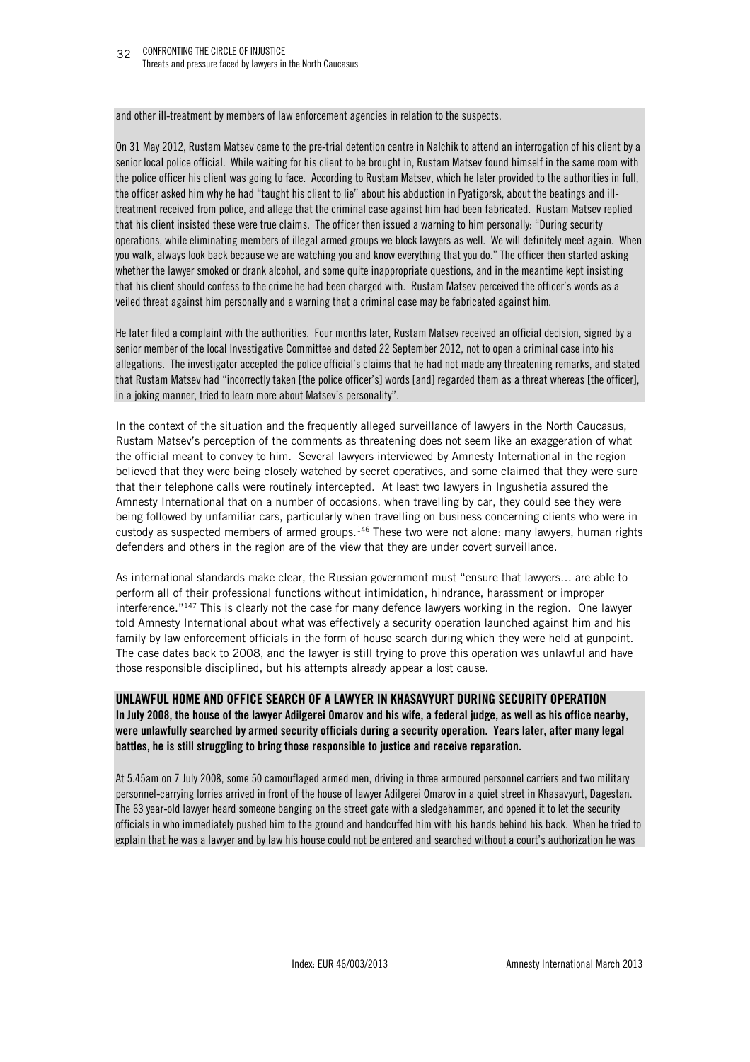and other ill-treatment by members of law enforcement agencies in relation to the suspects.

On 31 May 2012, Rustam Matsev came to the pre-trial detention centre in Nalchik to attend an interrogation of his client by a senior local police official. While waiting for his client to be brought in, Rustam Matsev found himself in the same room with the police officer his client was going to face. According to Rustam Matsev, which he later provided to the authorities in full, the officer asked him why he had "taught his client to lie" about his abduction in Pyatigorsk, about the beatings and ill-treatment received from police, and allege that the criminal case against him had been fabricated. Rustam Matsev replied that his client insisted these were true claims. The officer then issued a warning to him personally: "During security operations, while eliminating members of illegal armed groups we block lawyers as well. We will definitely meet again. When you walk, always look back because we are watching you and know everything that you do." The officer then started asking whether the lawyer smoked or drank alcohol, and some quite inappropriate questions, and in the meantime kept insisting that his client should confess to the crime he had been charged with. Rustam Matsev perceived the officer's words as a veiled threat against him personally and a warning that a criminal case may be fabricated against him.

He later filed a complaint with the authorities. Four months later, Rustam Matsev received an official decision, signed by a senior member of the local Investigative Committee and dated 22 September 2012, not to open a criminal case into his allegations. The investigator accepted the police official's claims that he had not made any threatening remarks, and stated that Rustam Matsev had "incorrectly taken [the police officer's] words [and] regarded them as a threat whereas [the officer], in a joking manner, tried to learn more about Matsev's personality".

In the context of the situation and the frequently alleged surveillance of lawyers in the North Caucasus, Rustam Matsev's perception of the comments as threatening does not seem like an exaggeration of what the official meant to convey to him. Several lawyers interviewed by Amnesty International in the region believed that they were being closely watched by secret operatives, and some claimed that they were sure that their telephone calls were routinely intercepted. At least two lawyers in Ingushetia assured the Amnesty International that on a number of occasions, when travelling by car, they could see they were being followed by unfamiliar cars, particularly when travelling on business concerning clients who were in custody as suspected members of armed groups.[146] These two were not alone: many lawyers, human rights defenders and others in the region are of the view that they are under covert surveillance.

As international standards make clear, the Russian government must "ensure that lawyers… are able to perform all of their professional functions without intimidation, hindrance, harassment or improper interference."[147] This is clearly not the case for many defence lawyers working in the region. One lawyer told Amnesty International about what was effectively a security operation launched against him and his family by law enforcement officials in the form of house search during which they were held at gunpoint. The case dates back to 2008, and the lawyer is still trying to prove this operation was unlawful and have those responsible disciplined, but his attempts already appear a lost cause.

### UNLAWFUL HOME AND OFFICE SEARCH OF A LAWYER IN KHASAVYURT DURING SECURITY OPERATION

**In July 2008, the house of the lawyer Adilgerei Omarov and his wife, a federal judge, as well as his office nearby, were unlawfully searched by armed security officials during a security operation. Years later, after many legal battles, he is still struggling to bring those responsible to justice and receive reparation.**

At 5.45am on 7 July 2008, some 50 camouflaged armed men, driving in three armoured personnel carriers and two military personnel-carrying lorries arrived in front of the house of lawyer Adilgerei Omarov in a quiet street in Khasavyurt, Dagestan. The 63 year-old lawyer heard someone banging on the street gate with a sledgehammer, and opened it to let the security officials in who immediately pushed him to the ground and handcuffed him with his hands behind his back. When he tried to explain that he was a lawyer and by law his house could not be entered and searched without a court's authorization he was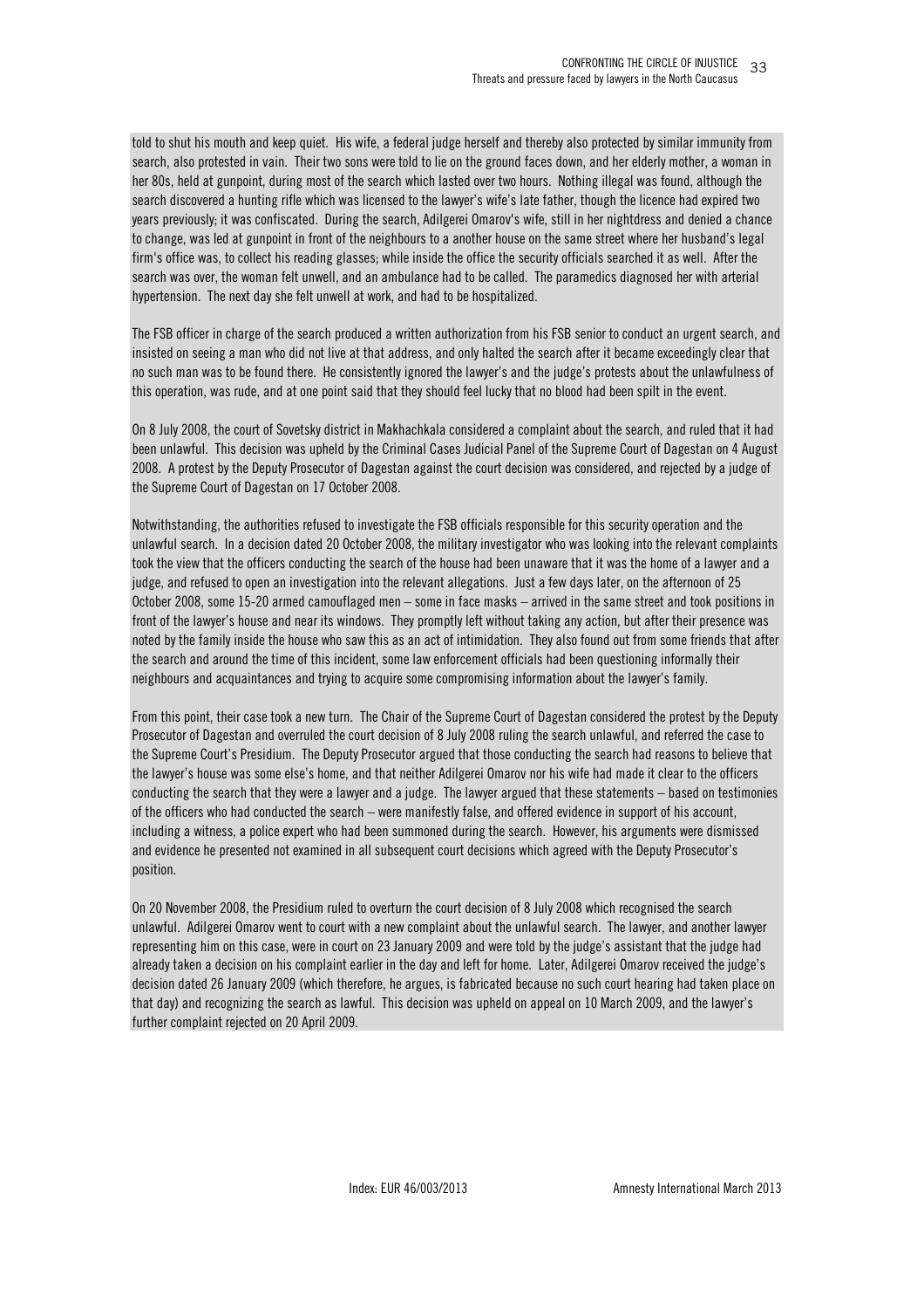told to shut his mouth and keep quiet. His wife, a federal judge herself and thereby also protected by similar immunity from search, also protested in vain. Their two sons were told to lie on the ground faces down, and her elderly mother, a woman in her 80s, held at gunpoint, during most of the search which lasted over two hours. Nothing illegal was found, although the search discovered a hunting rifle which was licensed to the lawyer's wife's late father, though the licence had expired two years previously; it was confiscated. During the search, Adilgerei Omarov's wife, still in her nightdress and denied a chance to change, was led at gunpoint in front of the neighbours to a another house on the same street where her husband's legal firm's office was, to collect his reading glasses; while inside the office the security officials searched it as well. After the search was over, the woman felt unwell, and an ambulance had to be called. The paramedics diagnosed her with arterial hypertension. The next day she felt unwell at work, and had to be hospitalized.

The FSB officer in charge of the search produced a written authorization from his FSB senior to conduct an urgent search, and insisted on seeing a man who did not live at that address, and only halted the search after it became exceedingly clear that no such man was to be found there. He consistently ignored the lawyer's and the judge's protests about the unlawfulness of this operation, was rude, and at one point said that they should feel lucky that no blood had been spilt in the event.

On 8 July 2008, the court of Sovetsky district in Makhachkala considered a complaint about the search, and ruled that it had been unlawful. This decision was upheld by the Criminal Cases Judicial Panel of the Supreme Court of Dagestan on 4 August 2008. A protest by the Deputy Prosecutor of Dagestan against the court decision was considered, and rejected by a judge of the Supreme Court of Dagestan on 17 October 2008.

Notwithstanding, the authorities refused to investigate the FSB officials responsible for this security operation and the unlawful search. In a decision dated 20 October 2008, the military investigator who was looking into the relevant complaints took the view that the officers conducting the search of the house had been unaware that it was the home of a lawyer and a judge, and refused to open an investigation into the relevant allegations. Just a few days later, on the afternoon of 25 October 2008, some 15-20 armed camouflaged men – some in face masks – arrived in the same street and took positions in front of the lawyer's house and near its windows. They promptly left without taking any action, but after their presence was noted by the family inside the house who saw this as an act of intimidation. They also found out from some friends that after the search and around the time of this incident, some law enforcement officials had been questioning informally their neighbours and acquaintances and trying to acquire some compromising information about the lawyer's family.

From this point, their case took a new turn. The Chair of the Supreme Court of Dagestan considered the protest by the Deputy Prosecutor of Dagestan and overruled the court decision of 8 July 2008 ruling the search unlawful, and referred the case to the Supreme Court's Presidium. The Deputy Prosecutor argued that those conducting the search had reasons to believe that the lawyer's house was some else's home, and that neither Adilgerei Omarov nor his wife had made it clear to the officers conducting the search that they were a lawyer and a judge. The lawyer argued that these statements – based on testimonies of the officers who had conducted the search – were manifestly false, and offered evidence in support of his account, including a witness, a police expert who had been summoned during the search. However, his arguments were dismissed and evidence he presented not examined in all subsequent court decisions which agreed with the Deputy Prosecutor's position.

On 20 November 2008, the Presidium ruled to overturn the court decision of 8 July 2008 which recognised the search unlawful. Adilgerei Omarov went to court with a new complaint about the unlawful search. The lawyer, and another lawyer representing him on this case, were in court on 23 January 2009 and were told by the judge's assistant that the judge had already taken a decision on his complaint earlier in the day and left for home. Later, Adilgerei Omarov received the judge's decision dated 26 January 2009 (which therefore, he argues, is fabricated because no such court hearing had taken place on that day) and recognizing the search as lawful. This decision was upheld on appeal on 10 March 2009, and the lawyer's further complaint rejected on 20 April 2009.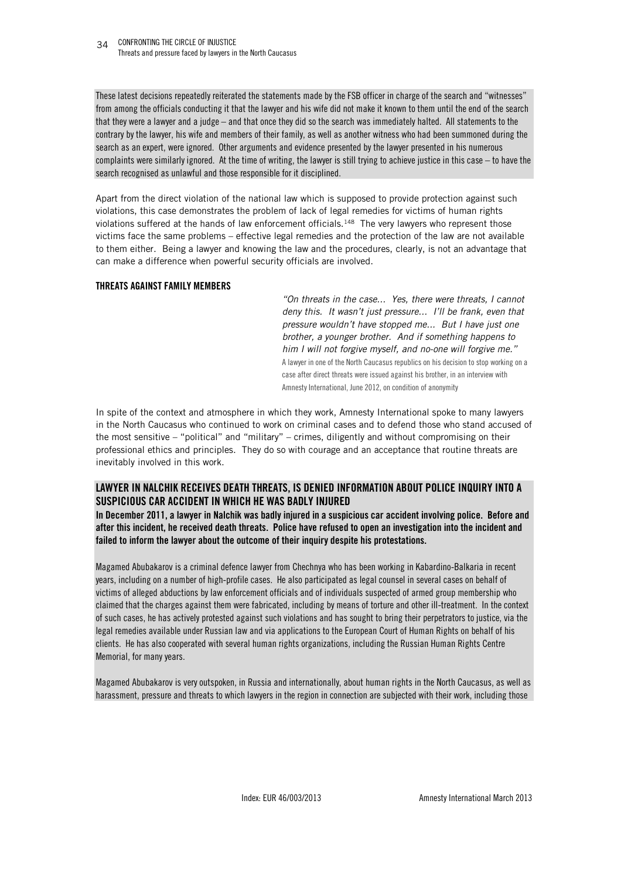These latest decisions repeatedly reiterated the statements made by the FSB officer in charge of the search and "witnesses" from among the officials conducting it that the lawyer and his wife did not make it known to them until the end of the search that they were a lawyer and a judge – and that once they did so the search was immediately halted. All statements to the contrary by the lawyer, his wife and members of their family, as well as another witness who had been summoned during the search as an expert, were ignored. Other arguments and evidence presented by the lawyer presented in his numerous complaints were similarly ignored. At the time of writing, the lawyer is still trying to achieve justice in this case – to have the search recognised as unlawful and those responsible for it disciplined.

Apart from the direct violation of the national law which is supposed to provide protection against such violations, this case demonstrates the problem of lack of legal remedies for victims of human rights violations suffered at the hands of law enforcement officials.[148] The very lawyers who represent those victims face the same problems – effective legal remedies and the protection of the law are not available to them either. Being a lawyer and knowing the law and the procedures, clearly, is not an advantage that can make a difference when powerful security officials are involved.

### THREATS AGAINST FAMILY MEMBERS

> *"On threats in the case… Yes, there were threats, I cannot deny this. It wasn't just pressure… I'll be frank, even that pressure wouldn't have stopped me… But I have just one brother, a younger brother. And if something happens to him I will not forgive myself, and no-one will forgive me."*
>
> A lawyer in one of the North Caucasus republics on his decision to stop working on a case after direct threats were issued against his brother, in an interview with Amnesty International, June 2012, on condition of anonymity

In spite of the context and atmosphere in which they work, Amnesty International spoke to many lawyers in the North Caucasus who continued to work on criminal cases and to defend those who stand accused of the most sensitive – "political" and "military" – crimes, diligently and without compromising on their professional ethics and principles. They do so with courage and an acceptance that routine threats are inevitably involved in this work.

### LAWYER IN NALCHIK RECEIVES DEATH THREATS, IS DENIED INFORMATION ABOUT POLICE INQUIRY INTO A SUSPICIOUS CAR ACCIDENT IN WHICH HE WAS BADLY INJURED

**In December 2011, a lawyer in Nalchik was badly injured in a suspicious car accident involving police. Before and after this incident, he received death threats. Police have refused to open an investigation into the incident and failed to inform the lawyer about the outcome of their inquiry despite his protestations.**

Magamed Abubakarov is a criminal defence lawyer from Chechnya who has been working in Kabardino-Balkaria in recent years, including on a number of high-profile cases. He also participated as legal counsel in several cases on behalf of victims of alleged abductions by law enforcement officials and of individuals suspected of armed group membership who claimed that the charges against them were fabricated, including by means of torture and other ill-treatment. In the context of such cases, he has actively protested against such violations and has sought to bring their perpetrators to justice, via the legal remedies available under Russian law and via applications to the European Court of Human Rights on behalf of his clients. He has also cooperated with several human rights organizations, including the Russian Human Rights Centre Memorial, for many years.

Magamed Abubakarov is very outspoken, in Russia and internationally, about human rights in the North Caucasus, as well as harassment, pressure and threats to which lawyers in the region in connection are subjected with their work, including those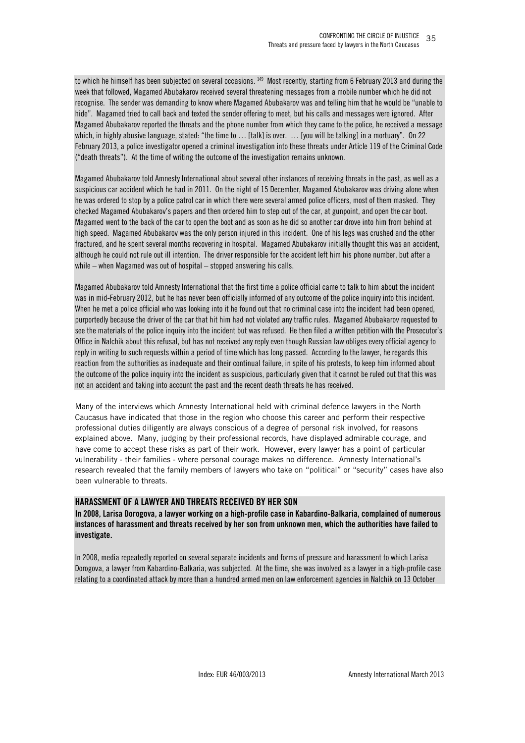to which he himself has been subjected on several occasions. [149] Most recently, starting from 6 February 2013 and during the week that followed, Magamed Abubakarov received several threatening messages from a mobile number which he did not recognise. The sender was demanding to know where Magamed Abubakarov was and telling him that he would be "unable to hide". Magamed tried to call back and texted the sender offering to meet, but his calls and messages were ignored. After Magamed Abubakarov reported the threats and the phone number from which they came to the police, he received a message which, in highly abusive language, stated: "the time to … [talk] is over. … [you will be talking] in a mortuary". On 22 February 2013, a police investigator opened a criminal investigation into these threats under Article 119 of the Criminal Code ("death threats"). At the time of writing the outcome of the investigation remains unknown.

Magamed Abubakarov told Amnesty International about several other instances of receiving threats in the past, as well as a suspicious car accident which he had in 2011. On the night of 15 December, Magamed Abubakarov was driving alone when he was ordered to stop by a police patrol car in which there were several armed police officers, most of them masked. They checked Magamed Abubakarov's papers and then ordered him to step out of the car, at gunpoint, and open the car boot. Magamed went to the back of the car to open the boot and as soon as he did so another car drove into him from behind at high speed. Magamed Abubakarov was the only person injured in this incident. One of his legs was crushed and the other fractured, and he spent several months recovering in hospital. Magamed Abubakarov initially thought this was an accident, although he could not rule out ill intention. The driver responsible for the accident left him his phone number, but after a while – when Magamed was out of hospital – stopped answering his calls.

Magamed Abubakarov told Amnesty International that the first time a police official came to talk to him about the incident was in mid-February 2012, but he has never been officially informed of any outcome of the police inquiry into this incident. When he met a police official who was looking into it he found out that no criminal case into the incident had been opened, purportedly because the driver of the car that hit him had not violated any traffic rules. Magamed Abubakarov requested to see the materials of the police inquiry into the incident but was refused. He then filed a written petition with the Prosecutor's Office in Nalchik about this refusal, but has not received any reply even though Russian law obliges every official agency to reply in writing to such requests within a period of time which has long passed. According to the lawyer, he regards this reaction from the authorities as inadequate and their continual failure, in spite of his protests, to keep him informed about the outcome of the police inquiry into the incident as suspicious, particularly given that it cannot be ruled out that this was not an accident and taking into account the past and the recent death threats he has received.

Many of the interviews which Amnesty International held with criminal defence lawyers in the North Caucasus have indicated that those in the region who choose this career and perform their respective professional duties diligently are always conscious of a degree of personal risk involved, for reasons explained above. Many, judging by their professional records, have displayed admirable courage, and have come to accept these risks as part of their work. However, every lawyer has a point of particular vulnerability - their families - where personal courage makes no difference. Amnesty International's research revealed that the family members of lawyers who take on "political" or "security" cases have also been vulnerable to threats.

### HARASSMENT OF A LAWYER AND THREATS RECEIVED BY HER SON

**In 2008, Larisa Dorogova, a lawyer working on a high-profile case in Kabardino-Balkaria, complained of numerous instances of harassment and threats received by her son from unknown men, which the authorities have failed to investigate.**

In 2008, media repeatedly reported on several separate incidents and forms of pressure and harassment to which Larisa Dorogova, a lawyer from Kabardino-Balkaria, was subjected. At the time, she was involved as a lawyer in a high-profile case relating to a coordinated attack by more than a hundred armed men on law enforcement agencies in Nalchik on 13 October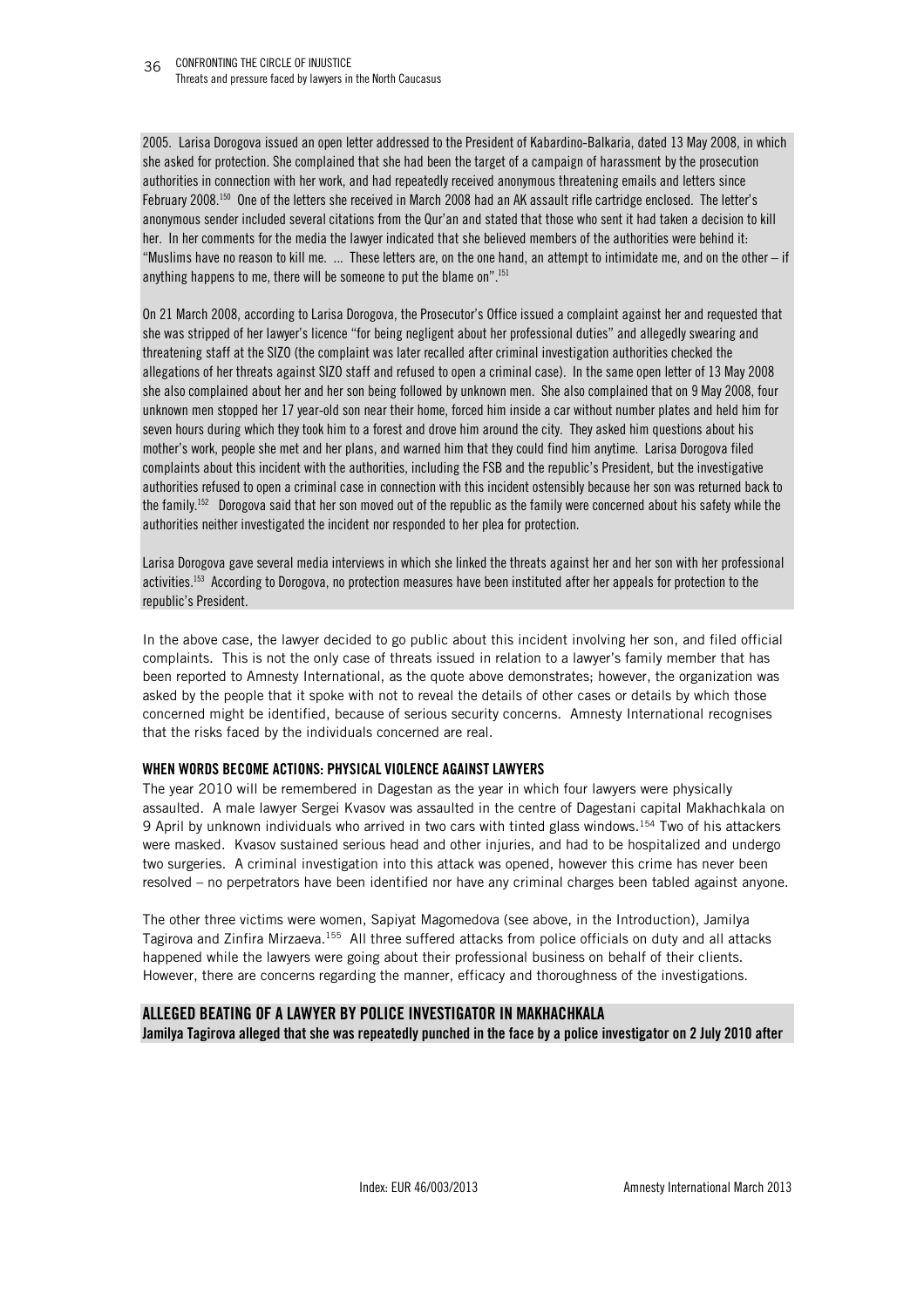2005. Larisa Dorogova issued an open letter addressed to the President of Kabardino-Balkaria, dated 13 May 2008, in which she asked for protection. She complained that she had been the target of a campaign of harassment by the prosecution authorities in connection with her work, and had repeatedly received anonymous threatening emails and letters since February 2008.[150] One of the letters she received in March 2008 had an AK assault rifle cartridge enclosed. The letter's anonymous sender included several citations from the Qur'an and stated that those who sent it had taken a decision to kill her. In her comments for the media the lawyer indicated that she believed members of the authorities were behind it: "Muslims have no reason to kill me. ... These letters are, on the one hand, an attempt to intimidate me, and on the other – if anything happens to me, there will be someone to put the blame on".[151]

On 21 March 2008, according to Larisa Dorogova, the Prosecutor's Office issued a complaint against her and requested that she was stripped of her lawyer's licence "for being negligent about her professional duties" and allegedly swearing and threatening staff at the SIZO (the complaint was later recalled after criminal investigation authorities checked the allegations of her threats against SIZO staff and refused to open a criminal case). In the same open letter of 13 May 2008 she also complained about her and her son being followed by unknown men. She also complained that on 9 May 2008, four unknown men stopped her 17 year-old son near their home, forced him inside a car without number plates and held him for seven hours during which they took him to a forest and drove him around the city. They asked him questions about his mother's work, people she met and her plans, and warned him that they could find him anytime. Larisa Dorogova filed complaints about this incident with the authorities, including the FSB and the republic's President, but the investigative authorities refused to open a criminal case in connection with this incident ostensibly because her son was returned back to the family.[152] Dorogova said that her son moved out of the republic as the family were concerned about his safety while the authorities neither investigated the incident nor responded to her plea for protection.

Larisa Dorogova gave several media interviews in which she linked the threats against her and her son with her professional activities.[153] According to Dorogova, no protection measures have been instituted after her appeals for protection to the republic's President.

In the above case, the lawyer decided to go public about this incident involving her son, and filed official complaints. This is not the only case of threats issued in relation to a lawyer's family member that has been reported to Amnesty International, as the quote above demonstrates; however, the organization was asked by the people that it spoke with not to reveal the details of other cases or details by which those concerned might be identified, because of serious security concerns. Amnesty International recognises that the risks faced by the individuals concerned are real.

## WHEN WORDS BECOME ACTIONS: PHYSICAL VIOLENCE AGAINST LAWYERS

The year 2010 will be remembered in Dagestan as the year in which four lawyers were physically assaulted. A male lawyer Sergei Kvasov was assaulted in the centre of Dagestani capital Makhachkala on 9 April by unknown individuals who arrived in two cars with tinted glass windows.[154] Two of his attackers were masked. Kvasov sustained serious head and other injuries, and had to be hospitalized and undergo two surgeries. A criminal investigation into this attack was opened, however this crime has never been resolved – no perpetrators have been identified nor have any criminal charges been tabled against anyone.

The other three victims were women, Sapiyat Magomedova (see above, in the Introduction), Jamilya Tagirova and Zinfira Mirzaeva.[155] All three suffered attacks from police officials on duty and all attacks happened while the lawyers were going about their professional business on behalf of their clients. However, there are concerns regarding the manner, efficacy and thoroughness of the investigations.

### ALLEGED BEATING OF A LAWYER BY POLICE INVESTIGATOR IN MAKHACHKALA

**Jamilya Tagirova alleged that she was repeatedly punched in the face by a police investigator on 2 July 2010 after**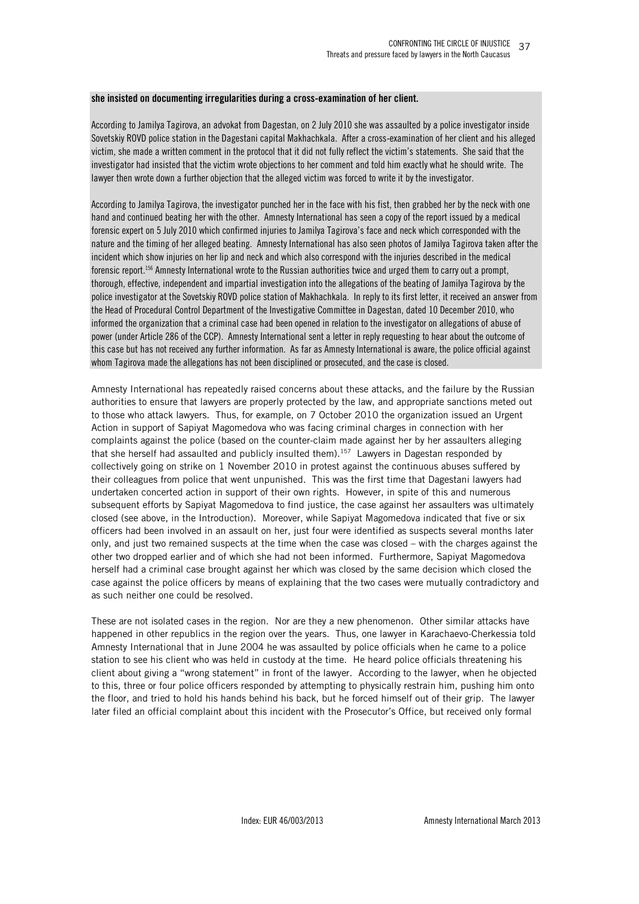**she insisted on documenting irregularities during a cross-examination of her client.**

According to Jamilya Tagirova, an advokat from Dagestan, on 2 July 2010 she was assaulted by a police investigator inside Sovetskiy ROVD police station in the Dagestani capital Makhachkala. After a cross-examination of her client and his alleged victim, she made a written comment in the protocol that it did not fully reflect the victim's statements. She said that the investigator had insisted that the victim wrote objections to her comment and told him exactly what he should write. The lawyer then wrote down a further objection that the alleged victim was forced to write it by the investigator.

According to Jamilya Tagirova, the investigator punched her in the face with his fist, then grabbed her by the neck with one hand and continued beating her with the other. Amnesty International has seen a copy of the report issued by a medical forensic expert on 5 July 2010 which confirmed injuries to Jamilya Tagirova's face and neck which corresponded with the nature and the timing of her alleged beating. Amnesty International has also seen photos of Jamilya Tagirova taken after the incident which show injuries on her lip and neck and which also correspond with the injuries described in the medical forensic report.[156] Amnesty International wrote to the Russian authorities twice and urged them to carry out a prompt, thorough, effective, independent and impartial investigation into the allegations of the beating of Jamilya Tagirova by the police investigator at the Sovetskiy ROVD police station of Makhachkala. In reply to its first letter, it received an answer from the Head of Procedural Control Department of the Investigative Committee in Dagestan, dated 10 December 2010, who informed the organization that a criminal case had been opened in relation to the investigator on allegations of abuse of power (under Article 286 of the CCP). Amnesty International sent a letter in reply requesting to hear about the outcome of this case but has not received any further information. As far as Amnesty International is aware, the police official against whom Tagirova made the allegations has not been disciplined or prosecuted, and the case is closed.

Amnesty International has repeatedly raised concerns about these attacks, and the failure by the Russian authorities to ensure that lawyers are properly protected by the law, and appropriate sanctions meted out to those who attack lawyers. Thus, for example, on 7 October 2010 the organization issued an Urgent Action in support of Sapiyat Magomedova who was facing criminal charges in connection with her complaints against the police (based on the counter-claim made against her by her assaulters alleging that she herself had assaulted and publicly insulted them).[157] Lawyers in Dagestan responded by collectively going on strike on 1 November 2010 in protest against the continuous abuses suffered by their colleagues from police that went unpunished. This was the first time that Dagestani lawyers had undertaken concerted action in support of their own rights. However, in spite of this and numerous subsequent efforts by Sapiyat Magomedova to find justice, the case against her assaulters was ultimately closed (see above, in the Introduction). Moreover, while Sapiyat Magomedova indicated that five or six officers had been involved in an assault on her, just four were identified as suspects several months later only, and just two remained suspects at the time when the case was closed – with the charges against the other two dropped earlier and of which she had not been informed. Furthermore, Sapiyat Magomedova herself had a criminal case brought against her which was closed by the same decision which closed the case against the police officers by means of explaining that the two cases were mutually contradictory and as such neither one could be resolved.

These are not isolated cases in the region. Nor are they a new phenomenon. Other similar attacks have happened in other republics in the region over the years. Thus, one lawyer in Karachaevo-Cherkessia told Amnesty International that in June 2004 he was assaulted by police officials when he came to a police station to see his client who was held in custody at the time. He heard police officials threatening his client about giving a "wrong statement" in front of the lawyer. According to the lawyer, when he objected to this, three or four police officers responded by attempting to physically restrain him, pushing him onto the floor, and tried to hold his hands behind his back, but he forced himself out of their grip. The lawyer later filed an official complaint about this incident with the Prosecutor's Office, but received only formal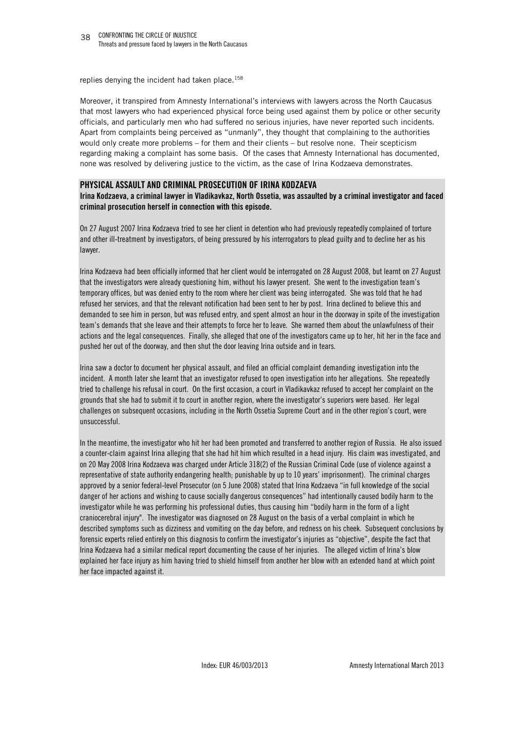replies denying the incident had taken place.[158]

Moreover, it transpired from Amnesty International's interviews with lawyers across the North Caucasus that most lawyers who had experienced physical force being used against them by police or other security officials, and particularly men who had suffered no serious injuries, have never reported such incidents. Apart from complaints being perceived as "unmanly", they thought that complaining to the authorities would only create more problems – for them and their clients – but resolve none. Their scepticism regarding making a complaint has some basis. Of the cases that Amnesty International has documented, none was resolved by delivering justice to the victim, as the case of Irina Kodzaeva demonstrates.

### PHYSICAL ASSAULT AND CRIMINAL PROSECUTION OF IRINA KODZAEVA

**Irina Kodzaeva, a criminal lawyer in Vladikavkaz, North Ossetia, was assaulted by a criminal investigator and faced criminal prosecution herself in connection with this episode.**

On 27 August 2007 Irina Kodzaeva tried to see her client in detention who had previously repeatedly complained of torture and other ill-treatment by investigators, of being pressured by his interrogators to plead guilty and to decline her as his lawyer.

Irina Kodzaeva had been officially informed that her client would be interrogated on 28 August 2008, but learnt on 27 August that the investigators were already questioning him, without his lawyer present. She went to the investigation team's temporary offices, but was denied entry to the room where her client was being interrogated. She was told that he had refused her services, and that the relevant notification had been sent to her by post. Irina declined to believe this and demanded to see him in person, but was refused entry, and spent almost an hour in the doorway in spite of the investigation team's demands that she leave and their attempts to force her to leave. She warned them about the unlawfulness of their actions and the legal consequences. Finally, she alleged that one of the investigators came up to her, hit her in the face and pushed her out of the doorway, and then shut the door leaving Irina outside and in tears.

Irina saw a doctor to document her physical assault, and filed an official complaint demanding investigation into the incident. A month later she learnt that an investigator refused to open investigation into her allegations. She repeatedly tried to challenge his refusal in court. On the first occasion, a court in Vladikavkaz refused to accept her complaint on the grounds that she had to submit it to court in another region, where the investigator's superiors were based. Her legal challenges on subsequent occasions, including in the North Ossetia Supreme Court and in the other region's court, were unsuccessful.

In the meantime, the investigator who hit her had been promoted and transferred to another region of Russia. He also issued a counter-claim against Irina alleging that she had hit him which resulted in a head injury. His claim was investigated, and on 20 May 2008 Irina Kodzaeva was charged under Article 318(2) of the Russian Criminal Code (use of violence against a representative of state authority endangering health; punishable by up to 10 years' imprisonment). The criminal charges approved by a senior federal-level Prosecutor (on 5 June 2008) stated that Irina Kodzaeva "in full knowledge of the social danger of her actions and wishing to cause socially dangerous consequences" had intentionally caused bodily harm to the investigator while he was performing his professional duties, thus causing him "bodily harm in the form of a light craniocerebral injury". The investigator was diagnosed on 28 August on the basis of a verbal complaint in which he described symptoms such as dizziness and vomiting on the day before, and redness on his cheek. Subsequent conclusions by forensic experts relied entirely on this diagnosis to confirm the investigator's injuries as "objective", despite the fact that Irina Kodzaeva had a similar medical report documenting the cause of her injuries. The alleged victim of Irina's blow explained her face injury as him having tried to shield himself from another her blow with an extended hand at which point her face impacted against it.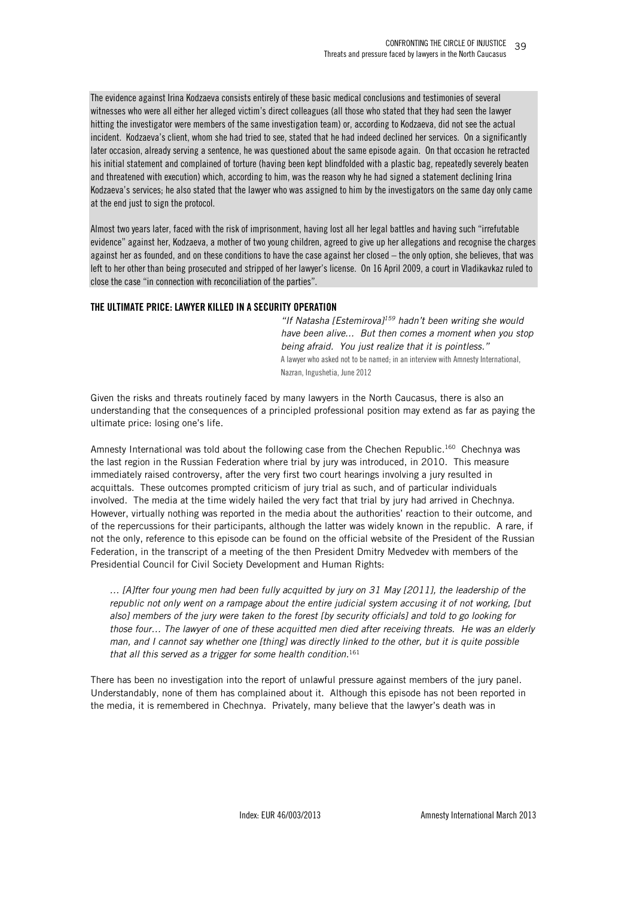The evidence against Irina Kodzaeva consists entirely of these basic medical conclusions and testimonies of several witnesses who were all either her alleged victim's direct colleagues (all those who stated that they had seen the lawyer hitting the investigator were members of the same investigation team) or, according to Kodzaeva, did not see the actual incident. Kodzaeva's client, whom she had tried to see, stated that he had indeed declined her services. On a significantly later occasion, already serving a sentence, he was questioned about the same episode again. On that occasion he retracted his initial statement and complained of torture (having been kept blindfolded with a plastic bag, repeatedly severely beaten and threatened with execution) which, according to him, was the reason why he had signed a statement declining Irina Kodzaeva's services; he also stated that the lawyer who was assigned to him by the investigators on the same day only came at the end just to sign the protocol.

Almost two years later, faced with the risk of imprisonment, having lost all her legal battles and having such "irrefutable evidence" against her, Kodzaeva, a mother of two young children, agreed to give up her allegations and recognise the charges against her as founded, and on these conditions to have the case against her closed – the only option, she believes, that was left to her other than being prosecuted and stripped of her lawyer's license. On 16 April 2009, a court in Vladikavkaz ruled to close the case "in connection with reconciliation of the parties".

## THE ULTIMATE PRICE: LAWYER KILLED IN A SECURITY OPERATION

> *"If Natasha [Estemirova][159] hadn't been writing she would have been alive... But then comes a moment when you stop being afraid. You just realize that it is pointless."*
> A lawyer who asked not to be named; in an interview with Amnesty International, Nazran, Ingushetia, June 2012

Given the risks and threats routinely faced by many lawyers in the North Caucasus, there is also an understanding that the consequences of a principled professional position may extend as far as paying the ultimate price: losing one's life.

Amnesty International was told about the following case from the Chechen Republic.[160] Chechnya was the last region in the Russian Federation where trial by jury was introduced, in 2010. This measure immediately raised controversy, after the very first two court hearings involving a jury resulted in acquittals. These outcomes prompted criticism of jury trial as such, and of particular individuals involved. The media at the time widely hailed the very fact that trial by jury had arrived in Chechnya. However, virtually nothing was reported in the media about the authorities' reaction to their outcome, and of the repercussions for their participants, although the latter was widely known in the republic. A rare, if not the only, reference to this episode can be found on the official website of the President of the Russian Federation, in the transcript of a meeting of the then President Dmitry Medvedev with members of the Presidential Council for Civil Society Development and Human Rights:

> *... [A]fter four young men had been fully acquitted by jury on 31 May [2011], the leadership of the republic not only went on a rampage about the entire judicial system accusing it of not working, [but also] members of the jury were taken to the forest [by security officials] and told to go looking for those four... The lawyer of one of these acquitted men died after receiving threats. He was an elderly man, and I cannot say whether one [thing] was directly linked to the other, but it is quite possible that all this served as a trigger for some health condition.*[161]

There has been no investigation into the report of unlawful pressure against members of the jury panel. Understandably, none of them has complained about it. Although this episode has not been reported in the media, it is remembered in Chechnya. Privately, many believe that the lawyer's death was in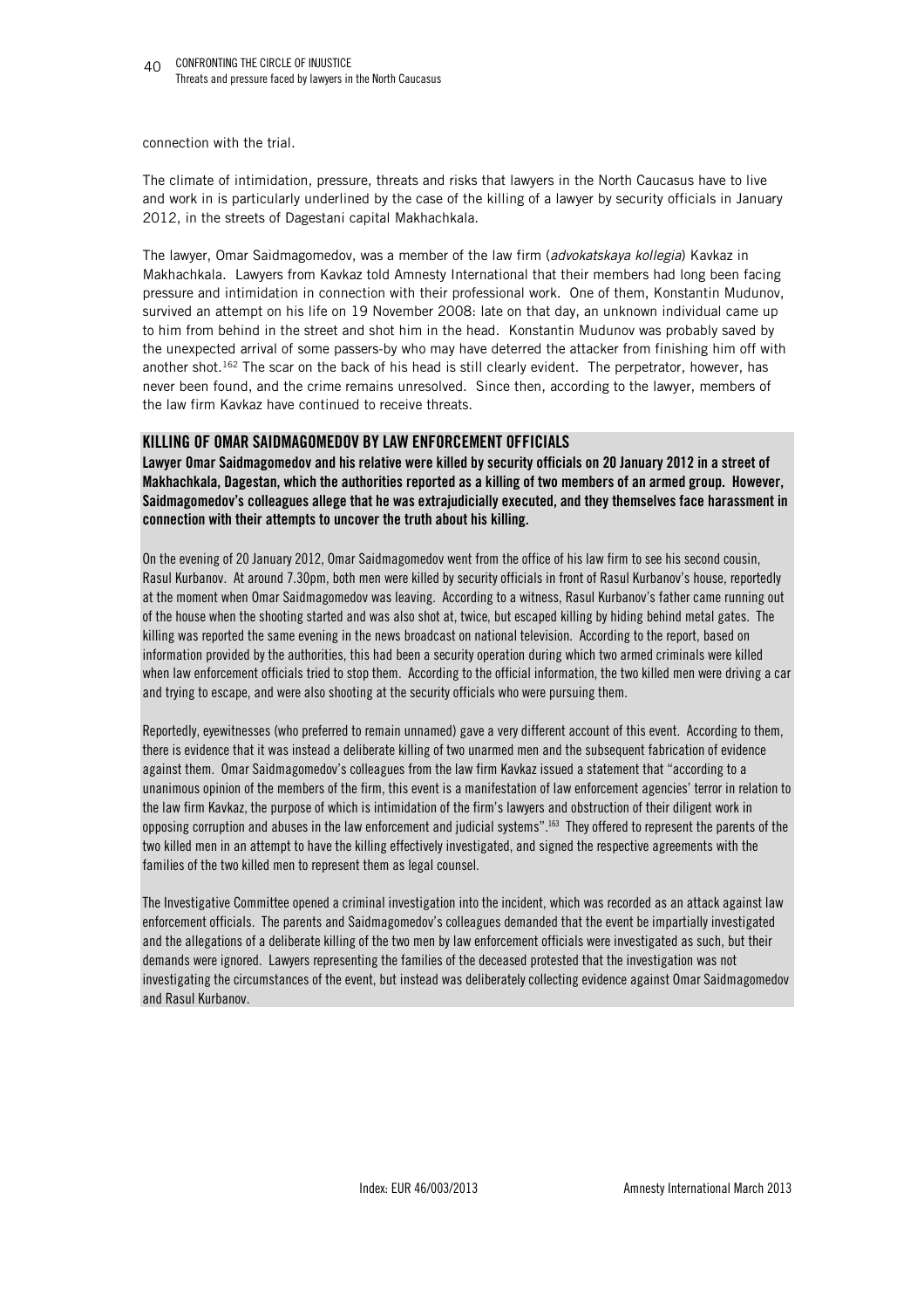connection with the trial.

The climate of intimidation, pressure, threats and risks that lawyers in the North Caucasus have to live and work in is particularly underlined by the case of the killing of a lawyer by security officials in January 2012, in the streets of Dagestani capital Makhachkala.

The lawyer, Omar Saidmagomedov, was a member of the law firm (*advokatskaya kollegia*) Kavkaz in Makhachkala. Lawyers from Kavkaz told Amnesty International that their members had long been facing pressure and intimidation in connection with their professional work. One of them, Konstantin Mudunov, survived an attempt on his life on 19 November 2008: late on that day, an unknown individual came up to him from behind in the street and shot him in the head. Konstantin Mudunov was probably saved by the unexpected arrival of some passers-by who may have deterred the attacker from finishing him off with another shot.[162] The scar on the back of his head is still clearly evident. The perpetrator, however, has never been found, and the crime remains unresolved. Since then, according to the lawyer, members of the law firm Kavkaz have continued to receive threats.

## KILLING OF OMAR SAIDMAGOMEDOV BY LAW ENFORCEMENT OFFICIALS

**Lawyer Omar Saidmagomedov and his relative were killed by security officials on 20 January 2012 in a street of Makhachkala, Dagestan, which the authorities reported as a killing of two members of an armed group. However, Saidmagomedov's colleagues allege that he was extrajudicially executed, and they themselves face harassment in connection with their attempts to uncover the truth about his killing.**

On the evening of 20 January 2012, Omar Saidmagomedov went from the office of his law firm to see his second cousin, Rasul Kurbanov. At around 7.30pm, both men were killed by security officials in front of Rasul Kurbanov's house, reportedly at the moment when Omar Saidmagomedov was leaving. According to a witness, Rasul Kurbanov's father came running out of the house when the shooting started and was also shot at, twice, but escaped killing by hiding behind metal gates. The killing was reported the same evening in the news broadcast on national television. According to the report, based on information provided by the authorities, this had been a security operation during which two armed criminals were killed when law enforcement officials tried to stop them. According to the official information, the two killed men were driving a car and trying to escape, and were also shooting at the security officials who were pursuing them.

Reportedly, eyewitnesses (who preferred to remain unnamed) gave a very different account of this event. According to them, there is evidence that it was instead a deliberate killing of two unarmed men and the subsequent fabrication of evidence against them. Omar Saidmagomedov's colleagues from the law firm Kavkaz issued a statement that "according to a unanimous opinion of the members of the firm, this event is a manifestation of law enforcement agencies' terror in relation to the law firm Kavkaz, the purpose of which is intimidation of the firm's lawyers and obstruction of their diligent work in opposing corruption and abuses in the law enforcement and judicial systems".[163] They offered to represent the parents of the two killed men in an attempt to have the killing effectively investigated, and signed the respective agreements with the families of the two killed men to represent them as legal counsel.

The Investigative Committee opened a criminal investigation into the incident, which was recorded as an attack against law enforcement officials. The parents and Saidmagomedov's colleagues demanded that the event be impartially investigated and the allegations of a deliberate killing of the two men by law enforcement officials were investigated as such, but their demands were ignored. Lawyers representing the families of the deceased protested that the investigation was not investigating the circumstances of the event, but instead was deliberately collecting evidence against Omar Saidmagomedov and Rasul Kurbanov.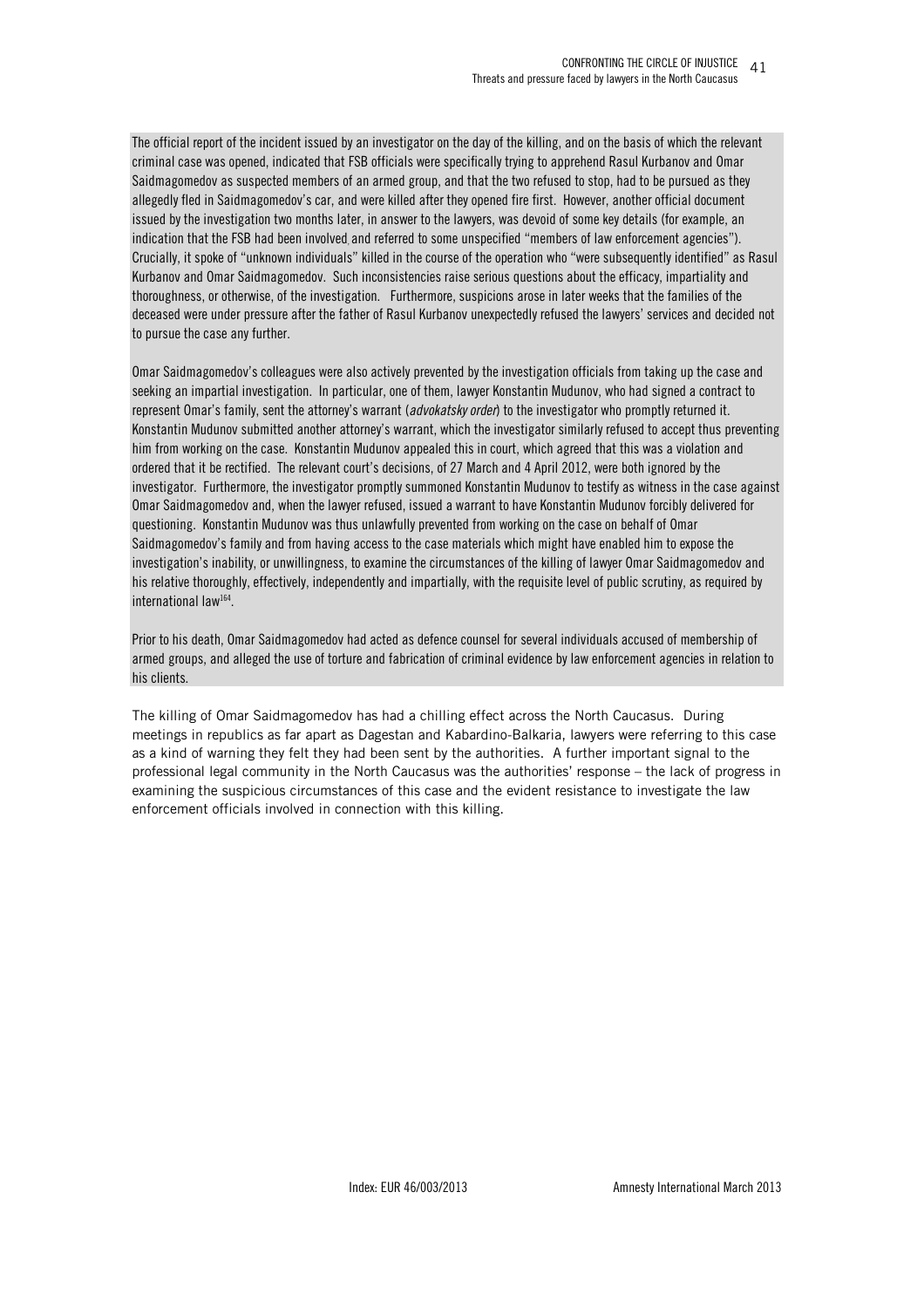The official report of the incident issued by an investigator on the day of the killing, and on the basis of which the relevant criminal case was opened, indicated that FSB officials were specifically trying to apprehend Rasul Kurbanov and Omar Saidmagomedov as suspected members of an armed group, and that the two refused to stop, had to be pursued as they allegedly fled in Saidmagomedov's car, and were killed after they opened fire first. However, another official document issued by the investigation two months later, in answer to the lawyers, was devoid of some key details (for example, an indication that the FSB had been involved and referred to some unspecified "members of law enforcement agencies"). Crucially, it spoke of "unknown individuals" killed in the course of the operation who "were subsequently identified" as Rasul Kurbanov and Omar Saidmagomedov. Such inconsistencies raise serious questions about the efficacy, impartiality and thoroughness, or otherwise, of the investigation. Furthermore, suspicions arose in later weeks that the families of the deceased were under pressure after the father of Rasul Kurbanov unexpectedly refused the lawyers' services and decided not to pursue the case any further.

Omar Saidmagomedov's colleagues were also actively prevented by the investigation officials from taking up the case and seeking an impartial investigation. In particular, one of them, lawyer Konstantin Mudunov, who had signed a contract to represent Omar's family, sent the attorney's warrant (*advokatsky order*) to the investigator who promptly returned it. Konstantin Mudunov submitted another attorney's warrant, which the investigator similarly refused to accept thus preventing him from working on the case. Konstantin Mudunov appealed this in court, which agreed that this was a violation and ordered that it be rectified. The relevant court's decisions, of 27 March and 4 April 2012, were both ignored by the investigator. Furthermore, the investigator promptly summoned Konstantin Mudunov to testify as witness in the case against Omar Saidmagomedov and, when the lawyer refused, issued a warrant to have Konstantin Mudunov forcibly delivered for questioning. Konstantin Mudunov was thus unlawfully prevented from working on the case on behalf of Omar Saidmagomedov's family and from having access to the case materials which might have enabled him to expose the investigation's inability, or unwillingness, to examine the circumstances of the killing of lawyer Omar Saidmagomedov and his relative thoroughly, effectively, independently and impartially, with the requisite level of public scrutiny, as required by international law[164].

Prior to his death, Omar Saidmagomedov had acted as defence counsel for several individuals accused of membership of armed groups, and alleged the use of torture and fabrication of criminal evidence by law enforcement agencies in relation to his clients.

The killing of Omar Saidmagomedov has had a chilling effect across the North Caucasus. During meetings in republics as far apart as Dagestan and Kabardino-Balkaria, lawyers were referring to this case as a kind of warning they felt they had been sent by the authorities. A further important signal to the professional legal community in the North Caucasus was the authorities' response – the lack of progress in examining the suspicious circumstances of this case and the evident resistance to investigate the law enforcement officials involved in connection with this killing.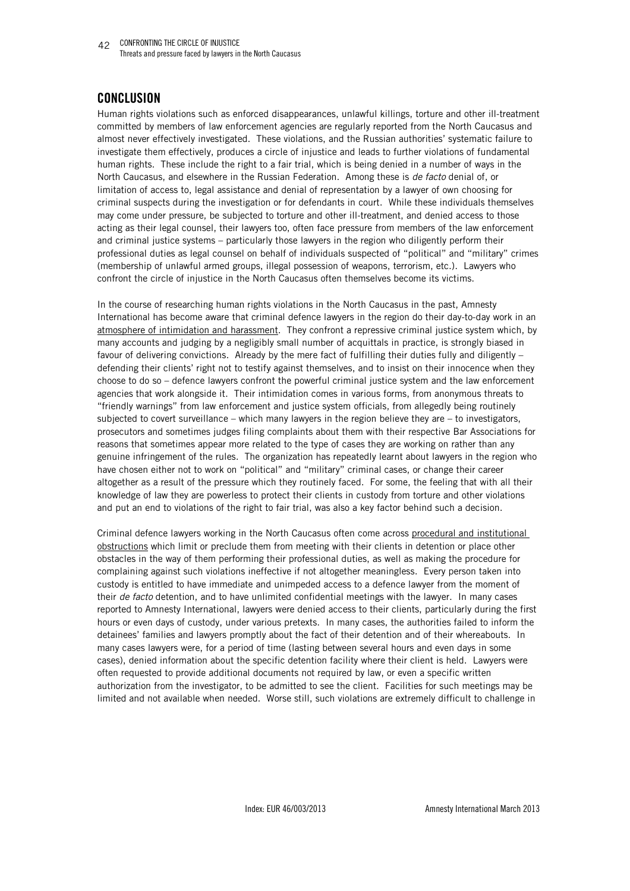## CONCLUSION

Human rights violations such as enforced disappearances, unlawful killings, torture and other ill-treatment committed by members of law enforcement agencies are regularly reported from the North Caucasus and almost never effectively investigated. These violations, and the Russian authorities' systematic failure to investigate them effectively, produces a circle of injustice and leads to further violations of fundamental human rights. These include the right to a fair trial, which is being denied in a number of ways in the North Caucasus, and elsewhere in the Russian Federation. Among these is *de facto* denial of, or limitation of access to, legal assistance and denial of representation by a lawyer of own choosing for criminal suspects during the investigation or for defendants in court. While these individuals themselves may come under pressure, be subjected to torture and other ill-treatment, and denied access to those acting as their legal counsel, their lawyers too, often face pressure from members of the law enforcement and criminal justice systems – particularly those lawyers in the region who diligently perform their professional duties as legal counsel on behalf of individuals suspected of "political" and "military" crimes (membership of unlawful armed groups, illegal possession of weapons, terrorism, etc.). Lawyers who confront the circle of injustice in the North Caucasus often themselves become its victims.

In the course of researching human rights violations in the North Caucasus in the past, Amnesty International has become aware that criminal defence lawyers in the region do their day-to-day work in an atmosphere of intimidation and harassment. They confront a repressive criminal justice system which, by many accounts and judging by a negligibly small number of acquittals in practice, is strongly biased in favour of delivering convictions. Already by the mere fact of fulfilling their duties fully and diligently – defending their clients' right not to testify against themselves, and to insist on their innocence when they choose to do so – defence lawyers confront the powerful criminal justice system and the law enforcement agencies that work alongside it. Their intimidation comes in various forms, from anonymous threats to "friendly warnings" from law enforcement and justice system officials, from allegedly being routinely subjected to covert surveillance – which many lawyers in the region believe they are – to investigators, prosecutors and sometimes judges filing complaints about them with their respective Bar Associations for reasons that sometimes appear more related to the type of cases they are working on rather than any genuine infringement of the rules. The organization has repeatedly learnt about lawyers in the region who have chosen either not to work on "political" and "military" criminal cases, or change their career altogether as a result of the pressure which they routinely faced. For some, the feeling that with all their knowledge of law they are powerless to protect their clients in custody from torture and other violations and put an end to violations of the right to fair trial, was also a key factor behind such a decision.

Criminal defence lawyers working in the North Caucasus often come across procedural and institutional obstructions which limit or preclude them from meeting with their clients in detention or place other obstacles in the way of them performing their professional duties, as well as making the procedure for complaining against such violations ineffective if not altogether meaningless. Every person taken into custody is entitled to have immediate and unimpeded access to a defence lawyer from the moment of their *de facto* detention, and to have unlimited confidential meetings with the lawyer. In many cases reported to Amnesty International, lawyers were denied access to their clients, particularly during the first hours or even days of custody, under various pretexts. In many cases, the authorities failed to inform the detainees' families and lawyers promptly about the fact of their detention and of their whereabouts. In many cases lawyers were, for a period of time (lasting between several hours and even days in some cases), denied information about the specific detention facility where their client is held. Lawyers were often requested to provide additional documents not required by law, or even a specific written authorization from the investigator, to be admitted to see the client. Facilities for such meetings may be limited and not available when needed. Worse still, such violations are extremely difficult to challenge in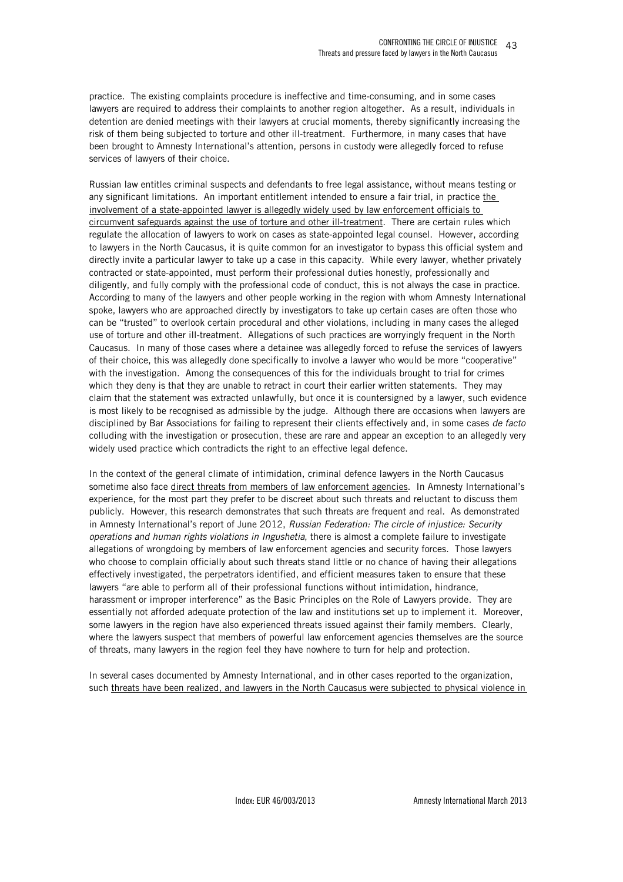practice. The existing complaints procedure is ineffective and time-consuming, and in some cases lawyers are required to address their complaints to another region altogether. As a result, individuals in detention are denied meetings with their lawyers at crucial moments, thereby significantly increasing the risk of them being subjected to torture and other ill-treatment. Furthermore, in many cases that have been brought to Amnesty International's attention, persons in custody were allegedly forced to refuse services of lawyers of their choice.

Russian law entitles criminal suspects and defendants to free legal assistance, without means testing or any significant limitations. An important entitlement intended to ensure a fair trial, in practice <u>the involvement of a state-appointed lawyer is allegedly widely used by law enforcement officials to circumvent safeguards against the use of torture and other ill-treatment</u>. There are certain rules which regulate the allocation of lawyers to work on cases as state-appointed legal counsel. However, according to lawyers in the North Caucasus, it is quite common for an investigator to bypass this official system and directly invite a particular lawyer to take up a case in this capacity. While every lawyer, whether privately contracted or state-appointed, must perform their professional duties honestly, professionally and diligently, and fully comply with the professional code of conduct, this is not always the case in practice. According to many of the lawyers and other people working in the region with whom Amnesty International spoke, lawyers who are approached directly by investigators to take up certain cases are often those who can be "trusted" to overlook certain procedural and other violations, including in many cases the alleged use of torture and other ill-treatment. Allegations of such practices are worryingly frequent in the North Caucasus. In many of those cases where a detainee was allegedly forced to refuse the services of lawyers of their choice, this was allegedly done specifically to involve a lawyer who would be more "cooperative" with the investigation. Among the consequences of this for the individuals brought to trial for crimes which they deny is that they are unable to retract in court their earlier written statements. They may claim that the statement was extracted unlawfully, but once it is countersigned by a lawyer, such evidence is most likely to be recognised as admissible by the judge. Although there are occasions when lawyers are disciplined by Bar Associations for failing to represent their clients effectively and, in some cases *de facto* colluding with the investigation or prosecution, these are rare and appear an exception to an allegedly very widely used practice which contradicts the right to an effective legal defence.

In the context of the general climate of intimidation, criminal defence lawyers in the North Caucasus sometime also face <u>direct threats from members of law enforcement agencies</u>. In Amnesty International's experience, for the most part they prefer to be discreet about such threats and reluctant to discuss them publicly. However, this research demonstrates that such threats are frequent and real. As demonstrated in Amnesty International's report of June 2012, *Russian Federation: The circle of injustice: Security operations and human rights violations in Ingushetia*, there is almost a complete failure to investigate allegations of wrongdoing by members of law enforcement agencies and security forces. Those lawyers who choose to complain officially about such threats stand little or no chance of having their allegations effectively investigated, the perpetrators identified, and efficient measures taken to ensure that these lawyers "are able to perform all of their professional functions without intimidation, hindrance, harassment or improper interference" as the Basic Principles on the Role of Lawyers provide. They are essentially not afforded adequate protection of the law and institutions set up to implement it. Moreover, some lawyers in the region have also experienced threats issued against their family members. Clearly, where the lawyers suspect that members of powerful law enforcement agencies themselves are the source of threats, many lawyers in the region feel they have nowhere to turn for help and protection.

In several cases documented by Amnesty International, and in other cases reported to the organization, such <u>threats have been realized, and lawyers in the North Caucasus were subjected to physical violence in</u>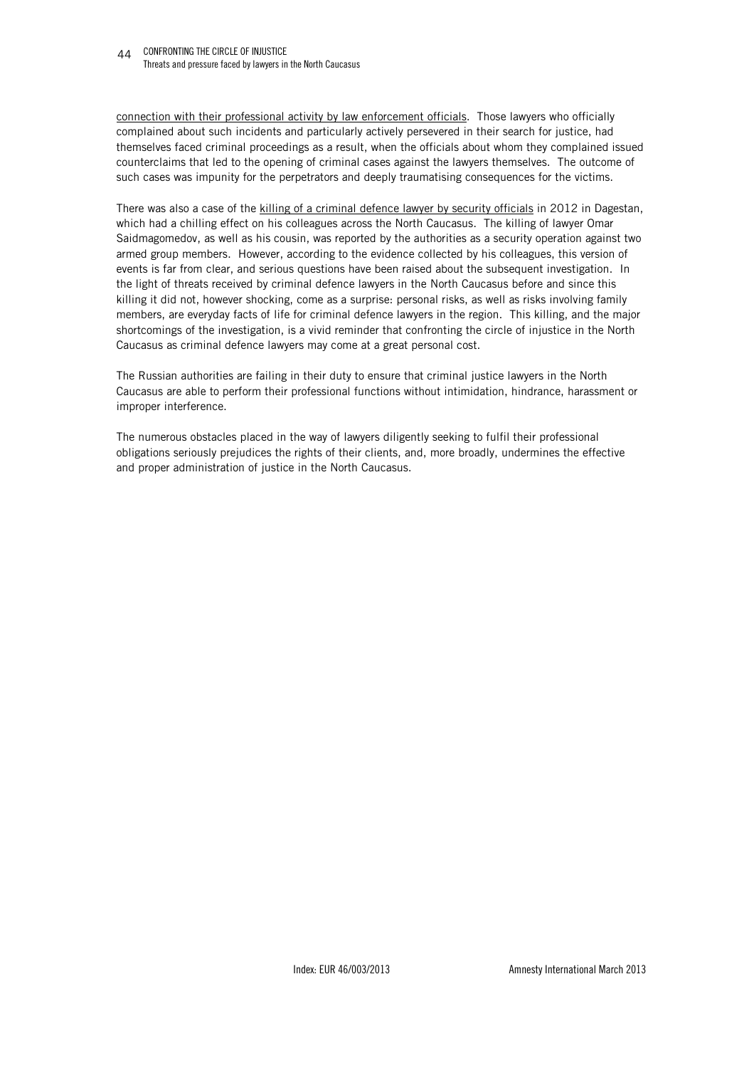connection with their professional activity by law enforcement officials. Those lawyers who officially complained about such incidents and particularly actively persevered in their search for justice, had themselves faced criminal proceedings as a result, when the officials about whom they complained issued counterclaims that led to the opening of criminal cases against the lawyers themselves. The outcome of such cases was impunity for the perpetrators and deeply traumatising consequences for the victims.

There was also a case of the killing of a criminal defence lawyer by security officials in 2012 in Dagestan, which had a chilling effect on his colleagues across the North Caucasus. The killing of lawyer Omar Saidmagomedov, as well as his cousin, was reported by the authorities as a security operation against two armed group members. However, according to the evidence collected by his colleagues, this version of events is far from clear, and serious questions have been raised about the subsequent investigation. In the light of threats received by criminal defence lawyers in the North Caucasus before and since this killing it did not, however shocking, come as a surprise: personal risks, as well as risks involving family members, are everyday facts of life for criminal defence lawyers in the region. This killing, and the major shortcomings of the investigation, is a vivid reminder that confronting the circle of injustice in the North Caucasus as criminal defence lawyers may come at a great personal cost.

The Russian authorities are failing in their duty to ensure that criminal justice lawyers in the North Caucasus are able to perform their professional functions without intimidation, hindrance, harassment or improper interference.

The numerous obstacles placed in the way of lawyers diligently seeking to fulfil their professional obligations seriously prejudices the rights of their clients, and, more broadly, undermines the effective and proper administration of justice in the North Caucasus.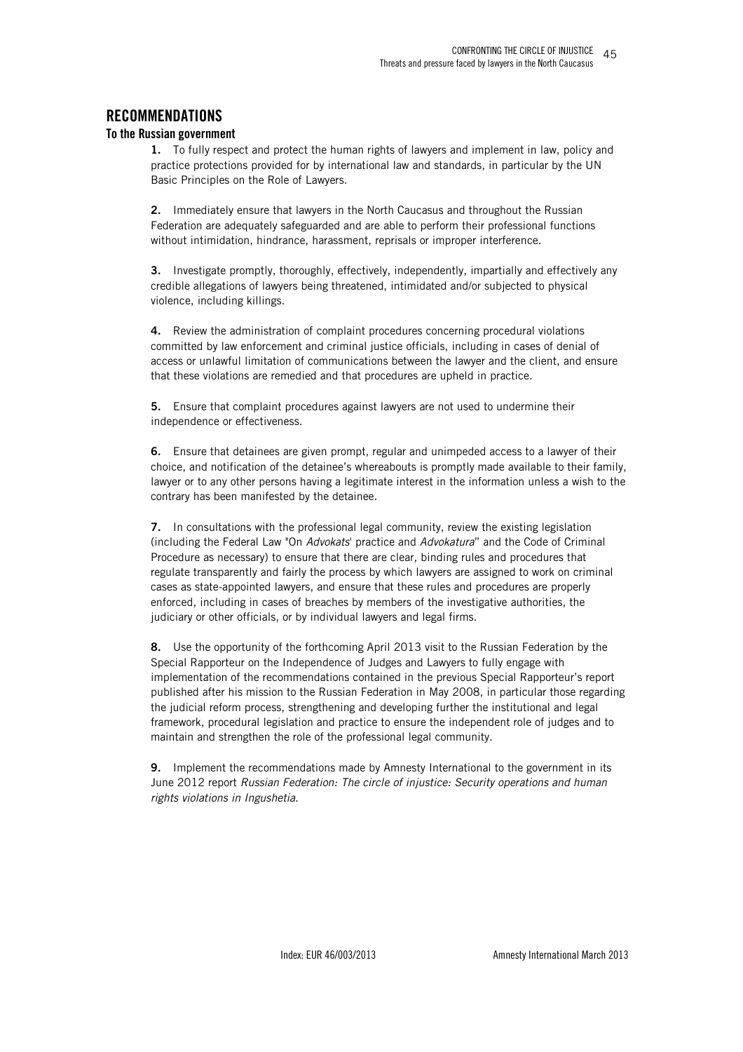## RECOMMENDATIONS

### To the Russian government

**1.** To fully respect and protect the human rights of lawyers and implement in law, policy and practice protections provided for by international law and standards, in particular by the UN Basic Principles on the Role of Lawyers.

**2.** Immediately ensure that lawyers in the North Caucasus and throughout the Russian Federation are adequately safeguarded and are able to perform their professional functions without intimidation, hindrance, harassment, reprisals or improper interference.

**3.** Investigate promptly, thoroughly, effectively, independently, impartially and effectively any credible allegations of lawyers being threatened, intimidated and/or subjected to physical violence, including killings.

**4.** Review the administration of complaint procedures concerning procedural violations committed by law enforcement and criminal justice officials, including in cases of denial of access or unlawful limitation of communications between the lawyer and the client, and ensure that these violations are remedied and that procedures are upheld in practice.

**5.** Ensure that complaint procedures against lawyers are not used to undermine their independence or effectiveness.

**6.** Ensure that detainees are given prompt, regular and unimpeded access to a lawyer of their choice, and notification of the detainee's whereabouts is promptly made available to their family, lawyer or to any other persons having a legitimate interest in the information unless a wish to the contrary has been manifested by the detainee.

**7.** In consultations with the professional legal community, review the existing legislation (including the Federal Law "On *Advokats*' practice and *Advokatura*" and the Code of Criminal Procedure as necessary) to ensure that there are clear, binding rules and procedures that regulate transparently and fairly the process by which lawyers are assigned to work on criminal cases as state-appointed lawyers, and ensure that these rules and procedures are properly enforced, including in cases of breaches by members of the investigative authorities, the judiciary or other officials, or by individual lawyers and legal firms.

**8.** Use the opportunity of the forthcoming April 2013 visit to the Russian Federation by the Special Rapporteur on the Independence of Judges and Lawyers to fully engage with implementation of the recommendations contained in the previous Special Rapporteur's report published after his mission to the Russian Federation in May 2008, in particular those regarding the judicial reform process, strengthening and developing further the institutional and legal framework, procedural legislation and practice to ensure the independent role of judges and to maintain and strengthen the role of the professional legal community.

**9.** Implement the recommendations made by Amnesty International to the government in its June 2012 report *Russian Federation: The circle of injustice: Security operations and human rights violations in Ingushetia*.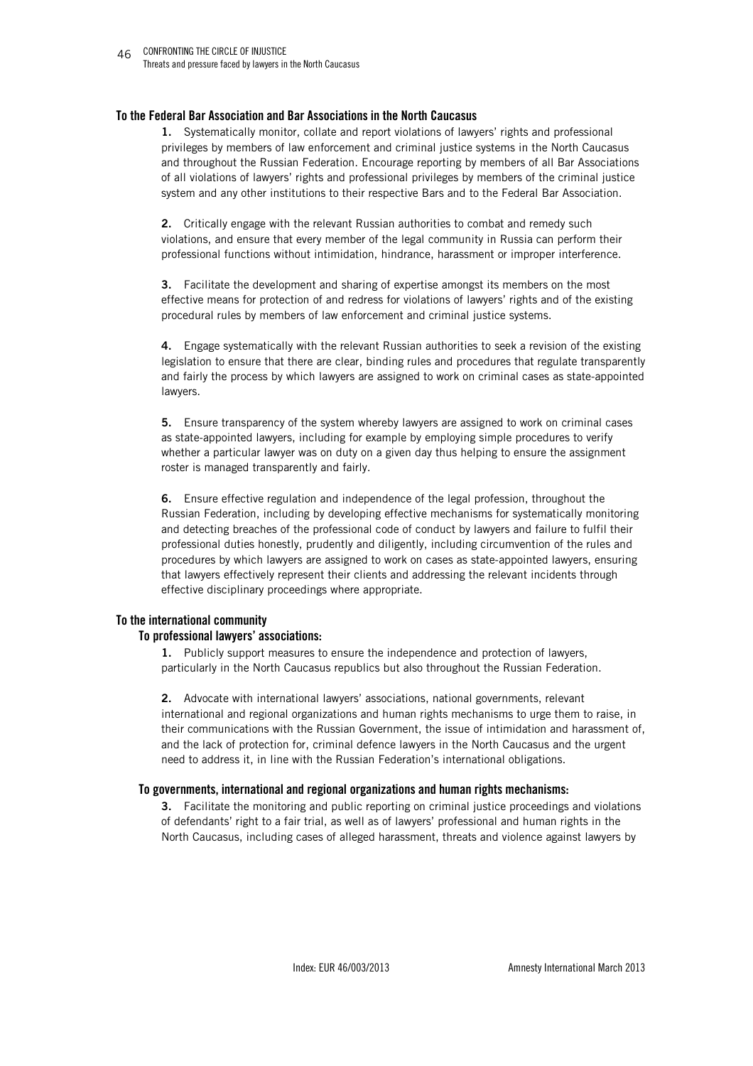### To the Federal Bar Association and Bar Associations in the North Caucasus

**1.** Systematically monitor, collate and report violations of lawyers' rights and professional privileges by members of law enforcement and criminal justice systems in the North Caucasus and throughout the Russian Federation. Encourage reporting by members of all Bar Associations of all violations of lawyers' rights and professional privileges by members of the criminal justice system and any other institutions to their respective Bars and to the Federal Bar Association.

**2.** Critically engage with the relevant Russian authorities to combat and remedy such violations, and ensure that every member of the legal community in Russia can perform their professional functions without intimidation, hindrance, harassment or improper interference.

**3.** Facilitate the development and sharing of expertise amongst its members on the most effective means for protection of and redress for violations of lawyers' rights and of the existing procedural rules by members of law enforcement and criminal justice systems.

**4.** Engage systematically with the relevant Russian authorities to seek a revision of the existing legislation to ensure that there are clear, binding rules and procedures that regulate transparently and fairly the process by which lawyers are assigned to work on criminal cases as state-appointed lawyers.

**5.** Ensure transparency of the system whereby lawyers are assigned to work on criminal cases as state-appointed lawyers, including for example by employing simple procedures to verify whether a particular lawyer was on duty on a given day thus helping to ensure the assignment roster is managed transparently and fairly.

**6.** Ensure effective regulation and independence of the legal profession, throughout the Russian Federation, including by developing effective mechanisms for systematically monitoring and detecting breaches of the professional code of conduct by lawyers and failure to fulfil their professional duties honestly, prudently and diligently, including circumvention of the rules and procedures by which lawyers are assigned to work on cases as state-appointed lawyers, ensuring that lawyers effectively represent their clients and addressing the relevant incidents through effective disciplinary proceedings where appropriate.

### To the international community

#### To professional lawyers' associations:

**1.** Publicly support measures to ensure the independence and protection of lawyers, particularly in the North Caucasus republics but also throughout the Russian Federation.

**2.** Advocate with international lawyers' associations, national governments, relevant international and regional organizations and human rights mechanisms to urge them to raise, in their communications with the Russian Government, the issue of intimidation and harassment of, and the lack of protection for, criminal defence lawyers in the North Caucasus and the urgent need to address it, in line with the Russian Federation's international obligations.

#### To governments, international and regional organizations and human rights mechanisms:

**3.** Facilitate the monitoring and public reporting on criminal justice proceedings and violations of defendants' right to a fair trial, as well as of lawyers' professional and human rights in the North Caucasus, including cases of alleged harassment, threats and violence against lawyers by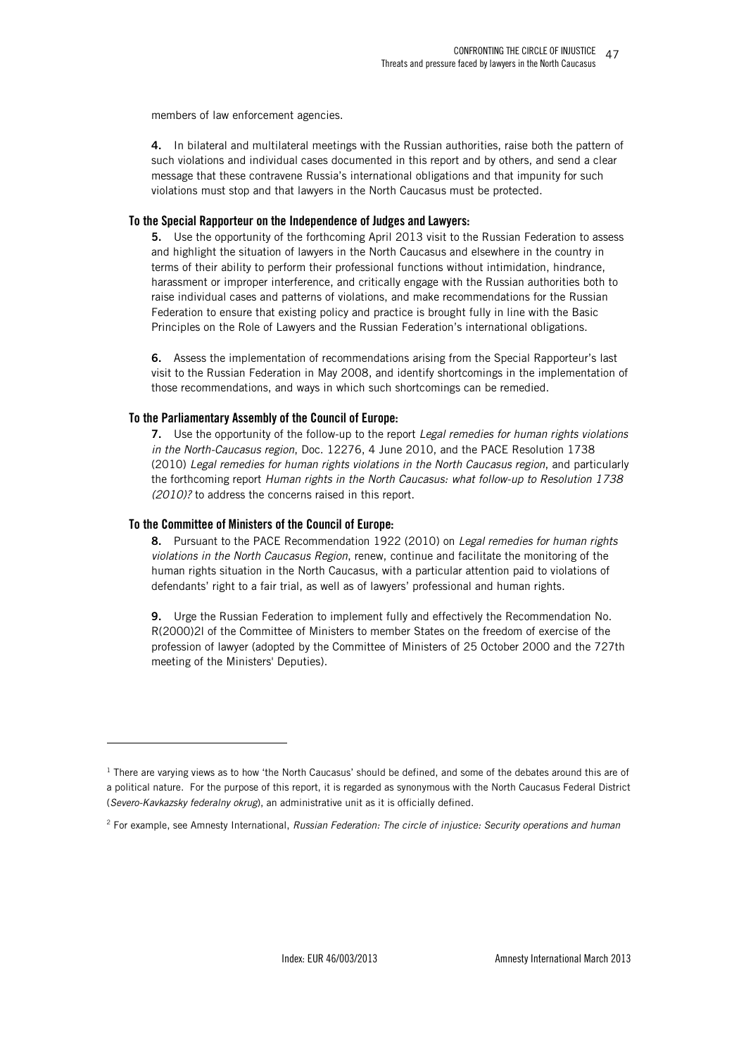members of law enforcement agencies.

**4.** In bilateral and multilateral meetings with the Russian authorities, raise both the pattern of such violations and individual cases documented in this report and by others, and send a clear message that these contravene Russia's international obligations and that impunity for such violations must stop and that lawyers in the North Caucasus must be protected.

### To the Special Rapporteur on the Independence of Judges and Lawyers:

**5.** Use the opportunity of the forthcoming April 2013 visit to the Russian Federation to assess and highlight the situation of lawyers in the North Caucasus and elsewhere in the country in terms of their ability to perform their professional functions without intimidation, hindrance, harassment or improper interference, and critically engage with the Russian authorities both to raise individual cases and patterns of violations, and make recommendations for the Russian Federation to ensure that existing policy and practice is brought fully in line with the Basic Principles on the Role of Lawyers and the Russian Federation's international obligations.

**6.** Assess the implementation of recommendations arising from the Special Rapporteur's last visit to the Russian Federation in May 2008, and identify shortcomings in the implementation of those recommendations, and ways in which such shortcomings can be remedied.

### To the Parliamentary Assembly of the Council of Europe:

**7.** Use the opportunity of the follow-up to the report *Legal remedies for human rights violations in the North-Caucasus region*, Doc. 12276, 4 June 2010, and the PACE Resolution 1738 (2010) *Legal remedies for human rights violations in the North Caucasus region*, and particularly the forthcoming report *Human rights in the North Caucasus: what follow-up to Resolution 1738 (2010)?* to address the concerns raised in this report.

### To the Committee of Ministers of the Council of Europe:

**8.** Pursuant to the PACE Recommendation 1922 (2010) on *Legal remedies for human rights violations in the North Caucasus Region*, renew, continue and facilitate the monitoring of the human rights situation in the North Caucasus, with a particular attention paid to violations of defendants' right to a fair trial, as well as of lawyers' professional and human rights.

**9.** Urge the Russian Federation to implement fully and effectively the Recommendation No. R(2000)2l of the Committee of Ministers to member States on the freedom of exercise of the profession of lawyer (adopted by the Committee of Ministers of 25 October 2000 and the 727th meeting of the Ministers' Deputies).

---

[1] There are varying views as to how 'the North Caucasus' should be defined, and some of the debates around this are of a political nature. For the purpose of this report, it is regarded as synonymous with the North Caucasus Federal District (*Severo-Kavkazsky federalny okrug*), an administrative unit as it is officially defined.

[2] For example, see Amnesty International, *Russian Federation: The circle of injustice: Security operations and human*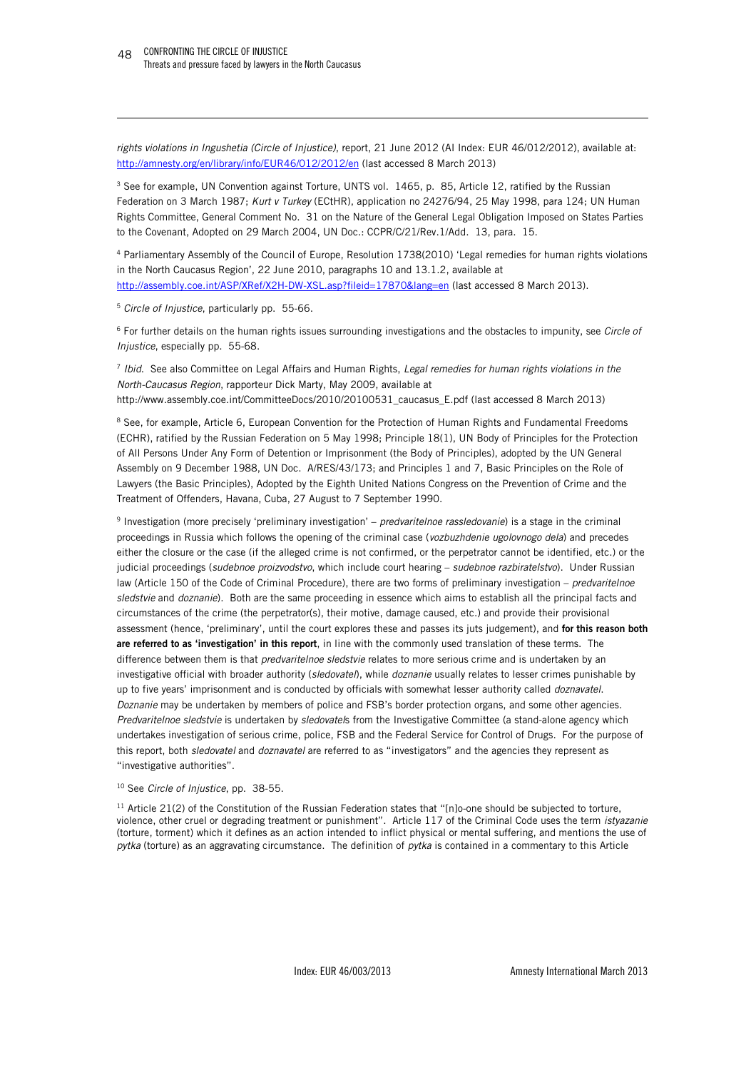*rights violations in Ingushetia (Circle of Injustice)*, report, 21 June 2012 (AI Index: EUR 46/012/2012), available at: http://amnesty.org/en/library/info/EUR46/012/2012/en (last accessed 8 March 2013)

[3] See for example, UN Convention against Torture, UNTS vol. 1465, p. 85, Article 12, ratified by the Russian Federation on 3 March 1987; *Kurt v Turkey* (ECtHR), application no 24276/94, 25 May 1998, para 124; UN Human Rights Committee, General Comment No. 31 on the Nature of the General Legal Obligation Imposed on States Parties to the Covenant, Adopted on 29 March 2004, UN Doc.: CCPR/C/21/Rev.1/Add. 13, para. 15.

[4] Parliamentary Assembly of the Council of Europe, Resolution 1738(2010) 'Legal remedies for human rights violations in the North Caucasus Region', 22 June 2010, paragraphs 10 and 13.1.2, available at http://assembly.coe.int/ASP/XRef/X2H-DW-XSL.asp?fileid=17870&lang=en (last accessed 8 March 2013).

[5] *Circle of Injustice*, particularly pp. 55-66.

[6] For further details on the human rights issues surrounding investigations and the obstacles to impunity, see *Circle of Injustice*, especially pp. 55-68.

[7] *Ibid*. See also Committee on Legal Affairs and Human Rights, *Legal remedies for human rights violations in the North-Caucasus Region*, rapporteur Dick Marty, May 2009, available at http://www.assembly.coe.int/CommitteeDocs/2010/20100531_caucasus_E.pdf (last accessed 8 March 2013)

[8] See, for example, Article 6, European Convention for the Protection of Human Rights and Fundamental Freedoms (ECHR), ratified by the Russian Federation on 5 May 1998; Principle 18(1), UN Body of Principles for the Protection of All Persons Under Any Form of Detention or Imprisonment (the Body of Principles), adopted by the UN General Assembly on 9 December 1988, UN Doc. A/RES/43/173; and Principles 1 and 7, Basic Principles on the Role of Lawyers (the Basic Principles), Adopted by the Eighth United Nations Congress on the Prevention of Crime and the Treatment of Offenders, Havana, Cuba, 27 August to 7 September 1990.

[9] Investigation (more precisely 'preliminary investigation' – *predvaritelnoe rassledovanie*) is a stage in the criminal proceedings in Russia which follows the opening of the criminal case (*vozbuzhdenie ugolovnogo dela*) and precedes either the closure or the case (if the alleged crime is not confirmed, or the perpetrator cannot be identified, etc.) or the judicial proceedings (*sudebnoe proizvodstvo*, which include court hearing – *sudebnoe razbiratelstvo*). Under Russian law (Article 150 of the Code of Criminal Procedure), there are two forms of preliminary investigation – *predvaritelnoe sledstvie* and *doznanie*). Both are the same proceeding in essence which aims to establish all the principal facts and circumstances of the crime (the perpetrator(s), their motive, damage caused, etc.) and provide their provisional assessment (hence, 'preliminary', until the court explores these and passes its juts judgement), and **for this reason both are referred to as 'investigation' in this report**, in line with the commonly used translation of these terms. The difference between them is that *predvaritelnoe sledstvie* relates to more serious crime and is undertaken by an investigative official with broader authority (*sledovatel*), while *doznanie* usually relates to lesser crimes punishable by up to five years' imprisonment and is conducted by officials with somewhat lesser authority called *doznavatel*. *Doznanie* may be undertaken by members of police and FSB's border protection organs, and some other agencies. *Predvaritelnoe sledstvie* is undertaken by *sledovatel*s from the Investigative Committee (a stand-alone agency which undertakes investigation of serious crime, police, FSB and the Federal Service for Control of Drugs. For the purpose of this report, both *sledovatel* and *doznavatel* are referred to as "investigators" and the agencies they represent as "investigative authorities".

[10] See *Circle of Injustice*, pp. 38-55.

[11] Article 21(2) of the Constitution of the Russian Federation states that "[n]o-one should be subjected to torture, violence, other cruel or degrading treatment or punishment". Article 117 of the Criminal Code uses the term *istyazanie* (torture, torment) which it defines as an action intended to inflict physical or mental suffering, and mentions the use of *pytka* (torture) as an aggravating circumstance. The definition of *pytka* is contained in a commentary to this Article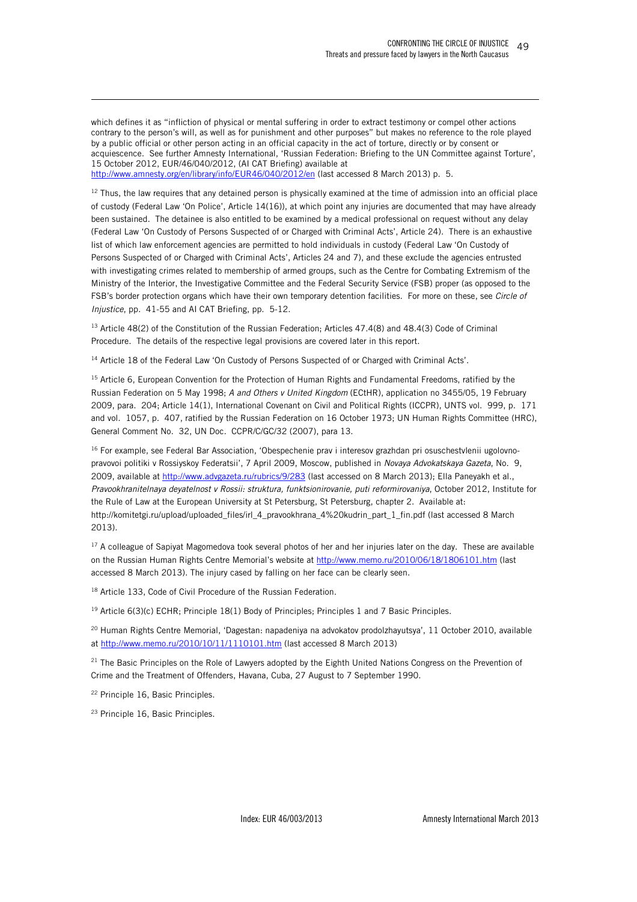which defines it as "infliction of physical or mental suffering in order to extract testimony or compel other actions contrary to the person's will, as well as for punishment and other purposes" but makes no reference to the role played by a public official or other person acting in an official capacity in the act of torture, directly or by consent or acquiescence. See further Amnesty International, 'Russian Federation: Briefing to the UN Committee against Torture', 15 October 2012, EUR/46/040/2012, (AI CAT Briefing) available at http://www.amnesty.org/en/library/info/EUR46/040/2012/en (last accessed 8 March 2013) p. 5.

[12] Thus, the law requires that any detained person is physically examined at the time of admission into an official place of custody (Federal Law 'On Police', Article 14(16)), at which point any injuries are documented that may have already been sustained. The detainee is also entitled to be examined by a medical professional on request without any delay (Federal Law 'On Custody of Persons Suspected of or Charged with Criminal Acts', Article 24). There is an exhaustive list of which law enforcement agencies are permitted to hold individuals in custody (Federal Law 'On Custody of Persons Suspected of or Charged with Criminal Acts', Articles 24 and 7), and these exclude the agencies entrusted with investigating crimes related to membership of armed groups, such as the Centre for Combating Extremism of the Ministry of the Interior, the Investigative Committee and the Federal Security Service (FSB) proper (as opposed to the FSB's border protection organs which have their own temporary detention facilities. For more on these, see *Circle of Injustice*, pp. 41-55 and AI CAT Briefing, pp. 5-12.

[13] Article 48(2) of the Constitution of the Russian Federation; Articles 47.4(8) and 48.4(3) Code of Criminal Procedure. The details of the respective legal provisions are covered later in this report.

[14] Article 18 of the Federal Law 'On Custody of Persons Suspected of or Charged with Criminal Acts'.

[15] Article 6, European Convention for the Protection of Human Rights and Fundamental Freedoms, ratified by the Russian Federation on 5 May 1998; *A and Others v United Kingdom* (ECtHR), application no 3455/05, 19 February 2009, para. 204; Article 14(1), International Covenant on Civil and Political Rights (ICCPR), UNTS vol. 999, p. 171 and vol. 1057, p. 407, ratified by the Russian Federation on 16 October 1973; UN Human Rights Committee (HRC), General Comment No. 32, UN Doc. CCPR/C/GC/32 (2007), para 13.

[16] For example, see Federal Bar Association, 'Obespechenie prav i interesov grazhdan pri osuschestvlenii ugolovno-pravovoi politiki v Rossiyskoy Federatsii', 7 April 2009, Moscow, published in *Novaya Advokatskaya Gazeta*, No. 9, 2009, available at http://www.advgazeta.ru/rubrics/9/283 (last accessed on 8 March 2013); Ella Paneyakh et al., *Pravookhranitelnaya deyatelnost v Rossii: struktura, funktsionirovanie, puti reformirovaniya*, October 2012, Institute for the Rule of Law at the European University at St Petersburg, St Petersburg, chapter 2. Available at: http://komitetgi.ru/upload/uploaded_files/irl_4_pravookhrana_4%20kudrin_part_1_fin.pdf (last accessed 8 March 2013).

[17] A colleague of Sapiyat Magomedova took several photos of her and her injuries later on the day. These are available on the Russian Human Rights Centre Memorial's website at http://www.memo.ru/2010/06/18/1806101.htm (last accessed 8 March 2013). The injury cased by falling on her face can be clearly seen.

[18] Article 133, Code of Civil Procedure of the Russian Federation.

[19] Article 6(3)(c) ECHR; Principle 18(1) Body of Principles; Principles 1 and 7 Basic Principles.

[20] Human Rights Centre Memorial, 'Dagestan: napadeniya na advokatov prodolzhayutsya', 11 October 2010, available at http://www.memo.ru/2010/10/11/1110101.htm (last accessed 8 March 2013)

[21] The Basic Principles on the Role of Lawyers adopted by the Eighth United Nations Congress on the Prevention of Crime and the Treatment of Offenders, Havana, Cuba, 27 August to 7 September 1990.

[22] Principle 16, Basic Principles.

[23] Principle 16, Basic Principles.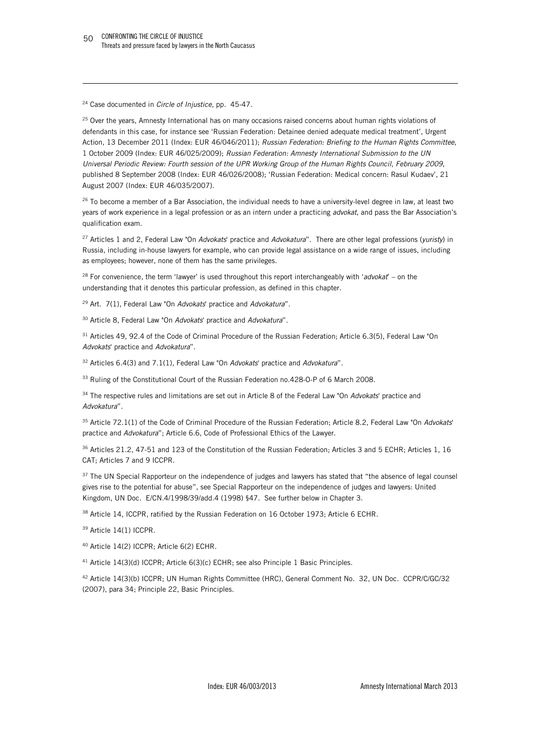[24] Case documented in *Circle of Injustice*, pp. 45-47.

[25] Over the years, Amnesty International has on many occasions raised concerns about human rights violations of defendants in this case, for instance see 'Russian Federation: Detainee denied adequate medical treatment', Urgent Action, 13 December 2011 (Index: EUR 46/046/2011); *Russian Federation: Briefing to the Human Rights Committee*, 1 October 2009 (Index: EUR 46/025/2009); *Russian Federation: Amnesty International Submission to the UN Universal Periodic Review: Fourth session of the UPR Working Group of the Human Rights Council, February 2009*, published 8 September 2008 (Index: EUR 46/026/2008); 'Russian Federation: Medical concern: Rasul Kudaev', 21 August 2007 (Index: EUR 46/035/2007).

[26] To become a member of a Bar Association, the individual needs to have a university-level degree in law, at least two years of work experience in a legal profession or as an intern under a practicing *advokat*, and pass the Bar Association's qualification exam.

[27] Articles 1 and 2, Federal Law "On *Advokats*' practice and *Advokatura*". There are other legal professions (*yuristy*) in Russia, including in-house lawyers for example, who can provide legal assistance on a wide range of issues, including as employees; however, none of them has the same privileges.

[28] For convenience, the term 'lawyer' is used throughout this report interchangeably with '*advokat*' – on the understanding that it denotes this particular profession, as defined in this chapter.

[29] Art. 7(1), Federal Law "On *Advokats*' practice and *Advokatura*".

[30] Article 8, Federal Law "On *Advokats*' practice and *Advokatura*".

[31] Articles 49, 92.4 of the Code of Criminal Procedure of the Russian Federation; Article 6.3(5), Federal Law "On *Advokats*' practice and *Advokatura*".

[32] Articles 6.4(3) and 7.1(1), Federal Law "On *Advokats*' practice and *Advokatura*".

[33] Ruling of the Constitutional Court of the Russian Federation no.428-O-P of 6 March 2008.

[34] The respective rules and limitations are set out in Article 8 of the Federal Law "On *Advokats*' practice and *Advokatura*".

[35] Article 72.1(1) of the Code of Criminal Procedure of the Russian Federation; Article 8.2, Federal Law "On *Advokats*' practice and *Advokatura*"; Article 6.6, Code of Professional Ethics of the Lawyer.

[36] Articles 21.2, 47-51 and 123 of the Constitution of the Russian Federation; Articles 3 and 5 ECHR; Articles 1, 16 CAT; Articles 7 and 9 ICCPR.

[37] The UN Special Rapporteur on the independence of judges and lawyers has stated that "the absence of legal counsel gives rise to the potential for abuse", see Special Rapporteur on the independence of judges and lawyers: United Kingdom, UN Doc. E/CN.4/1998/39/add.4 (1998) §47. See further below in Chapter 3.

[38] Article 14, ICCPR, ratified by the Russian Federation on 16 October 1973; Article 6 ECHR.

[39] Article 14(1) ICCPR.

[40] Article 14(2) ICCPR; Article 6(2) ECHR.

[41] Article 14(3)(d) ICCPR; Article 6(3)(c) ECHR; see also Principle 1 Basic Principles.

[42] Article 14(3)(b) ICCPR; UN Human Rights Committee (HRC), General Comment No. 32, UN Doc. CCPR/C/GC/32 (2007), para 34; Principle 22, Basic Principles.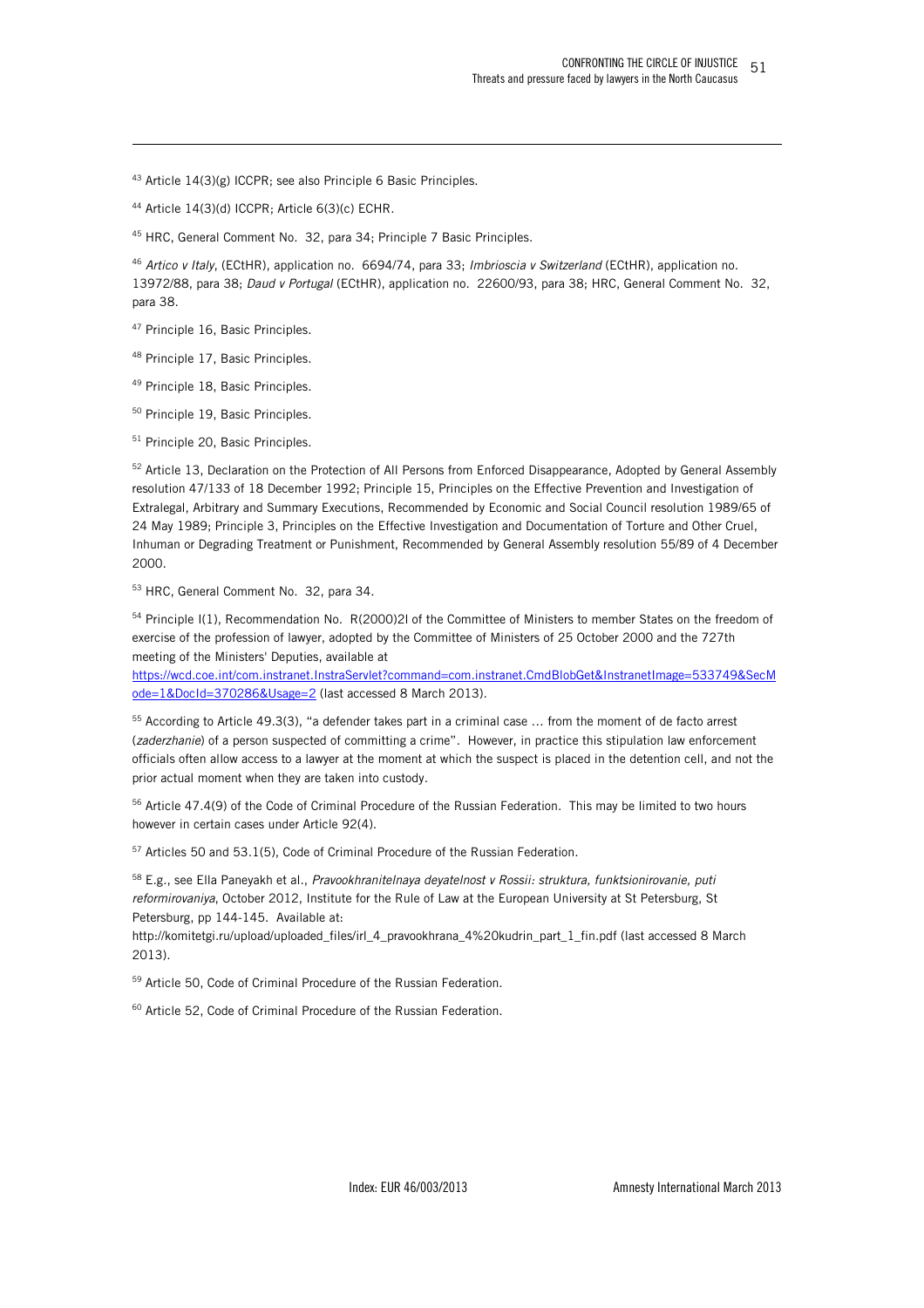[43] Article 14(3)(g) ICCPR; see also Principle 6 Basic Principles.

[44] Article 14(3)(d) ICCPR; Article 6(3)(c) ECHR.

[45] HRC, General Comment No. 32, para 34; Principle 7 Basic Principles.

[46] *Artico v Italy*, (ECtHR), application no. 6694/74, para 33; *Imbrioscia v Switzerland* (ECtHR), application no. 13972/88, para 38; *Daud v Portugal* (ECtHR), application no. 22600/93, para 38; HRC, General Comment No. 32, para 38.

[47] Principle 16, Basic Principles.

[48] Principle 17, Basic Principles.

[49] Principle 18, Basic Principles.

[50] Principle 19, Basic Principles.

[51] Principle 20, Basic Principles.

[52] Article 13, Declaration on the Protection of All Persons from Enforced Disappearance, Adopted by General Assembly resolution 47/133 of 18 December 1992; Principle 15, Principles on the Effective Prevention and Investigation of Extralegal, Arbitrary and Summary Executions, Recommended by Economic and Social Council resolution 1989/65 of 24 May 1989; Principle 3, Principles on the Effective Investigation and Documentation of Torture and Other Cruel, Inhuman or Degrading Treatment or Punishment, Recommended by General Assembly resolution 55/89 of 4 December 2000.

[53] HRC, General Comment No. 32, para 34.

[54] Principle I(1), Recommendation No. R(2000)2I of the Committee of Ministers to member States on the freedom of exercise of the profession of lawyer, adopted by the Committee of Ministers of 25 October 2000 and the 727th meeting of the Ministers' Deputies, available at https://wcd.coe.int/com.instranet.InstraServlet?command=com.instranet.CmdBlobGet&InstranetImage=533749&SecMode=1&DocId=370286&Usage=2 (last accessed 8 March 2013).

[55] According to Article 49.3(3), "a defender takes part in a criminal case … from the moment of de facto arrest (*zaderzhanie*) of a person suspected of committing a crime". However, in practice this stipulation law enforcement officials often allow access to a lawyer at the moment at which the suspect is placed in the detention cell, and not the prior actual moment when they are taken into custody.

[56] Article 47.4(9) of the Code of Criminal Procedure of the Russian Federation. This may be limited to two hours however in certain cases under Article 92(4).

[57] Articles 50 and 53.1(5), Code of Criminal Procedure of the Russian Federation.

[58] E.g., see Ella Paneyakh et al., *Pravookhranitelnaya deyatelnost v Rossii: struktura, funktsionirovanie, puti reformirovaniya*, October 2012, Institute for the Rule of Law at the European University at St Petersburg, St Petersburg, pp 144-145. Available at: http://komitetgi.ru/upload/uploaded_files/irl_4_pravookhrana_4%20kudrin_part_1_fin.pdf (last accessed 8 March 2013).

[59] Article 50, Code of Criminal Procedure of the Russian Federation.

[60] Article 52, Code of Criminal Procedure of the Russian Federation.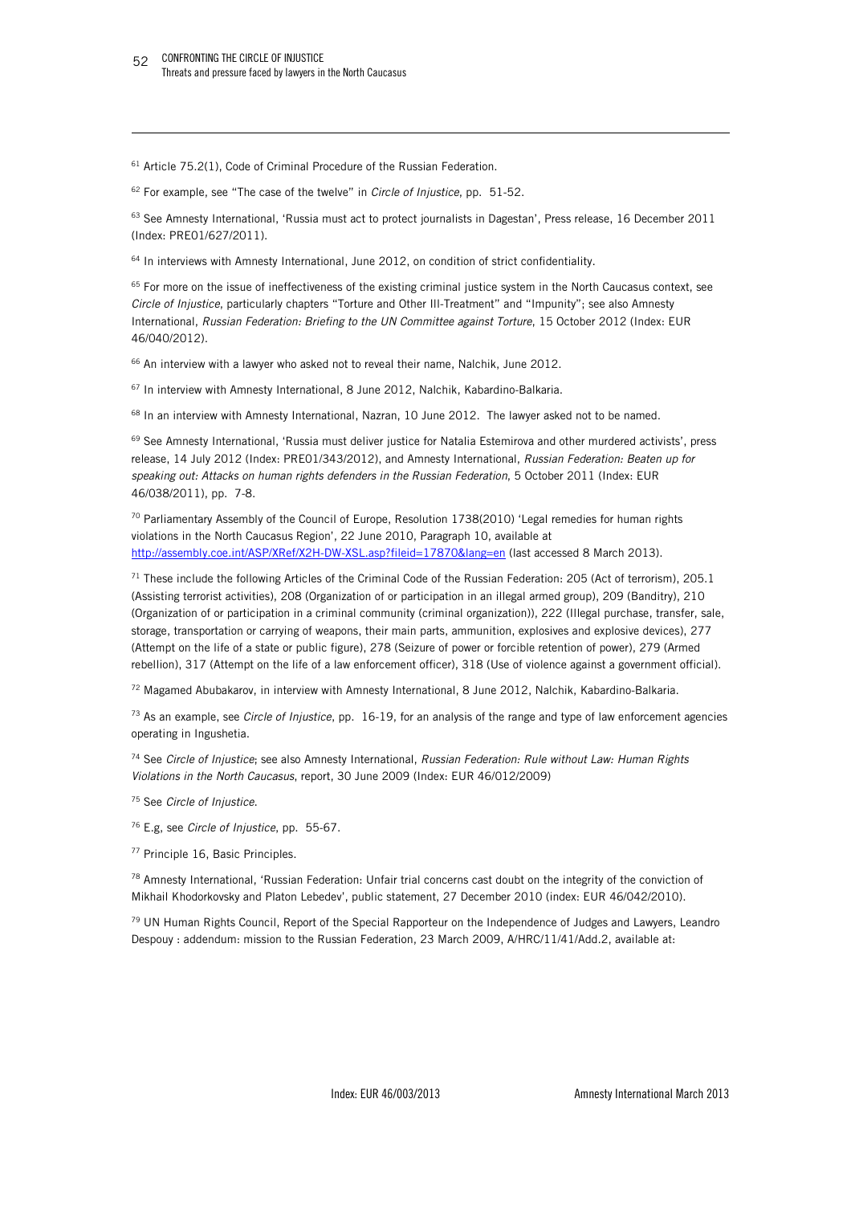[61] Article 75.2(1), Code of Criminal Procedure of the Russian Federation.

[62] For example, see "The case of the twelve" in *Circle of Injustice*, pp. 51-52.

[63] See Amnesty International, 'Russia must act to protect journalists in Dagestan', Press release, 16 December 2011 (Index: PRE01/627/2011).

[64] In interviews with Amnesty International, June 2012, on condition of strict confidentiality.

[65] For more on the issue of ineffectiveness of the existing criminal justice system in the North Caucasus context, see *Circle of Injustice*, particularly chapters "Torture and Other Ill-Treatment" and "Impunity"; see also Amnesty International, *Russian Federation: Briefing to the UN Committee against Torture*, 15 October 2012 (Index: EUR 46/040/2012).

[66] An interview with a lawyer who asked not to reveal their name, Nalchik, June 2012.

[67] In interview with Amnesty International, 8 June 2012, Nalchik, Kabardino-Balkaria.

[68] In an interview with Amnesty International, Nazran, 10 June 2012. The lawyer asked not to be named.

[69] See Amnesty International, 'Russia must deliver justice for Natalia Estemirova and other murdered activists', press release, 14 July 2012 (Index: PRE01/343/2012), and Amnesty International, *Russian Federation: Beaten up for speaking out: Attacks on human rights defenders in the Russian Federation*, 5 October 2011 (Index: EUR 46/038/2011), pp. 7-8.

[70] Parliamentary Assembly of the Council of Europe, Resolution 1738(2010) 'Legal remedies for human rights violations in the North Caucasus Region', 22 June 2010, Paragraph 10, available at http://assembly.coe.int/ASP/XRef/X2H-DW-XSL.asp?fileid=17870&lang=en (last accessed 8 March 2013).

[71] These include the following Articles of the Criminal Code of the Russian Federation: 205 (Act of terrorism), 205.1 (Assisting terrorist activities), 208 (Organization of or participation in an illegal armed group), 209 (Banditry), 210 (Organization of or participation in a criminal community (criminal organization)), 222 (Illegal purchase, transfer, sale, storage, transportation or carrying of weapons, their main parts, ammunition, explosives and explosive devices), 277 (Attempt on the life of a state or public figure), 278 (Seizure of power or forcible retention of power), 279 (Armed rebellion), 317 (Attempt on the life of a law enforcement officer), 318 (Use of violence against a government official).

[72] Magamed Abubakarov, in interview with Amnesty International, 8 June 2012, Nalchik, Kabardino-Balkaria.

[73] As an example, see *Circle of Injustice*, pp. 16-19, for an analysis of the range and type of law enforcement agencies operating in Ingushetia.

[74] See *Circle of Injustice*; see also Amnesty International, *Russian Federation: Rule without Law: Human Rights Violations in the North Caucasus*, report, 30 June 2009 (Index: EUR 46/012/2009)

[75] See *Circle of Injustice*.

[76] E.g, see *Circle of Injustice*, pp. 55-67.

[77] Principle 16, Basic Principles.

[78] Amnesty International, 'Russian Federation: Unfair trial concerns cast doubt on the integrity of the conviction of Mikhail Khodorkovsky and Platon Lebedev', public statement, 27 December 2010 (index: EUR 46/042/2010).

[79] UN Human Rights Council, Report of the Special Rapporteur on the Independence of Judges and Lawyers, Leandro Despouy : addendum: mission to the Russian Federation, 23 March 2009, A/HRC/11/41/Add.2, available at: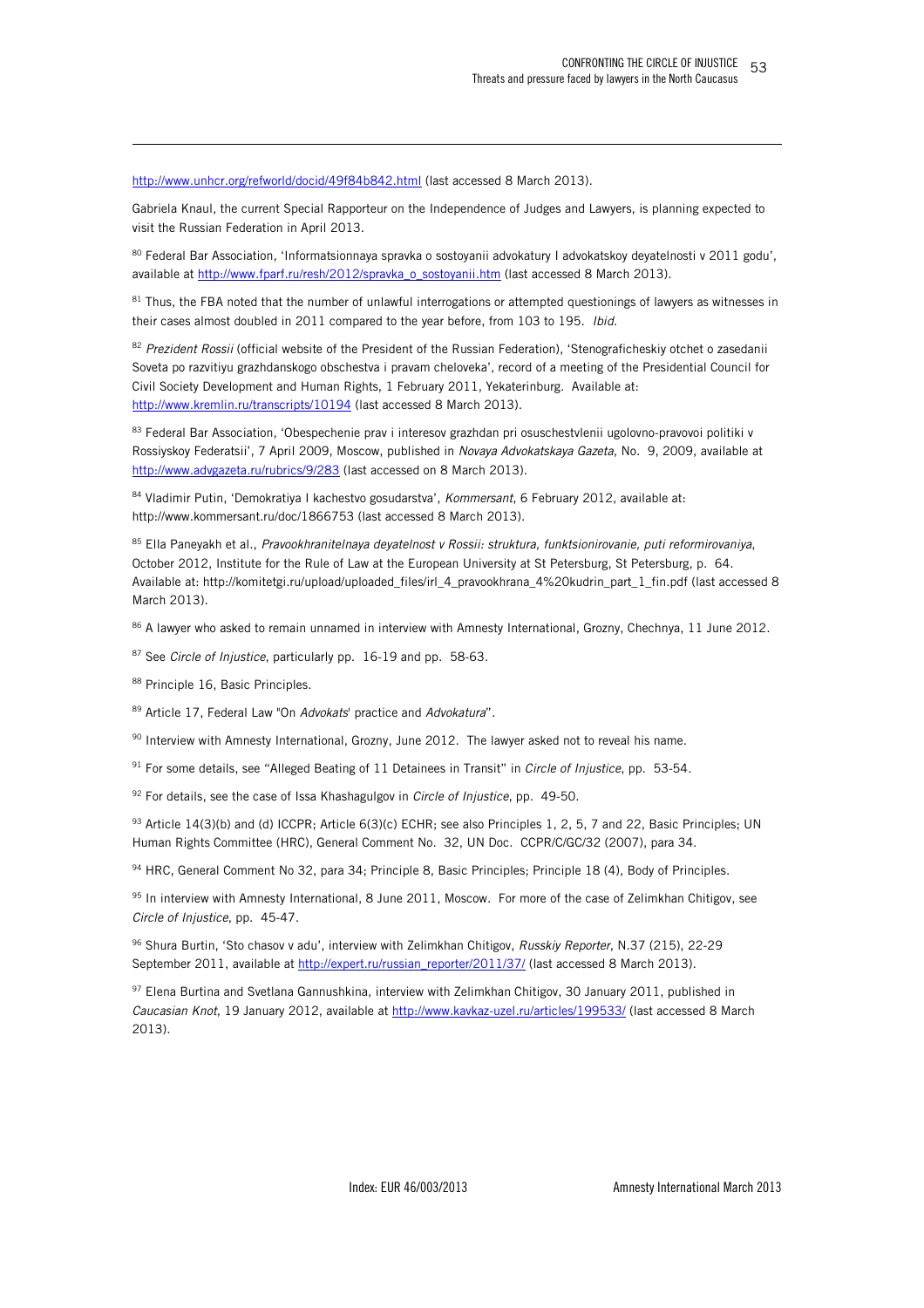http://www.unhcr.org/refworld/docid/49f84b842.html (last accessed 8 March 2013).

Gabriela Knaul, the current Special Rapporteur on the Independence of Judges and Lawyers, is planning expected to visit the Russian Federation in April 2013.

[80] Federal Bar Association, 'Informatsionnaya spravka o sostoyanii advokatury I advokatskoy deyatelnosti v 2011 godu', available at http://www.fparf.ru/resh/2012/spravka_o_sostoyanii.htm (last accessed 8 March 2013).

[81] Thus, the FBA noted that the number of unlawful interrogations or attempted questionings of lawyers as witnesses in their cases almost doubled in 2011 compared to the year before, from 103 to 195. *Ibid*.

[82] *Prezident Rossii* (official website of the President of the Russian Federation), 'Stenograficheskiy otchet o zasedanii Soveta po razvitiyu grazhdanskogo obschestva i pravam cheloveka', record of a meeting of the Presidential Council for Civil Society Development and Human Rights, 1 February 2011, Yekaterinburg. Available at: http://www.kremlin.ru/transcripts/10194 (last accessed 8 March 2013).

[83] Federal Bar Association, 'Obespechenie prav i interesov grazhdan pri osuschestvlenii ugolovno-pravovoi politiki v Rossiyskoy Federatsii', 7 April 2009, Moscow, published in *Novaya Advokatskaya Gazeta*, No. 9, 2009, available at http://www.advgazeta.ru/rubrics/9/283 (last accessed on 8 March 2013).

[84] Vladimir Putin, 'Demokratiya I kachestvo gosudarstva', *Kommersant*, 6 February 2012, available at: http://www.kommersant.ru/doc/1866753 (last accessed 8 March 2013).

[85] Ella Paneyakh et al., *Pravookhranitelnaya deyatelnost v Rossii: struktura, funktsionirovanie, puti reformirovaniya*, October 2012, Institute for the Rule of Law at the European University at St Petersburg, St Petersburg, p. 64. Available at: http://komitetgi.ru/upload/uploaded_files/irl_4_pravookhrana_4%20kudrin_part_1_fin.pdf (last accessed 8 March 2013).

[86] A lawyer who asked to remain unnamed in interview with Amnesty International, Grozny, Chechnya, 11 June 2012.

[87] See *Circle of Injustice*, particularly pp. 16-19 and pp. 58-63.

[88] Principle 16, Basic Principles.

[89] Article 17, Federal Law "On *Advokats*' practice and *Advokatura*".

[90] Interview with Amnesty International, Grozny, June 2012. The lawyer asked not to reveal his name.

[91] For some details, see "Alleged Beating of 11 Detainees in Transit" in *Circle of Injustice*, pp. 53-54.

[92] For details, see the case of Issa Khashagulgov in *Circle of Injustice*, pp. 49-50.

[93] Article 14(3)(b) and (d) ICCPR; Article 6(3)(c) ECHR; see also Principles 1, 2, 5, 7 and 22, Basic Principles; UN Human Rights Committee (HRC), General Comment No. 32, UN Doc. CCPR/C/GC/32 (2007), para 34.

[94] HRC, General Comment No 32, para 34; Principle 8, Basic Principles; Principle 18 (4), Body of Principles.

[95] In interview with Amnesty International, 8 June 2011, Moscow. For more of the case of Zelimkhan Chitigov, see *Circle of Injustice*, pp. 45-47.

[96] Shura Burtin, 'Sto chasov v adu', interview with Zelimkhan Chitigov, *Russkiy Reporter*, N.37 (215), 22-29 September 2011, available at http://expert.ru/russian_reporter/2011/37/ (last accessed 8 March 2013).

[97] Elena Burtina and Svetlana Gannushkina, interview with Zelimkhan Chitigov, 30 January 2011, published in *Caucasian Knot*, 19 January 2012, available at http://www.kavkaz-uzel.ru/articles/199533/ (last accessed 8 March 2013).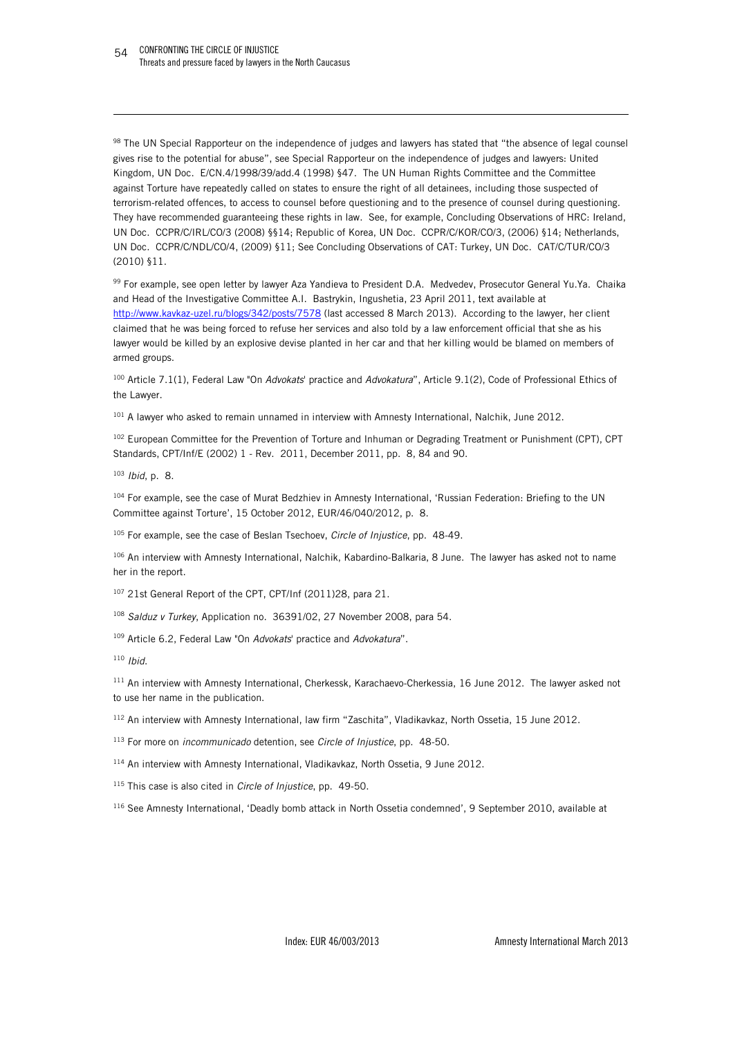[98] The UN Special Rapporteur on the independence of judges and lawyers has stated that "the absence of legal counsel gives rise to the potential for abuse", see Special Rapporteur on the independence of judges and lawyers: United Kingdom, UN Doc. E/CN.4/1998/39/add.4 (1998) §47. The UN Human Rights Committee and the Committee against Torture have repeatedly called on states to ensure the right of all detainees, including those suspected of terrorism-related offences, to access to counsel before questioning and to the presence of counsel during questioning. They have recommended guaranteeing these rights in law. See, for example, Concluding Observations of HRC: Ireland, UN Doc. CCPR/C/IRL/CO/3 (2008) §§14; Republic of Korea, UN Doc. CCPR/C/KOR/CO/3, (2006) §14; Netherlands, UN Doc. CCPR/C/NDL/CO/4, (2009) §11; See Concluding Observations of CAT: Turkey, UN Doc. CAT/C/TUR/CO/3 (2010) §11.

[99] For example, see open letter by lawyer Aza Yandieva to President D.A. Medvedev, Prosecutor General Yu.Ya. Chaika and Head of the Investigative Committee A.I. Bastrykin, Ingushetia, 23 April 2011, text available at http://www.kavkaz-uzel.ru/blogs/342/posts/7578 (last accessed 8 March 2013). According to the lawyer, her client claimed that he was being forced to refuse her services and also told by a law enforcement official that she as his lawyer would be killed by an explosive devise planted in her car and that her killing would be blamed on members of armed groups.

[100] Article 7.1(1), Federal Law "On *Advokats*' practice and *Advokatura*", Article 9.1(2), Code of Professional Ethics of the Lawyer.

[101] A lawyer who asked to remain unnamed in interview with Amnesty International, Nalchik, June 2012.

[102] European Committee for the Prevention of Torture and Inhuman or Degrading Treatment or Punishment (CPT), CPT Standards, CPT/Inf/E (2002) 1 - Rev. 2011, December 2011, pp. 8, 84 and 90.

[103] *Ibid*, p. 8.

[104] For example, see the case of Murat Bedzhiev in Amnesty International, 'Russian Federation: Briefing to the UN Committee against Torture', 15 October 2012, EUR/46/040/2012, p. 8.

[105] For example, see the case of Beslan Tsechoev, *Circle of Injustice*, pp. 48-49.

[106] An interview with Amnesty International, Nalchik, Kabardino-Balkaria, 8 June. The lawyer has asked not to name her in the report.

[107] 21st General Report of the CPT, CPT/Inf (2011)28, para 21.

[108] *Salduz v Turkey*, Application no. 36391/02, 27 November 2008, para 54.

[109] Article 6.2, Federal Law "On *Advokats*' practice and *Advokatura*".

[110] *Ibid*.

[111] An interview with Amnesty International, Cherkessk, Karachaevo-Cherkessia, 16 June 2012. The lawyer asked not to use her name in the publication.

[112] An interview with Amnesty International, law firm "Zaschita", Vladikavkaz, North Ossetia, 15 June 2012.

[113] For more on *incommunicado* detention, see *Circle of Injustice*, pp. 48-50.

[114] An interview with Amnesty International, Vladikavkaz, North Ossetia, 9 June 2012.

[115] This case is also cited in *Circle of Injustice*, pp. 49-50.

[116] See Amnesty International, 'Deadly bomb attack in North Ossetia condemned', 9 September 2010, available at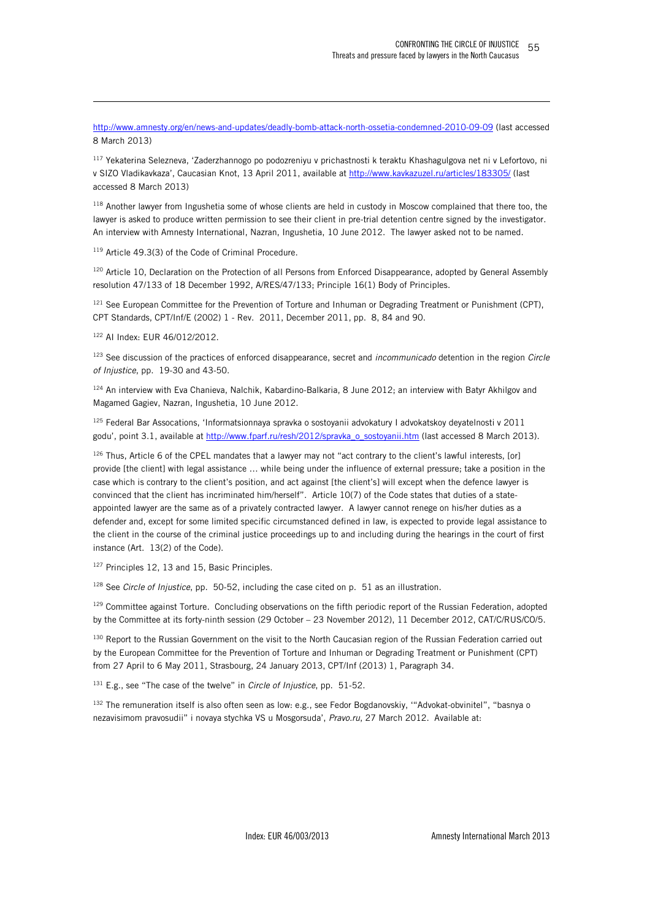http://www.amnesty.org/en/news-and-updates/deadly-bomb-attack-north-ossetia-condemned-2010-09-09 (last accessed 8 March 2013)

[117] Yekaterina Selezneva, 'Zaderzhannogo po podozreniyu v prichastnosti k teraktu Khashagulgova net ni v Lefortovo, ni v SIZO Vladikavkaza', Caucasian Knot, 13 April 2011, available at http://www.kavkazuzel.ru/articles/183305/ (last accessed 8 March 2013)

[118] Another lawyer from Ingushetia some of whose clients are held in custody in Moscow complained that there too, the lawyer is asked to produce written permission to see their client in pre-trial detention centre signed by the investigator. An interview with Amnesty International, Nazran, Ingushetia, 10 June 2012. The lawyer asked not to be named.

[119] Article 49.3(3) of the Code of Criminal Procedure.

[120] Article 10, Declaration on the Protection of all Persons from Enforced Disappearance, adopted by General Assembly resolution 47/133 of 18 December 1992, A/RES/47/133; Principle 16(1) Body of Principles.

[121] See European Committee for the Prevention of Torture and Inhuman or Degrading Treatment or Punishment (CPT), CPT Standards, CPT/Inf/E (2002) 1 - Rev. 2011, December 2011, pp. 8, 84 and 90.

[122] AI Index: EUR 46/012/2012.

[123] See discussion of the practices of enforced disappearance, secret and *incommunicado* detention in the region *Circle of Injustice*, pp. 19-30 and 43-50.

[124] An interview with Eva Chanieva, Nalchik, Kabardino-Balkaria, 8 June 2012; an interview with Batyr Akhilgov and Magamed Gagiev, Nazran, Ingushetia, 10 June 2012.

[125] Federal Bar Assocations, 'Informatsionnaya spravka o sostoyanii advokatury I advokatskoy deyatelnosti v 2011 godu', point 3.1, available at http://www.fparf.ru/resh/2012/spravka_o_sostoyanii.htm (last accessed 8 March 2013).

[126] Thus, Article 6 of the CPEL mandates that a lawyer may not "act contrary to the client's lawful interests, [or] provide [the client] with legal assistance … while being under the influence of external pressure; take a position in the case which is contrary to the client's position, and act against [the client's] will except when the defence lawyer is convinced that the client has incriminated him/herself". Article 10(7) of the Code states that duties of a state-appointed lawyer are the same as of a privately contracted lawyer. A lawyer cannot renege on his/her duties as a defender and, except for some limited specific circumstanced defined in law, is expected to provide legal assistance to the client in the course of the criminal justice proceedings up to and including during the hearings in the court of first instance (Art. 13(2) of the Code).

[127] Principles 12, 13 and 15, Basic Principles.

[128] See *Circle of Injustice*, pp. 50-52, including the case cited on p. 51 as an illustration.

[129] Committee against Torture. Concluding observations on the fifth periodic report of the Russian Federation, adopted by the Committee at its forty-ninth session (29 October – 23 November 2012), 11 December 2012, CAT/C/RUS/CO/5.

[130] Report to the Russian Government on the visit to the North Caucasian region of the Russian Federation carried out by the European Committee for the Prevention of Torture and Inhuman or Degrading Treatment or Punishment (CPT) from 27 April to 6 May 2011, Strasbourg, 24 January 2013, CPT/Inf (2013) 1, Paragraph 34.

[131] E.g., see "The case of the twelve" in *Circle of Injustice*, pp. 51-52.

[132] The remuneration itself is also often seen as low: e.g., see Fedor Bogdanovskiy, '"Advokat-obvinitel", "basnya o nezavisimom pravosudii" i novaya stychka VS u Mosgorsuda', *Pravo.ru*, 27 March 2012. Available at: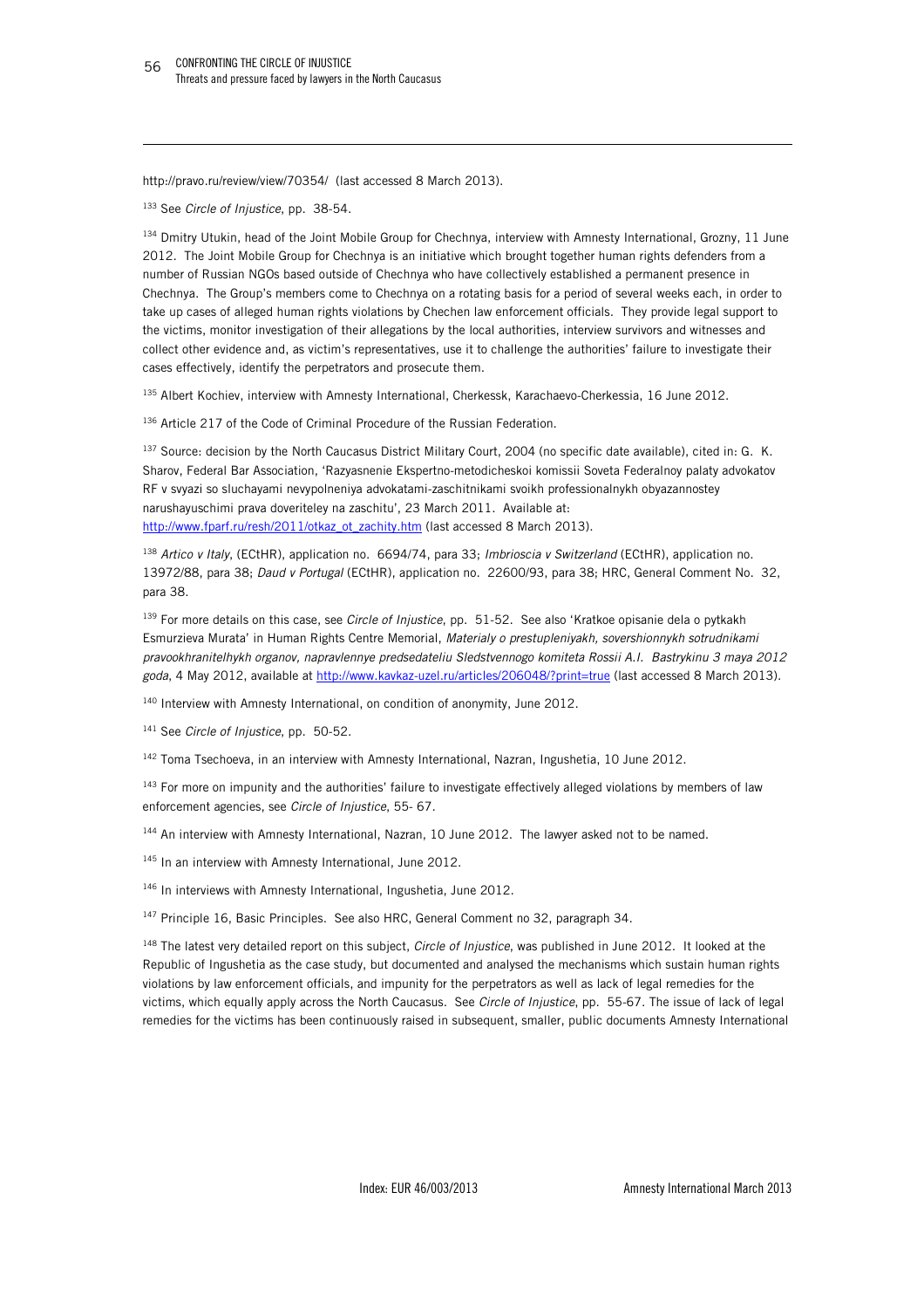http://pravo.ru/review/view/70354/ (last accessed 8 March 2013).

[133] See *Circle of Injustice*, pp. 38-54.

[134] Dmitry Utukin, head of the Joint Mobile Group for Chechnya, interview with Amnesty International, Grozny, 11 June 2012. The Joint Mobile Group for Chechnya is an initiative which brought together human rights defenders from a number of Russian NGOs based outside of Chechnya who have collectively established a permanent presence in Chechnya. The Group's members come to Chechnya on a rotating basis for a period of several weeks each, in order to take up cases of alleged human rights violations by Chechen law enforcement officials. They provide legal support to the victims, monitor investigation of their allegations by the local authorities, interview survivors and witnesses and collect other evidence and, as victim's representatives, use it to challenge the authorities' failure to investigate their cases effectively, identify the perpetrators and prosecute them.

[135] Albert Kochiev, interview with Amnesty International, Cherkessk, Karachaevo-Cherkessia, 16 June 2012.

[136] Article 217 of the Code of Criminal Procedure of the Russian Federation.

[137] Source: decision by the North Caucasus District Military Court, 2004 (no specific date available), cited in: G. K. Sharov, Federal Bar Association, 'Razyasnenie Ekspertno-metodicheskoi komissii Soveta Federalnoy palaty advokatov RF v svyazi so sluchayami nevypolneniya advokatami-zaschitnikami svoikh professionalnykh obyazannostey narushayuschimi prava doveriteley na zaschitu', 23 March 2011. Available at: http://www.fparf.ru/resh/2011/otkaz_ot_zachity.htm (last accessed 8 March 2013).

[138] *Artico v Italy*, (ECtHR), application no. 6694/74, para 33; *Imbrioscia v Switzerland* (ECtHR), application no. 13972/88, para 38; *Daud v Portugal* (ECtHR), application no. 22600/93, para 38; HRC, General Comment No. 32, para 38.

[139] For more details on this case, see *Circle of Injustice*, pp. 51-52. See also 'Kratkoe opisanie dela o pytkakh Esmurzieva Murata' in Human Rights Centre Memorial, *Materialy o prestupleniyakh, sovershionnykh sotrudnikami pravookhranitelhykh organov, napravlennye predsedateliu Sledstvennogo komiteta Rossii A.I. Bastrykinu 3 maya 2012 goda*, 4 May 2012, available at http://www.kavkaz-uzel.ru/articles/206048/?print=true (last accessed 8 March 2013).

[140] Interview with Amnesty International, on condition of anonymity, June 2012.

[141] See *Circle of Injustice*, pp. 50-52.

[142] Toma Tsechoeva, in an interview with Amnesty International, Nazran, Ingushetia, 10 June 2012.

[143] For more on impunity and the authorities' failure to investigate effectively alleged violations by members of law enforcement agencies, see *Circle of Injustice*, 55- 67.

[144] An interview with Amnesty International, Nazran, 10 June 2012. The lawyer asked not to be named.

[145] In an interview with Amnesty International, June 2012.

[146] In interviews with Amnesty International, Ingushetia, June 2012.

[147] Principle 16, Basic Principles. See also HRC, General Comment no 32, paragraph 34.

[148] The latest very detailed report on this subject, *Circle of Injustice*, was published in June 2012. It looked at the Republic of Ingushetia as the case study, but documented and analysed the mechanisms which sustain human rights violations by law enforcement officials, and impunity for the perpetrators as well as lack of legal remedies for the victims, which equally apply across the North Caucasus. See *Circle of Injustice*, pp. 55-67. The issue of lack of legal remedies for the victims has been continuously raised in subsequent, smaller, public documents Amnesty International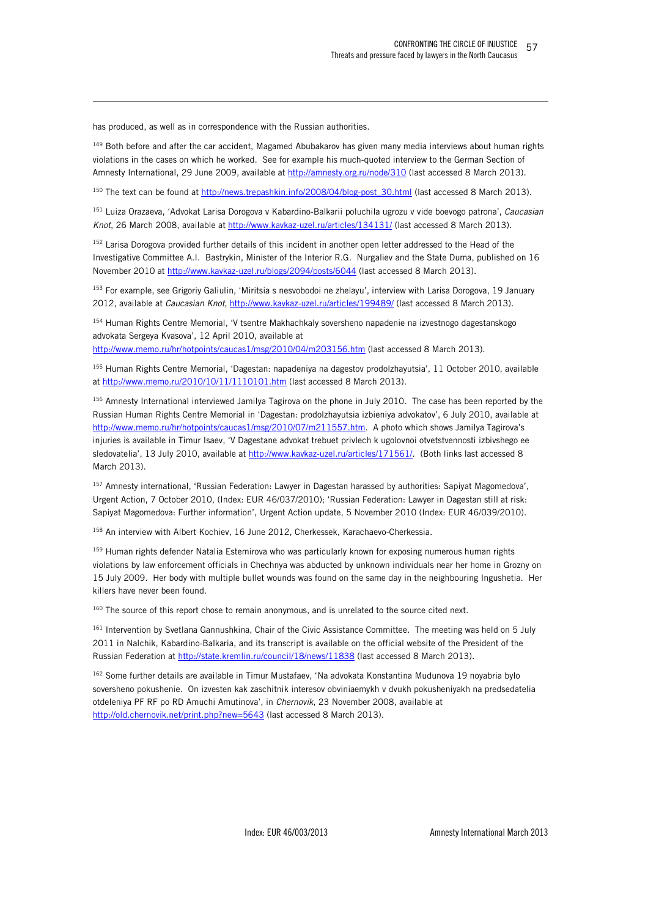has produced, as well as in correspondence with the Russian authorities.

[149] Both before and after the car accident, Magamed Abubakarov has given many media interviews about human rights violations in the cases on which he worked. See for example his much-quoted interview to the German Section of Amnesty International, 29 June 2009, available at http://amnesty.org.ru/node/310 (last accessed 8 March 2013).

[150] The text can be found at http://news.trepashkin.info/2008/04/blog-post_30.html (last accessed 8 March 2013).

[151] Luiza Orazaeva, 'Advokat Larisa Dorogova v Kabardino-Balkarii poluchila ugrozu v vide boevogo patrona', *Caucasian Knot*, 26 March 2008, available at http://www.kavkaz-uzel.ru/articles/134131/ (last accessed 8 March 2013).

[152] Larisa Dorogova provided further details of this incident in another open letter addressed to the Head of the Investigative Committee A.I. Bastrykin, Minister of the Interior R.G. Nurgaliev and the State Duma, published on 16 November 2010 at http://www.kavkaz-uzel.ru/blogs/2094/posts/6044 (last accessed 8 March 2013).

[153] For example, see Grigoriy Galiulin, 'Miritsia s nesvobodoi ne zhelayu', interview with Larisa Dorogova, 19 January 2012, available at *Caucasian Knot*, http://www.kavkaz-uzel.ru/articles/199489/ (last accessed 8 March 2013).

[154] Human Rights Centre Memorial, 'V tsentre Makhachkaly sovershено napadenie na izvestnogo dagestanskogo advokata Sergeya Kvasova', 12 April 2010, available at http://www.memo.ru/hr/hotpoints/caucas1/msg/2010/04/m203156.htm (last accessed 8 March 2013).

[155] Human Rights Centre Memorial, 'Dagestan: napadeniya na dagestov prodolzhayutsia', 11 October 2010, available at http://www.memo.ru/2010/10/11/1110101.htm (last accessed 8 March 2013).

[156] Amnesty International interviewed Jamilya Tagirova on the phone in July 2010. The case has been reported by the Russian Human Rights Centre Memorial in 'Dagestan: prodolzhayutsia izbieniya advokatov', 6 July 2010, available at http://www.memo.ru/hr/hotpoints/caucas1/msg/2010/07/m211557.htm. A photo which shows Jamilya Tagirova's injuries is available in Timur Isaev, 'V Dagestane advokat trebuet privlech k ugolovnoi otvetstvennosti izbivshego ee sledovatelia', 13 July 2010, available at http://www.kavkaz-uzel.ru/articles/171561/. (Both links last accessed 8 March 2013).

[157] Amnesty international, 'Russian Federation: Lawyer in Dagestan harassed by authorities: Sapiyat Magomedova', Urgent Action, 7 October 2010, (Index: EUR 46/037/2010); 'Russian Federation: Lawyer in Dagestan still at risk: Sapiyat Magomedova: Further information', Urgent Action update, 5 November 2010 (Index: EUR 46/039/2010).

[158] An interview with Albert Kochiev, 16 June 2012, Cherkessek, Karachaevo-Cherkessia.

[159] Human rights defender Natalia Estemirova who was particularly known for exposing numerous human rights violations by law enforcement officials in Chechnya was abducted by unknown individuals near her home in Grozny on 15 July 2009. Her body with multiple bullet wounds was found on the same day in the neighbouring Ingushetia. Her killers have never been found.

[160] The source of this report chose to remain anonymous, and is unrelated to the source cited next.

[161] Intervention by Svetlana Gannushkina, Chair of the Civic Assistance Committee. The meeting was held on 5 July 2011 in Nalchik, Kabardino-Balkaria, and its transcript is available on the official website of the President of the Russian Federation at http://state.kremlin.ru/council/18/news/11838 (last accessed 8 March 2013).

[162] Some further details are available in Timur Mustafaev, 'Na advokata Konstantina Mudunova 19 noyabria bylo sovershено pokushenie. On izvesten kak zaschitnik interesov obviniaemykh v dvukh pokusheniyakh na predsedatelia otdeleniya PF RF po RD Amuchi Amutinova', in *Chernovik*, 23 November 2008, available at http://old.chernovik.net/print.php?new=5643 (last accessed 8 March 2013).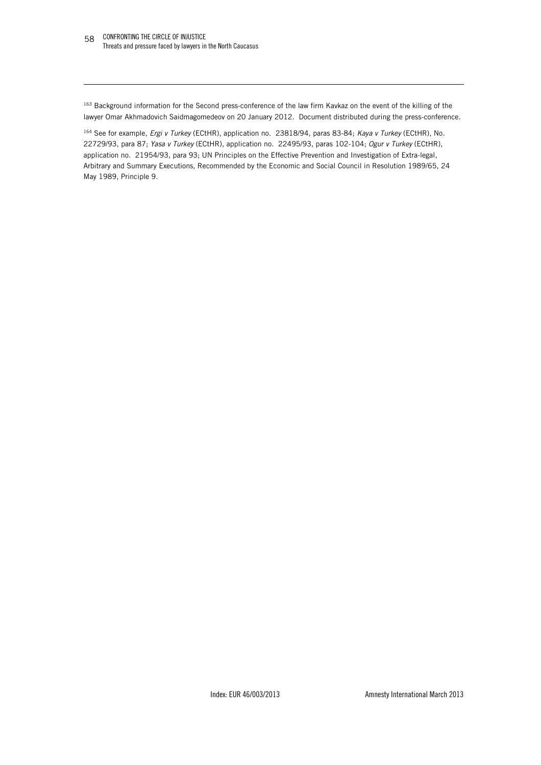[163] Background information for the Second press-conference of the law firm Kavkaz on the event of the killing of the lawyer Omar Akhmadovich Saidmagomedeov on 20 January 2012. Document distributed during the press-conference.

[164] See for example, *Ergi v Turkey* (ECtHR), application no. 23818/94, paras 83-84; *Kaya v Turkey* (ECtHR), No. 22729/93, para 87; *Yasa v Turkey* (ECtHR), application no. 22495/93, paras 102-104; *Ogur v Turkey* (ECtHR), application no. 21954/93, para 93; UN Principles on the Effective Prevention and Investigation of Extra-legal, Arbitrary and Summary Executions, Recommended by the Economic and Social Council in Resolution 1989/65, 24 May 1989, Principle 9.